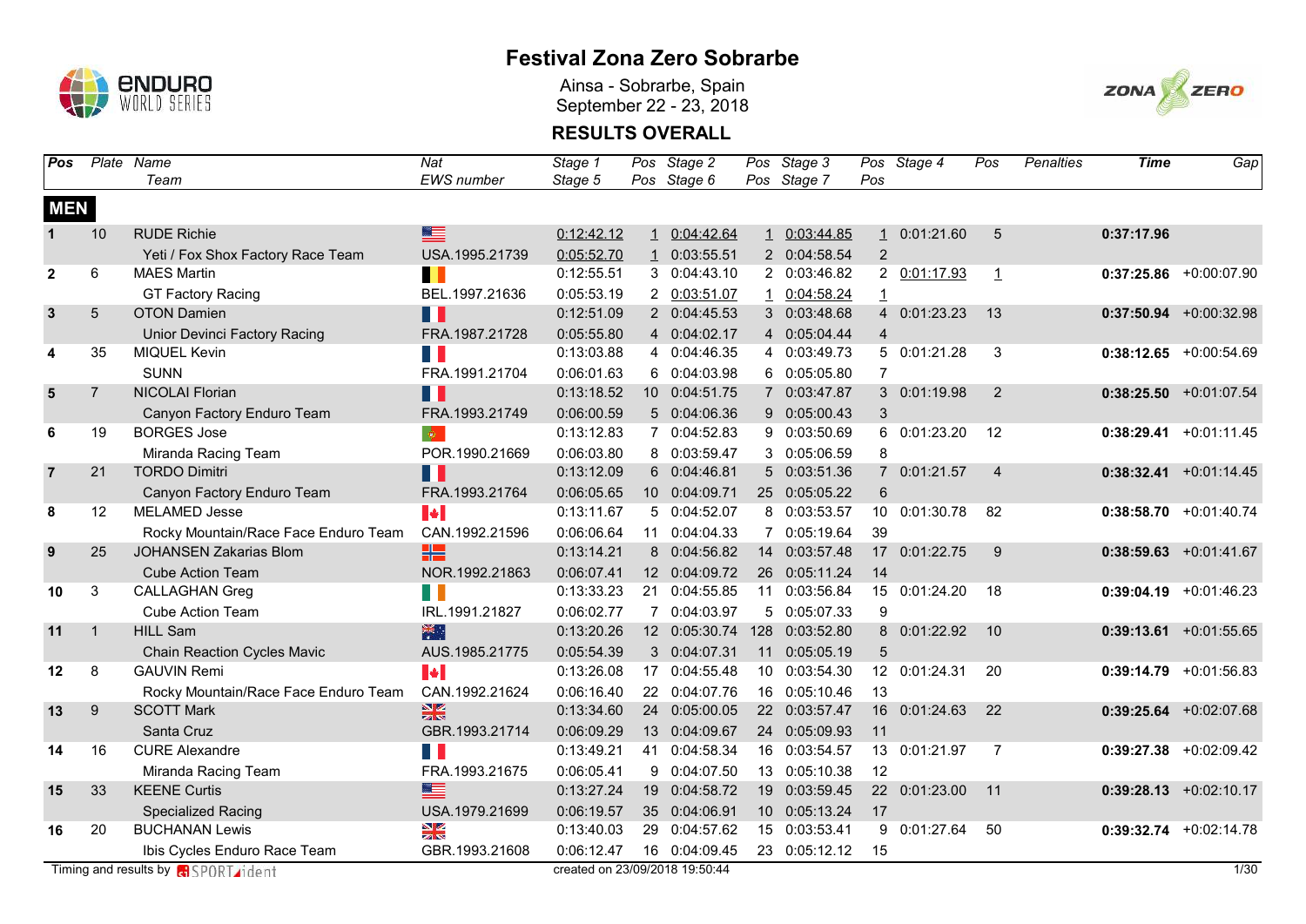# Festival Zona Zero Sobrarbe

Ainsa - Sobrarbe, Spain
September 22 - 23, 2018

## RESULTS OVERALL

| Pos | Plate | Name / Team | Nat / EWS number | Stage 1 / Stage 5 | Pos | Stage 2 / Stage 6 | Pos | Stage 3 / Stage 7 | Pos | Stage 4 | Pos | Penalties | Time | Gap |
|---|---|---|---|---|---|---|---|---|---|---|---|---|---|---|
| **MEN** | | | | | | | | | | | | | | |
| 1 | 10 | RUDE Richie | USA | 0:12:42.12 | 1 | 0:04:42.64 | 1 | 0:03:44.85 | 1 | 0:01:21.60 | 5 | | **0:37:17.96** | |
| | | Yeti / Fox Shox Factory Race Team | USA.1995.21739 | 0:05:52.70 | 1 | 0:03:55.51 | 2 | 0:04:58.54 | 2 | | | | | |
| 2 | 6 | MAES Martin | BEL | 0:12:55.51 | 3 | 0:04:43.10 | 2 | 0:03:46.82 | 2 | 0:01:17.93 | 1 | | **0:37:25.86** | +0:00:07.90 |
| | | GT Factory Racing | BEL.1997.21636 | 0:05:53.19 | 2 | 0:03:51.07 | 1 | 0:04:58.24 | 1 | | | | | |
| 3 | 5 | OTON Damien | FRA | 0:12:51.09 | 2 | 0:04:45.53 | 3 | 0:03:48.68 | 4 | 0:01:23.23 | 13 | | **0:37:50.94** | +0:00:32.98 |
| | | Unior Devinci Factory Racing | FRA.1987.21728 | 0:05:55.80 | 4 | 0:04:02.17 | 4 | 0:05:04.44 | 4 | | | | | |
| 4 | 35 | MIQUEL Kevin | FRA | 0:13:03.88 | 4 | 0:04:46.35 | 4 | 0:03:49.73 | 5 | 0:01:21.28 | 3 | | **0:38:12.65** | +0:00:54.69 |
| | | SUNN | FRA.1991.21704 | 0:06:01.63 | 6 | 0:04:03.98 | 6 | 0:05:05.80 | 7 | | | | | |
| 5 | 7 | NICOLAI Florian | FRA | 0:13:18.52 | 10 | 0:04:51.75 | 7 | 0:03:47.87 | 3 | 0:01:19.98 | 2 | | **0:38:25.50** | +0:01:07.54 |
| | | Canyon Factory Enduro Team | FRA.1993.21749 | 0:06:00.59 | 5 | 0:04:06.36 | 9 | 0:05:00.43 | 3 | | | | | |
| 6 | 19 | BORGES Jose | POR | 0:13:12.83 | 7 | 0:04:52.83 | 9 | 0:03:50.69 | 6 | 0:01:23.20 | 12 | | **0:38:29.41** | +0:01:11.45 |
| | | Miranda Racing Team | POR.1990.21669 | 0:06:03.80 | 8 | 0:03:59.47 | 3 | 0:05:06.59 | 8 | | | | | |
| 7 | 21 | TORDO Dimitri | FRA | 0:13:12.09 | 6 | 0:04:46.81 | 5 | 0:03:51.36 | 7 | 0:01:21.57 | 4 | | **0:38:32.41** | +0:01:14.45 |
| | | Canyon Factory Enduro Team | FRA.1993.21764 | 0:06:05.65 | 10 | 0:04:09.71 | 25 | 0:05:05.22 | 6 | | | | | |
| 8 | 12 | MELAMED Jesse | CAN | 0:13:11.67 | 5 | 0:04:52.07 | 8 | 0:03:53.57 | 10 | 0:01:30.78 | 82 | | **0:38:58.70** | +0:01:40.74 |
| | | Rocky Mountain/Race Face Enduro Team | CAN.1992.21596 | 0:06:06.64 | 11 | 0:04:04.33 | 7 | 0:05:19.64 | 39 | | | | | |
| 9 | 25 | JOHANSEN Zakarias Blom | NOR | 0:13:14.21 | 8 | 0:04:56.82 | 14 | 0:03:57.48 | 17 | 0:01:22.75 | 9 | | **0:38:59.63** | +0:01:41.67 |
| | | Cube Action Team | NOR.1992.21863 | 0:06:07.41 | 12 | 0:04:09.72 | 26 | 0:05:11.24 | 14 | | | | | |
| 10 | 3 | CALLAGHAN Greg | IRL | 0:13:33.23 | 21 | 0:04:55.85 | 11 | 0:03:56.84 | 15 | 0:01:24.20 | 18 | | **0:39:04.19** | +0:01:46.23 |
| | | Cube Action Team | IRL.1991.21827 | 0:06:02.77 | 7 | 0:04:03.97 | 5 | 0:05:07.33 | 9 | | | | | |
| 11 | 1 | HILL Sam | AUS | 0:13:20.26 | 12 | 0:05:30.74 | 128 | 0:03:52.80 | 8 | 0:01:22.92 | 10 | | **0:39:13.61** | +0:01:55.65 |
| | | Chain Reaction Cycles Mavic | AUS.1985.21775 | 0:05:54.39 | 3 | 0:04:07.31 | 11 | 0:05:05.19 | 5 | | | | | |
| 12 | 8 | GAUVIN Remi | CAN | 0:13:26.08 | 17 | 0:04:55.48 | 10 | 0:03:54.30 | 12 | 0:01:24.31 | 20 | | **0:39:14.79** | +0:01:56.83 |
| | | Rocky Mountain/Race Face Enduro Team | CAN.1992.21624 | 0:06:16.40 | 22 | 0:04:07.76 | 16 | 0:05:10.46 | 13 | | | | | |
| 13 | 9 | SCOTT Mark | GBR | 0:13:34.60 | 24 | 0:05:00.05 | 22 | 0:03:57.47 | 16 | 0:01:24.63 | 22 | | **0:39:25.64** | +0:02:07.68 |
| | | Santa Cruz | GBR.1993.21714 | 0:06:09.29 | 13 | 0:04:09.67 | 24 | 0:05:09.93 | 11 | | | | | |
| 14 | 16 | CURE Alexandre | FRA | 0:13:49.21 | 41 | 0:04:58.34 | 16 | 0:03:54.57 | 13 | 0:01:21.97 | 7 | | **0:39:27.38** | +0:02:09.42 |
| | | Miranda Racing Team | FRA.1993.21675 | 0:06:05.41 | 9 | 0:04:07.50 | 13 | 0:05:10.38 | 12 | | | | | |
| 15 | 33 | KEENE Curtis | USA | 0:13:27.24 | 19 | 0:04:58.72 | 19 | 0:03:59.45 | 22 | 0:01:23.00 | 11 | | **0:39:28.13** | +0:02:10.17 |
| | | Specialized Racing | USA.1979.21699 | 0:06:19.57 | 35 | 0:04:06.91 | 10 | 0:05:13.24 | 17 | | | | | |
| 16 | 20 | BUCHANAN Lewis | GBR | 0:13:40.03 | 29 | 0:04:57.62 | 15 | 0:03:53.41 | 9 | 0:01:27.64 | 50 | | **0:39:32.74** | +0:02:14.78 |
| | | Ibis Cycles Enduro Race Team | GBR.1993.21608 | 0:06:12.47 | 16 | 0:04:09.45 | 23 | 0:05:12.12 | 15 | | | | | |

Timing and results by SPORTident — created on 23/09/2018 19:50:44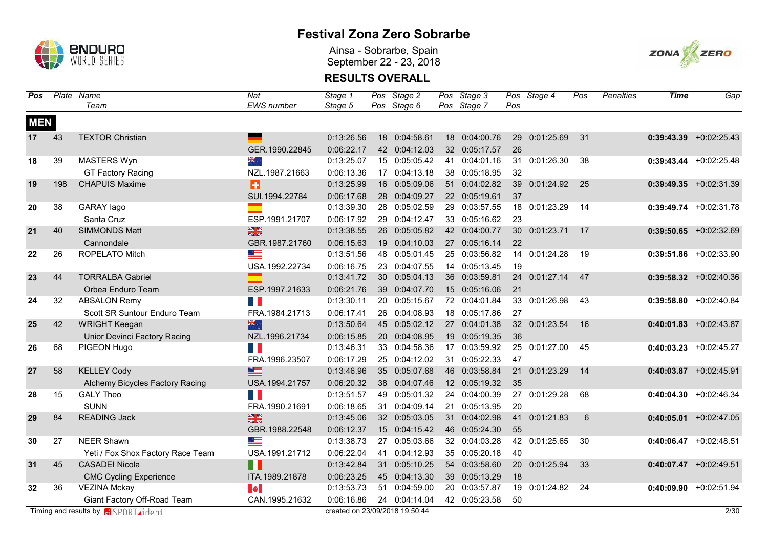# Festival Zona Zero Sobrarbe

Ainsa - Sobrarbe, Spain
September 22 - 23, 2018

## RESULTS OVERALL

| Pos | Plate | Name / Team | Nat / EWS number | Stage 1 / Stage 5 | Pos | Stage 2 / Stage 6 | Pos | Stage 3 / Stage 7 | Pos | Stage 4 | Pos | Penalties | Time | Gap |
|---|---|---|---|---|---|---|---|---|---|---|---|---|---|---|
| **MEN** | | | | | | | | | | | | | | |
| **17** | 43 | TEXTOR Christian | | 0:13:26.56 | 18 | 0:04:58.61 | 18 | 0:04:00.76 | 29 | 0:01:25.69 | 31 | | **0:39:43.39** | +0:02:25.43 |
| | | | GER.1990.22845 | 0:06:22.17 | 42 | 0:04:12.03 | 32 | 0:05:17.57 | 26 | | | | | |
| **18** | 39 | MASTERS Wyn | | 0:13:25.07 | 15 | 0:05:05.42 | 41 | 0:04:01.16 | 31 | 0:01:26.30 | 38 | | **0:39:43.44** | +0:02:25.48 |
| | | GT Factory Racing | NZL.1987.21663 | 0:06:13.36 | 17 | 0:04:13.18 | 38 | 0:05:18.95 | 32 | | | | | |
| **19** | 198 | CHAPUIS Maxime | | 0:13:25.99 | 16 | 0:05:09.06 | 51 | 0:04:02.82 | 39 | 0:01:24.92 | 25 | | **0:39:49.35** | +0:02:31.39 |
| | | | SUI.1994.22784 | 0:06:17.68 | 28 | 0:04:09.27 | 22 | 0:05:19.61 | 37 | | | | | |
| **20** | 38 | GARAY Iago | | 0:13:39.30 | 28 | 0:05:02.59 | 29 | 0:03:57.55 | 18 | 0:01:23.29 | 14 | | **0:39:49.74** | +0:02:31.78 |
| | | Santa Cruz | ESP.1991.21707 | 0:06:17.92 | 29 | 0:04:12.47 | 33 | 0:05:16.62 | 23 | | | | | |
| **21** | 40 | SIMMONDS Matt | | 0:13:38.55 | 26 | 0:05:05.82 | 42 | 0:04:00.77 | 30 | 0:01:23.71 | 17 | | **0:39:50.65** | +0:02:32.69 |
| | | Cannondale | GBR.1987.21760 | 0:06:15.63 | 19 | 0:04:10.03 | 27 | 0:05:16.14 | 22 | | | | | |
| **22** | 26 | ROPELATO Mitch | | 0:13:51.56 | 48 | 0:05:01.45 | 25 | 0:03:56.82 | 14 | 0:01:24.28 | 19 | | **0:39:51.86** | +0:02:33.90 |
| | | | USA.1992.22734 | 0:06:16.75 | 23 | 0:04:07.55 | 14 | 0:05:13.45 | 19 | | | | | |
| **23** | 44 | TORRALBA Gabriel | | 0:13:41.72 | 30 | 0:05:04.13 | 36 | 0:03:59.81 | 24 | 0:01:27.14 | 47 | | **0:39:58.32** | +0:02:40.36 |
| | | Orbea Enduro Team | ESP.1997.21633 | 0:06:21.76 | 39 | 0:04:07.70 | 15 | 0:05:16.06 | 21 | | | | | |
| **24** | 32 | ABSALON Remy | | 0:13:30.11 | 20 | 0:05:15.67 | 72 | 0:04:01.84 | 33 | 0:01:26.98 | 43 | | **0:39:58.80** | +0:02:40.84 |
| | | Scott SR Suntour Enduro Team | FRA.1984.21713 | 0:06:17.41 | 26 | 0:04:08.93 | 18 | 0:05:17.86 | 27 | | | | | |
| **25** | 42 | WRIGHT Keegan | | 0:13:50.64 | 45 | 0:05:02.12 | 27 | 0:04:01.38 | 32 | 0:01:23.54 | 16 | | **0:40:01.83** | +0:02:43.87 |
| | | Unior Devinci Factory Racing | NZL.1996.21734 | 0:06:15.85 | 20 | 0:04:08.95 | 19 | 0:05:19.35 | 36 | | | | | |
| **26** | 68 | PIGEON Hugo | | 0:13:46.31 | 33 | 0:04:58.36 | 17 | 0:03:59.92 | 25 | 0:01:27.00 | 45 | | **0:40:03.23** | +0:02:45.27 |
| | | | FRA.1996.23507 | 0:06:17.29 | 25 | 0:04:12.02 | 31 | 0:05:22.33 | 47 | | | | | |
| **27** | 58 | KELLEY Cody | | 0:13:46.96 | 35 | 0:05:07.68 | 46 | 0:03:58.84 | 21 | 0:01:23.29 | 14 | | **0:40:03.87** | +0:02:45.91 |
| | | Alchemy Bicycles Factory Racing | USA.1994.21757 | 0:06:20.32 | 38 | 0:04:07.46 | 12 | 0:05:19.32 | 35 | | | | | |
| **28** | 15 | GALY Theo | | 0:13:51.57 | 49 | 0:05:01.32 | 24 | 0:04:00.39 | 27 | 0:01:29.28 | 68 | | **0:40:04.30** | +0:02:46.34 |
| | | SUNN | FRA.1990.21691 | 0:06:18.65 | 31 | 0:04:09.14 | 21 | 0:05:13.95 | 20 | | | | | |
| **29** | 84 | READING Jack | | 0:13:45.06 | 32 | 0:05:03.05 | 31 | 0:04:02.98 | 41 | 0:01:21.83 | 6 | | **0:40:05.01** | +0:02:47.05 |
| | | | GBR.1988.22548 | 0:06:12.37 | 15 | 0:04:15.42 | 46 | 0:05:24.30 | 55 | | | | | |
| **30** | 27 | NEER Shawn | | 0:13:38.73 | 27 | 0:05:03.66 | 32 | 0:04:03.28 | 42 | 0:01:25.65 | 30 | | **0:40:06.47** | +0:02:48.51 |
| | | Yeti / Fox Shox Factory Race Team | USA.1991.21712 | 0:06:22.04 | 41 | 0:04:12.93 | 35 | 0:05:20.18 | 40 | | | | | |
| **31** | 45 | CASADEI Nicola | | 0:13:42.84 | 31 | 0:05:10.25 | 54 | 0:03:58.60 | 20 | 0:01:25.94 | 33 | | **0:40:07.47** | +0:02:49.51 |
| | | CMC Cycling Experience | ITA.1989.21878 | 0:06:23.25 | 45 | 0:04:13.30 | 39 | 0:05:13.29 | 18 | | | | | |
| **32** | 36 | VEZINA Mckay | | 0:13:53.73 | 51 | 0:04:59.00 | 20 | 0:03:57.87 | 19 | 0:01:24.82 | 24 | | **0:40:09.90** | +0:02:51.94 |
| | | Giant Factory Off-Road Team | CAN.1995.21632 | 0:06:16.86 | 24 | 0:04:14.04 | 42 | 0:05:23.58 | 50 | | | | | |

Timing and results by SPORTident — created on 23/09/2018 19:50:44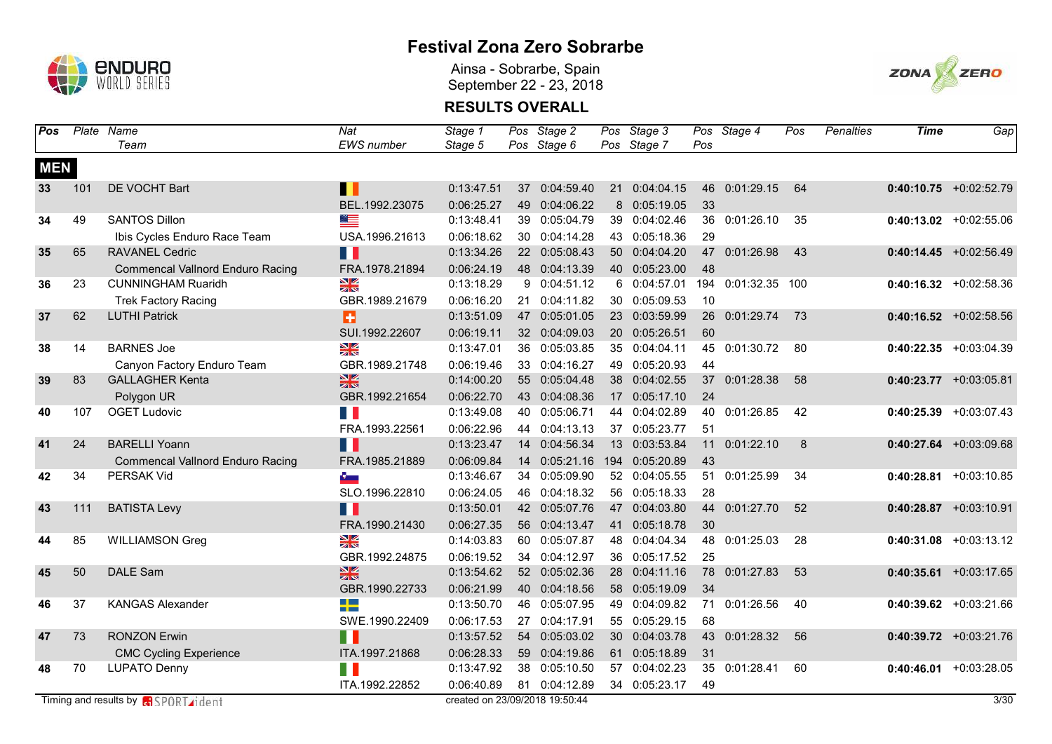# Festival Zona Zero Sobrarbe

Ainsa - Sobrarbe, Spain
September 22 - 23, 2018

## RESULTS OVERALL

| Pos | Plate | Name / Team | Nat / EWS number | Stage 1 / Stage 5 | Pos | Stage 2 / Stage 6 | Pos | Stage 3 / Stage 7 | Pos | Stage 4 | Pos | Penalties | Time | Gap |
|---|---|---|---|---|---|---|---|---|---|---|---|---|---|---|
| **MEN** | | | | | | | | | | | | | | |
| 33 | 101 | DE VOCHT Bart | | 0:13:47.51 | 37 | 0:04:59.40 | 21 | 0:04:04.15 | 46 | 0:01:29.15 | 64 | | **0:40:10.75** | +0:02:52.79 |
| | | | BEL.1992.23075 | 0:06:25.27 | 49 | 0:04:06.22 | 8 | 0:05:19.05 | 33 | | | | | |
| 34 | 49 | SANTOS Dillon | | 0:13:48.41 | 39 | 0:05:04.79 | 39 | 0:04:02.46 | 36 | 0:01:26.10 | 35 | | **0:40:13.02** | +0:02:55.06 |
| | | Ibis Cycles Enduro Race Team | USA.1996.21613 | 0:06:18.62 | 30 | 0:04:14.28 | 43 | 0:05:18.36 | 29 | | | | | |
| 35 | 65 | RAVANEL Cedric | | 0:13:34.26 | 22 | 0:05:08.43 | 50 | 0:04:04.20 | 47 | 0:01:26.98 | 43 | | **0:40:14.45** | +0:02:56.49 |
| | | Commencal Vallnord Enduro Racing | FRA.1978.21894 | 0:06:24.19 | 48 | 0:04:13.39 | 40 | 0:05:23.00 | 48 | | | | | |
| 36 | 23 | CUNNINGHAM Ruaridh | | 0:13:18.29 | 9 | 0:04:51.12 | 6 | 0:04:57.01 | 194 | 0:01:32.35 | 100 | | **0:40:16.32** | +0:02:58.36 |
| | | Trek Factory Racing | GBR.1989.21679 | 0:06:16.20 | 21 | 0:04:11.82 | 30 | 0:05:09.53 | 10 | | | | | |
| 37 | 62 | LUTHI Patrick | | 0:13:51.09 | 47 | 0:05:01.05 | 23 | 0:03:59.99 | 26 | 0:01:29.74 | 73 | | **0:40:16.52** | +0:02:58.56 |
| | | | SUI.1992.22607 | 0:06:19.11 | 32 | 0:04:09.03 | 20 | 0:05:26.51 | 60 | | | | | |
| 38 | 14 | BARNES Joe | | 0:13:47.01 | 36 | 0:05:03.85 | 35 | 0:04:04.11 | 45 | 0:01:30.72 | 80 | | **0:40:22.35** | +0:03:04.39 |
| | | Canyon Factory Enduro Team | GBR.1989.21748 | 0:06:19.46 | 33 | 0:04:16.27 | 49 | 0:05:20.93 | 44 | | | | | |
| 39 | 83 | GALLAGHER Kenta | | 0:14:00.20 | 55 | 0:05:04.48 | 38 | 0:04:02.55 | 37 | 0:01:28.38 | 58 | | **0:40:23.77** | +0:03:05.81 |
| | | Polygon UR | GBR.1992.21654 | 0:06:22.70 | 43 | 0:04:08.36 | 17 | 0:05:17.10 | 24 | | | | | |
| 40 | 107 | OGET Ludovic | | 0:13:49.08 | 40 | 0:05:06.71 | 44 | 0:04:02.89 | 40 | 0:01:26.85 | 42 | | **0:40:25.39** | +0:03:07.43 |
| | | | FRA.1993.22561 | 0:06:22.96 | 44 | 0:04:13.13 | 37 | 0:05:23.77 | 51 | | | | | |
| 41 | 24 | BARELLI Yoann | | 0:13:23.47 | 14 | 0:04:56.34 | 13 | 0:03:53.84 | 11 | 0:01:22.10 | 8 | | **0:40:27.64** | +0:03:09.68 |
| | | Commencal Vallnord Enduro Racing | FRA.1985.21889 | 0:06:09.84 | 14 | 0:05:21.16 | 194 | 0:05:20.89 | 43 | | | | | |
| 42 | 34 | PERSAK Vid | | 0:13:46.67 | 34 | 0:05:09.90 | 52 | 0:04:05.55 | 51 | 0:01:25.99 | 34 | | **0:40:28.81** | +0:03:10.85 |
| | | | SLO.1996.22810 | 0:06:24.05 | 46 | 0:04:18.32 | 56 | 0:05:18.33 | 28 | | | | | |
| 43 | 111 | BATISTA Levy | | 0:13:50.01 | 42 | 0:05:07.76 | 47 | 0:04:03.80 | 44 | 0:01:27.70 | 52 | | **0:40:28.87** | +0:03:10.91 |
| | | | FRA.1990.21430 | 0:06:27.35 | 56 | 0:04:13.47 | 41 | 0:05:18.78 | 30 | | | | | |
| 44 | 85 | WILLIAMSON Greg | | 0:14:03.83 | 60 | 0:05:07.87 | 48 | 0:04:04.34 | 48 | 0:01:25.03 | 28 | | **0:40:31.08** | +0:03:13.12 |
| | | | GBR.1992.24875 | 0:06:19.52 | 34 | 0:04:12.97 | 36 | 0:05:17.52 | 25 | | | | | |
| 45 | 50 | DALE Sam | | 0:13:54.62 | 52 | 0:05:02.36 | 28 | 0:04:11.16 | 78 | 0:01:27.83 | 53 | | **0:40:35.61** | +0:03:17.65 |
| | | | GBR.1990.22733 | 0:06:21.99 | 40 | 0:04:18.56 | 58 | 0:05:19.09 | 34 | | | | | |
| 46 | 37 | KANGAS Alexander | | 0:13:50.70 | 46 | 0:05:07.95 | 49 | 0:04:09.82 | 71 | 0:01:26.56 | 40 | | **0:40:39.62** | +0:03:21.66 |
| | | | SWE.1990.22409 | 0:06:17.53 | 27 | 0:04:17.91 | 55 | 0:05:29.15 | 68 | | | | | |
| 47 | 73 | RONZON Erwin | | 0:13:57.52 | 54 | 0:05:03.02 | 30 | 0:04:03.78 | 43 | 0:01:28.32 | 56 | | **0:40:39.72** | +0:03:21.76 |
| | | CMC Cycling Experience | ITA.1997.21868 | 0:06:28.33 | 59 | 0:04:19.86 | 61 | 0:05:18.89 | 31 | | | | | |
| 48 | 70 | LUPATO Denny | | 0:13:47.92 | 38 | 0:05:10.50 | 57 | 0:04:02.23 | 35 | 0:01:28.41 | 60 | | **0:40:46.01** | +0:03:28.05 |
| | | | ITA.1992.22852 | 0:06:40.89 | 81 | 0:04:12.89 | 34 | 0:05:23.17 | 49 | | | | | |

Timing and results by SPORTident

created on 23/09/2018 19:50:44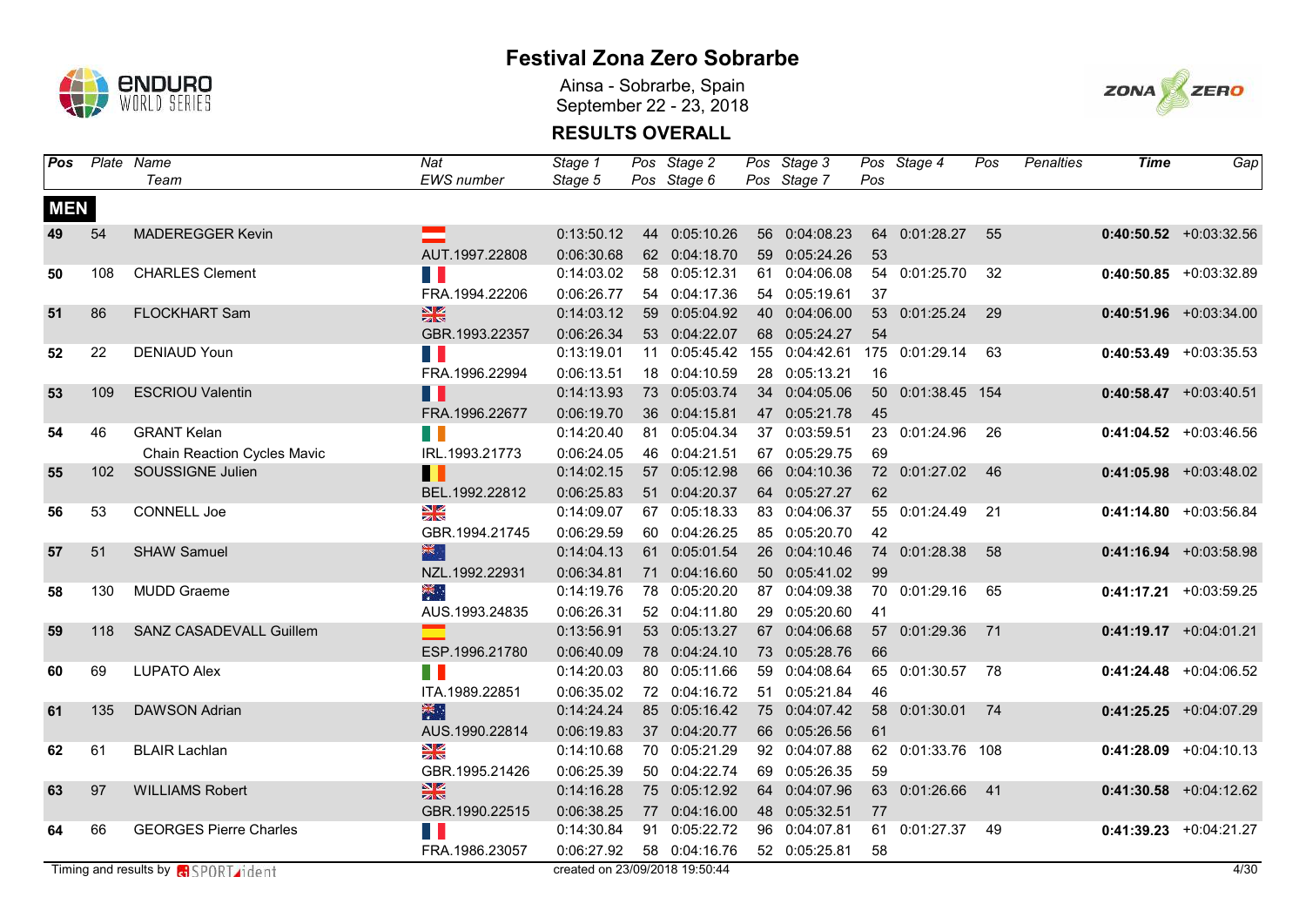# Festival Zona Zero Sobrarbe

Ainsa - Sobrarbe, Spain
September 22 - 23, 2018

## RESULTS OVERALL

**MEN**

| Pos | Plate | Name / Team | Nat / EWS number | Stage 1 / Stage 5 | Pos | Stage 2 / Stage 6 | Pos | Stage 3 / Stage 7 | Pos | Stage 4 | Pos | Penalties | Time | Gap |
|---|---|---|---|---|---|---|---|---|---|---|---|---|---|---|
| 49 | 54 | MADEREGGER Kevin | | 0:13:50.12 | 44 | 0:05:10.26 | 56 | 0:04:08.23 | 64 | 0:01:28.27 | 55 | | **0:40:50.52** | +0:03:32.56 |
| | | | AUT.1997.22808 | 0:06:30.68 | 62 | 0:04:18.70 | 59 | 0:05:24.26 | 53 | | | | | |
| 50 | 108 | CHARLES Clement | | 0:14:03.02 | 58 | 0:05:12.31 | 61 | 0:04:06.08 | 54 | 0:01:25.70 | 32 | | **0:40:50.85** | +0:03:32.89 |
| | | | FRA.1994.22206 | 0:06:26.77 | 54 | 0:04:17.36 | 54 | 0:05:19.61 | 37 | | | | | |
| 51 | 86 | FLOCKHART Sam | | 0:14:03.12 | 59 | 0:05:04.92 | 40 | 0:04:06.00 | 53 | 0:01:25.24 | 29 | | **0:40:51.96** | +0:03:34.00 |
| | | | GBR.1993.22357 | 0:06:26.34 | 53 | 0:04:22.07 | 68 | 0:05:24.27 | 54 | | | | | |
| 52 | 22 | DENIAUD Youn | | 0:13:19.01 | 11 | 0:05:45.42 | 155 | 0:04:42.61 | 175 | 0:01:29.14 | 63 | | **0:40:53.49** | +0:03:35.53 |
| | | | FRA.1996.22994 | 0:06:13.51 | 18 | 0:04:10.59 | 28 | 0:05:13.21 | 16 | | | | | |
| 53 | 109 | ESCRIOU Valentin | | 0:14:13.93 | 73 | 0:05:03.74 | 34 | 0:04:05.06 | 50 | 0:01:38.45 | 154 | | **0:40:58.47** | +0:03:40.51 |
| | | | FRA.1996.22677 | 0:06:19.70 | 36 | 0:04:15.81 | 47 | 0:05:21.78 | 45 | | | | | |
| 54 | 46 | GRANT Kelan | | 0:14:20.40 | 81 | 0:05:04.34 | 37 | 0:03:59.51 | 23 | 0:01:24.96 | 26 | | **0:41:04.52** | +0:03:46.56 |
| | | Chain Reaction Cycles Mavic | IRL.1993.21773 | 0:06:24.05 | 46 | 0:04:21.51 | 67 | 0:05:29.75 | 69 | | | | | |
| 55 | 102 | SOUSSIGNE Julien | | 0:14:02.15 | 57 | 0:05:12.98 | 66 | 0:04:10.36 | 72 | 0:01:27.02 | 46 | | **0:41:05.98** | +0:03:48.02 |
| | | | BEL.1992.22812 | 0:06:25.83 | 51 | 0:04:20.37 | 64 | 0:05:27.27 | 62 | | | | | |
| 56 | 53 | CONNELL Joe | | 0:14:09.07 | 67 | 0:05:18.33 | 83 | 0:04:06.37 | 55 | 0:01:24.49 | 21 | | **0:41:14.80** | +0:03:56.84 |
| | | | GBR.1994.21745 | 0:06:29.59 | 60 | 0:04:26.25 | 85 | 0:05:20.70 | 42 | | | | | |
| 57 | 51 | SHAW Samuel | | 0:14:04.13 | 61 | 0:05:01.54 | 26 | 0:04:10.46 | 74 | 0:01:28.38 | 58 | | **0:41:16.94** | +0:03:58.98 |
| | | | NZL.1992.22931 | 0:06:34.81 | 71 | 0:04:16.60 | 50 | 0:05:41.02 | 99 | | | | | |
| 58 | 130 | MUDD Graeme | | 0:14:19.76 | 78 | 0:05:20.20 | 87 | 0:04:09.38 | 70 | 0:01:29.16 | 65 | | **0:41:17.21** | +0:03:59.25 |
| | | | AUS.1993.24835 | 0:06:26.31 | 52 | 0:04:11.80 | 29 | 0:05:20.60 | 41 | | | | | |
| 59 | 118 | SANZ CASADEVALL Guillem | | 0:13:56.91 | 53 | 0:05:13.27 | 67 | 0:04:06.68 | 57 | 0:01:29.36 | 71 | | **0:41:19.17** | +0:04:01.21 |
| | | | ESP.1996.21780 | 0:06:40.09 | 78 | 0:04:24.10 | 73 | 0:05:28.76 | 66 | | | | | |
| 60 | 69 | LUPATO Alex | | 0:14:20.03 | 80 | 0:05:11.66 | 59 | 0:04:08.64 | 65 | 0:01:30.57 | 78 | | **0:41:24.48** | +0:04:06.52 |
| | | | ITA.1989.22851 | 0:06:35.02 | 72 | 0:04:16.72 | 51 | 0:05:21.84 | 46 | | | | | |
| 61 | 135 | DAWSON Adrian | | 0:14:24.24 | 85 | 0:05:16.42 | 75 | 0:04:07.42 | 58 | 0:01:30.01 | 74 | | **0:41:25.25** | +0:04:07.29 |
| | | | AUS.1990.22814 | 0:06:19.83 | 37 | 0:04:20.77 | 66 | 0:05:26.56 | 61 | | | | | |
| 62 | 61 | BLAIR Lachlan | | 0:14:10.68 | 70 | 0:05:21.29 | 92 | 0:04:07.88 | 62 | 0:01:33.76 | 108 | | **0:41:28.09** | +0:04:10.13 |
| | | | GBR.1995.21426 | 0:06:25.39 | 50 | 0:04:22.74 | 69 | 0:05:26.35 | 59 | | | | | |
| 63 | 97 | WILLIAMS Robert | | 0:14:16.28 | 75 | 0:05:12.92 | 64 | 0:04:07.96 | 63 | 0:01:26.66 | 41 | | **0:41:30.58** | +0:04:12.62 |
| | | | GBR.1990.22515 | 0:06:38.25 | 77 | 0:04:16.00 | 48 | 0:05:32.51 | 77 | | | | | |
| 64 | 66 | GEORGES Pierre Charles | | 0:14:30.84 | 91 | 0:05:22.72 | 96 | 0:04:07.81 | 61 | 0:01:27.37 | 49 | | **0:41:39.23** | +0:04:21.27 |
| | | | FRA.1986.23057 | 0:06:27.92 | 58 | 0:04:16.76 | 52 | 0:05:25.81 | 58 | | | | | |

Timing and results by SPORTident — created on 23/09/2018 19:50:44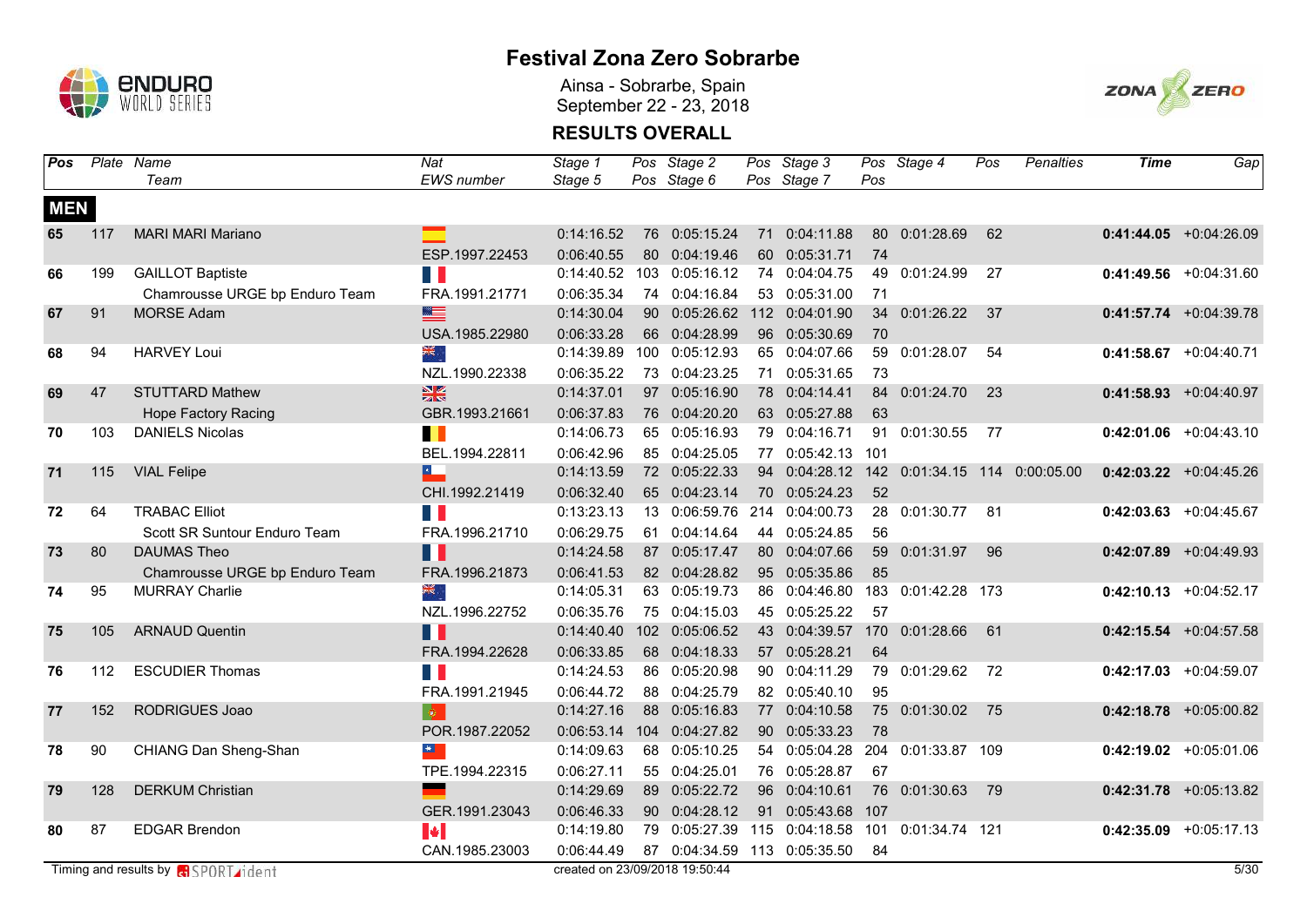# Festival Zona Zero Sobrarbe

Ainsa - Sobrarbe, Spain
September 22 - 23, 2018

## RESULTS OVERALL

| Pos | Plate | Name / Team | Nat / EWS number | Stage 1 / Stage 5 | Pos | Stage 2 / Stage 6 | Pos | Stage 3 / Stage 7 | Pos | Stage 4 | Pos | Penalties | Time | Gap |
|---|---|---|---|---|---|---|---|---|---|---|---|---|---|---|
| **MEN** | | | | | | | | | | | | | | |
| 65 | 117 | MARI MARI Mariano | | 0:14:16.52 | 76 | 0:05:15.24 | 71 | 0:04:11.88 | 80 | 0:01:28.69 | 62 | | **0:41:44.05** | +0:04:26.09 |
| | | | ESP.1997.22453 | 0:06:40.55 | 80 | 0:04:19.46 | 60 | 0:05:31.71 | 74 | | | | | |
| 66 | 199 | GAILLOT Baptiste | | 0:14:40.52 | 103 | 0:05:16.12 | 74 | 0:04:04.75 | 49 | 0:01:24.99 | 27 | | **0:41:49.56** | +0:04:31.60 |
| | | Chamrousse URGE bp Enduro Team | FRA.1991.21771 | 0:06:35.34 | 74 | 0:04:16.84 | 53 | 0:05:31.00 | 71 | | | | | |
| 67 | 91 | MORSE Adam | | 0:14:30.04 | 90 | 0:05:26.62 | 112 | 0:04:01.90 | 34 | 0:01:26.22 | 37 | | **0:41:57.74** | +0:04:39.78 |
| | | | USA.1985.22980 | 0:06:33.28 | 66 | 0:04:28.99 | 96 | 0:05:30.69 | 70 | | | | | |
| 68 | 94 | HARVEY Loui | | 0:14:39.89 | 100 | 0:05:12.93 | 65 | 0:04:07.66 | 59 | 0:01:28.07 | 54 | | **0:41:58.67** | +0:04:40.71 |
| | | | NZL.1990.22338 | 0:06:35.22 | 73 | 0:04:23.25 | 71 | 0:05:31.65 | 73 | | | | | |
| 69 | 47 | STUTTARD Mathew | | 0:14:37.01 | 97 | 0:05:16.90 | 78 | 0:04:14.41 | 84 | 0:01:24.70 | 23 | | **0:41:58.93** | +0:04:40.97 |
| | | Hope Factory Racing | GBR.1993.21661 | 0:06:37.83 | 76 | 0:04:20.20 | 63 | 0:05:27.88 | 63 | | | | | |
| 70 | 103 | DANIELS Nicolas | | 0:14:06.73 | 65 | 0:05:16.93 | 79 | 0:04:16.71 | 91 | 0:01:30.55 | 77 | | **0:42:01.06** | +0:04:43.10 |
| | | | BEL.1994.22811 | 0:06:42.96 | 85 | 0:04:25.05 | 77 | 0:05:42.13 | 101 | | | | | |
| 71 | 115 | VIAL Felipe | | 0:14:13.59 | 72 | 0:05:22.33 | 94 | 0:04:28.12 | 142 | 0:01:34.15 | 114 | 0:00:05.00 | **0:42:03.22** | +0:04:45.26 |
| | | | CHI.1992.21419 | 0:06:32.40 | 65 | 0:04:23.14 | 70 | 0:05:24.23 | 52 | | | | | |
| 72 | 64 | TRABAC Elliot | | 0:13:23.13 | 13 | 0:06:59.76 | 214 | 0:04:00.73 | 28 | 0:01:30.77 | 81 | | **0:42:03.63** | +0:04:45.67 |
| | | Scott SR Suntour Enduro Team | FRA.1996.21710 | 0:06:29.75 | 61 | 0:04:14.64 | 44 | 0:05:24.85 | 56 | | | | | |
| 73 | 80 | DAUMAS Theo | | 0:14:24.58 | 87 | 0:05:17.47 | 80 | 0:04:07.66 | 59 | 0:01:31.97 | 96 | | **0:42:07.89** | +0:04:49.93 |
| | | Chamrousse URGE bp Enduro Team | FRA.1996.21873 | 0:06:41.53 | 82 | 0:04:28.82 | 95 | 0:05:35.86 | 85 | | | | | |
| 74 | 95 | MURRAY Charlie | | 0:14:05.31 | 63 | 0:05:19.73 | 86 | 0:04:46.80 | 183 | 0:01:42.28 | 173 | | **0:42:10.13** | +0:04:52.17 |
| | | | NZL.1996.22752 | 0:06:35.76 | 75 | 0:04:15.03 | 45 | 0:05:25.22 | 57 | | | | | |
| 75 | 105 | ARNAUD Quentin | | 0:14:40.40 | 102 | 0:05:06.52 | 43 | 0:04:39.57 | 170 | 0:01:28.66 | 61 | | **0:42:15.54** | +0:04:57.58 |
| | | | FRA.1994.22628 | 0:06:33.85 | 68 | 0:04:18.33 | 57 | 0:05:28.21 | 64 | | | | | |
| 76 | 112 | ESCUDIER Thomas | | 0:14:24.53 | 86 | 0:05:20.98 | 90 | 0:04:11.29 | 79 | 0:01:29.62 | 72 | | **0:42:17.03** | +0:04:59.07 |
| | | | FRA.1991.21945 | 0:06:44.72 | 88 | 0:04:25.79 | 82 | 0:05:40.10 | 95 | | | | | |
| 77 | 152 | RODRIGUES Joao | | 0:14:27.16 | 88 | 0:05:16.83 | 77 | 0:04:10.58 | 75 | 0:01:30.02 | 75 | | **0:42:18.78** | +0:05:00.82 |
| | | | POR.1987.22052 | 0:06:53.14 | 104 | 0:04:27.82 | 90 | 0:05:33.23 | 78 | | | | | |
| 78 | 90 | CHIANG Dan Sheng-Shan | | 0:14:09.63 | 68 | 0:05:10.25 | 54 | 0:05:04.28 | 204 | 0:01:33.87 | 109 | | **0:42:19.02** | +0:05:01.06 |
| | | | TPE.1994.22315 | 0:06:27.11 | 55 | 0:04:25.01 | 76 | 0:05:28.87 | 67 | | | | | |
| 79 | 128 | DERKUM Christian | | 0:14:29.69 | 89 | 0:05:22.72 | 96 | 0:04:10.61 | 76 | 0:01:30.63 | 79 | | **0:42:31.78** | +0:05:13.82 |
| | | | GER.1991.23043 | 0:06:46.33 | 90 | 0:04:28.12 | 91 | 0:05:43.68 | 107 | | | | | |
| 80 | 87 | EDGAR Brendon | | 0:14:19.80 | 79 | 0:05:27.39 | 115 | 0:04:18.58 | 101 | 0:01:34.74 | 121 | | **0:42:35.09** | +0:05:17.13 |
| | | | CAN.1985.23003 | 0:06:44.49 | 87 | 0:04:34.59 | 113 | 0:05:35.50 | 84 | | | | | |

Timing and results by SPORTident — created on 23/09/2018 19:50:44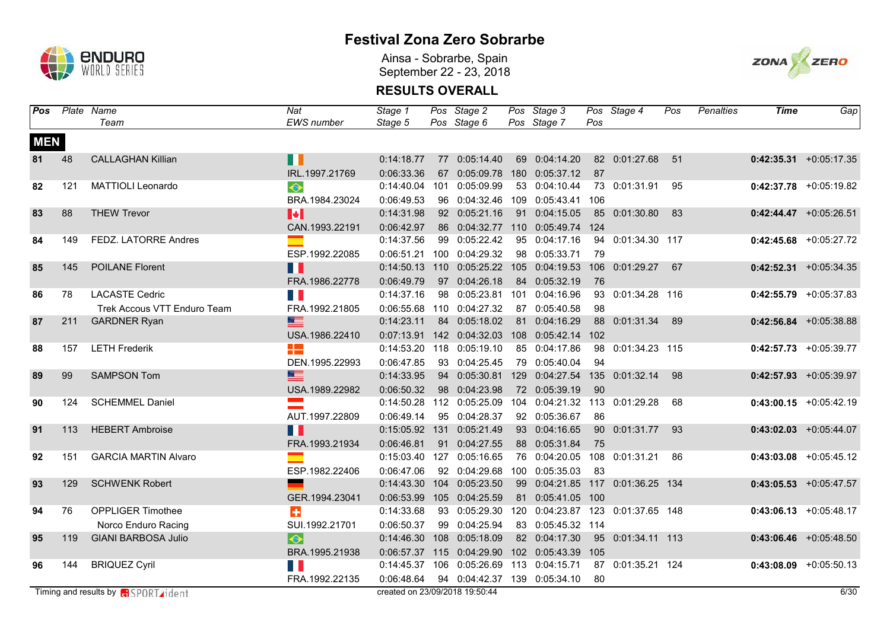# Festival Zona Zero Sobrarbe

Ainsa - Sobrarbe, Spain
September 22 - 23, 2018

## RESULTS OVERALL

| Pos | Plate | Name / Team | Nat / EWS number | Stage 1 / Stage 5 | Pos | Stage 2 / Stage 6 | Pos | Stage 3 / Stage 7 | Pos | Stage 4 | Pos | Penalties | Time | Gap |
|---|---|---|---|---|---|---|---|---|---|---|---|---|---|---|
| **MEN** | | | | | | | | | | | | | | |
| **81** | 48 | CALLAGHAN Killian | | 0:14:18.77 | 77 | 0:05:14.40 | 69 | 0:04:14.20 | 82 | 0:01:27.68 | 51 | | **0:42:35.31** | +0:05:17.35 |
| | | | IRL.1997.21769 | 0:06:33.36 | 67 | 0:05:09.78 | 180 | 0:05:37.12 | 87 | | | | | |
| **82** | 121 | MATTIOLI Leonardo | | 0:14:40.04 | 101 | 0:05:09.99 | 53 | 0:04:10.44 | 73 | 0:01:31.91 | 95 | | **0:42:37.78** | +0:05:19.82 |
| | | | BRA.1984.23024 | 0:06:49.53 | 96 | 0:04:32.46 | 109 | 0:05:43.41 | 106 | | | | | |
| **83** | 88 | THEW Trevor | | 0:14:31.98 | 92 | 0:05:21.16 | 91 | 0:04:15.05 | 85 | 0:01:30.80 | 83 | | **0:42:44.47** | +0:05:26.51 |
| | | | CAN.1993.22191 | 0:06:42.97 | 86 | 0:04:32.77 | 110 | 0:05:49.74 | 124 | | | | | |
| **84** | 149 | FEDZ. LATORRE Andres | | 0:14:37.56 | 99 | 0:05:22.42 | 95 | 0:04:17.16 | 94 | 0:01:34.30 | 117 | | **0:42:45.68** | +0:05:27.72 |
| | | | ESP.1992.22085 | 0:06:51.21 | 100 | 0:04:29.32 | 98 | 0:05:33.71 | 79 | | | | | |
| **85** | 145 | POILANE Florent | | 0:14:50.13 | 110 | 0:05:25.22 | 105 | 0:04:19.53 | 106 | 0:01:29.27 | 67 | | **0:42:52.31** | +0:05:34.35 |
| | | | FRA.1986.22778 | 0:06:49.79 | 97 | 0:04:26.18 | 84 | 0:05:32.19 | 76 | | | | | |
| **86** | 78 | LACASTE Cedric | | 0:14:37.16 | 98 | 0:05:23.81 | 101 | 0:04:16.96 | 93 | 0:01:34.28 | 116 | | **0:42:55.79** | +0:05:37.83 |
| | | Trek Accous VTT Enduro Team | FRA.1992.21805 | 0:06:55.68 | 110 | 0:04:27.32 | 87 | 0:05:40.58 | 98 | | | | | |
| **87** | 211 | GARDNER Ryan | | 0:14:23.11 | 84 | 0:05:18.02 | 81 | 0:04:16.29 | 88 | 0:01:31.34 | 89 | | **0:42:56.84** | +0:05:38.88 |
| | | | USA.1986.22410 | 0:07:13.91 | 142 | 0:04:32.03 | 108 | 0:05:42.14 | 102 | | | | | |
| **88** | 157 | LETH Frederik | | 0:14:53.20 | 118 | 0:05:19.10 | 85 | 0:04:17.86 | 98 | 0:01:34.23 | 115 | | **0:42:57.73** | +0:05:39.77 |
| | | | DEN.1995.22993 | 0:06:47.85 | 93 | 0:04:25.45 | 79 | 0:05:40.04 | 94 | | | | | |
| **89** | 99 | SAMPSON Tom | | 0:14:33.95 | 94 | 0:05:30.81 | 129 | 0:04:27.54 | 135 | 0:01:32.14 | 98 | | **0:42:57.93** | +0:05:39.97 |
| | | | USA.1989.22982 | 0:06:50.32 | 98 | 0:04:23.98 | 72 | 0:05:39.19 | 90 | | | | | |
| **90** | 124 | SCHEMMEL Daniel | | 0:14:50.28 | 112 | 0:05:25.09 | 104 | 0:04:21.32 | 113 | 0:01:29.28 | 68 | | **0:43:00.15** | +0:05:42.19 |
| | | | AUT.1997.22809 | 0:06:49.14 | 95 | 0:04:28.37 | 92 | 0:05:36.67 | 86 | | | | | |
| **91** | 113 | HEBERT Ambroise | | 0:15:05.92 | 131 | 0:05:21.49 | 93 | 0:04:16.65 | 90 | 0:01:31.77 | 93 | | **0:43:02.03** | +0:05:44.07 |
| | | | FRA.1993.21934 | 0:06:46.81 | 91 | 0:04:27.55 | 88 | 0:05:31.84 | 75 | | | | | |
| **92** | 151 | GARCIA MARTIN Alvaro | | 0:15:03.40 | 127 | 0:05:16.65 | 76 | 0:04:20.05 | 108 | 0:01:31.21 | 86 | | **0:43:03.08** | +0:05:45.12 |
| | | | ESP.1982.22406 | 0:06:47.06 | 92 | 0:04:29.68 | 100 | 0:05:35.03 | 83 | | | | | |
| **93** | 129 | SCHWENK Robert | | 0:14:43.30 | 104 | 0:05:23.50 | 99 | 0:04:21.85 | 117 | 0:01:36.25 | 134 | | **0:43:05.53** | +0:05:47.57 |
| | | | GER.1994.23041 | 0:06:53.99 | 105 | 0:04:25.59 | 81 | 0:05:41.05 | 100 | | | | | |
| **94** | 76 | OPPLIGER Timothee | | 0:14:33.68 | 93 | 0:05:29.30 | 120 | 0:04:23.87 | 123 | 0:01:37.65 | 148 | | **0:43:06.13** | +0:05:48.17 |
| | | Norco Enduro Racing | SUI.1992.21701 | 0:06:50.37 | 99 | 0:04:25.94 | 83 | 0:05:45.32 | 114 | | | | | |
| **95** | 119 | GIANI BARBOSA Julio | | 0:14:46.30 | 108 | 0:05:18.09 | 82 | 0:04:17.30 | 95 | 0:01:34.11 | 113 | | **0:43:06.46** | +0:05:48.50 |
| | | | BRA.1995.21938 | 0:06:57.37 | 115 | 0:04:29.90 | 102 | 0:05:43.39 | 105 | | | | | |
| **96** | 144 | BRIQUEZ Cyril | | 0:14:45.37 | 106 | 0:05:26.69 | 113 | 0:04:15.71 | 87 | 0:01:35.21 | 124 | | **0:43:08.09** | +0:05:50.13 |
| | | | FRA.1992.22135 | 0:06:48.64 | 94 | 0:04:42.37 | 139 | 0:05:34.10 | 80 | | | | | |

Timing and results by SPORTident

created on 23/09/2018 19:50:44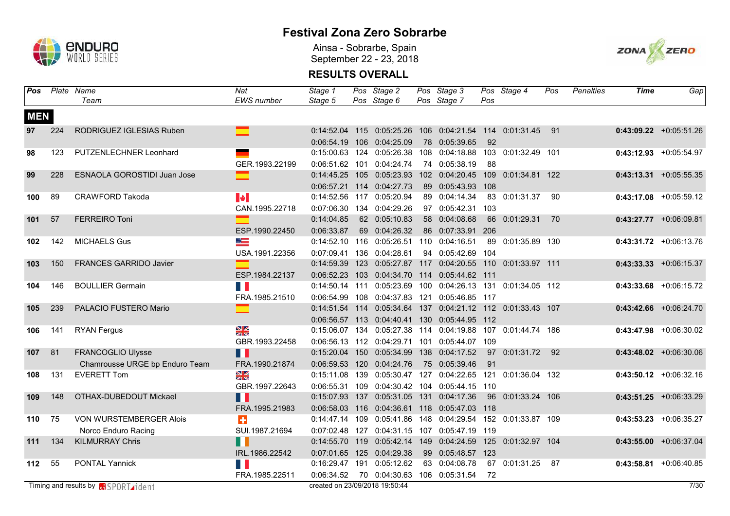# Festival Zona Zero Sobrarbe

Ainsa - Sobrarbe, Spain
September 22 - 23, 2018

## RESULTS OVERALL

| Pos | Plate | Name / Team | Nat / EWS number | Stage 1 / Stage 5 | Pos | Stage 2 / Stage 6 | Pos | Stage 3 / Stage 7 | Pos | Stage 4 | Pos | Penalties | Time | Gap |
|---|---|---|---|---|---|---|---|---|---|---|---|---|---|---|
| **MEN** | | | | | | | | | | | | | | |
| **97** | 224 | RODRIGUEZ IGLESIAS Ruben | ESP | 0:14:52.04 | 115 | 0:05:25.26 | 106 | 0:04:21.54 | 114 | 0:01:31.45 | 91 | | **0:43:09.22** | +0:05:51.26 |
| | | | | 0:06:54.19 | 106 | 0:04:25.09 | 78 | 0:05:39.65 | 92 | | | | | |
| **98** | 123 | PUTZENLECHNER Leonhard | GER | 0:15:00.63 | 124 | 0:05:26.38 | 108 | 0:04:18.88 | 103 | 0:01:32.49 | 101 | | **0:43:12.93** | +0:05:54.97 |
| | | | GER.1993.22199 | 0:06:51.62 | 101 | 0:04:24.74 | 74 | 0:05:38.19 | 88 | | | | | |
| **99** | 228 | ESNAOLA GOROSTIDI Juan Jose | ESP | 0:14:45.25 | 105 | 0:05:23.93 | 102 | 0:04:20.45 | 109 | 0:01:34.81 | 122 | | **0:43:13.31** | +0:05:55.35 |
| | | | | 0:06:57.21 | 114 | 0:04:27.73 | 89 | 0:05:43.93 | 108 | | | | | |
| **100** | 89 | CRAWFORD Takoda | CAN | 0:14:52.56 | 117 | 0:05:20.94 | 89 | 0:04:14.34 | 83 | 0:01:31.37 | 90 | | **0:43:17.08** | +0:05:59.12 |
| | | | CAN.1995.22718 | 0:07:06.30 | 134 | 0:04:29.26 | 97 | 0:05:42.31 | 103 | | | | | |
| **101** | 57 | FERREIRO Toni | ESP | 0:14:04.85 | 62 | 0:05:10.83 | 58 | 0:04:08.68 | 66 | 0:01:29.31 | 70 | | **0:43:27.77** | +0:06:09.81 |
| | | | ESP.1990.22450 | 0:06:33.87 | 69 | 0:04:26.32 | 86 | 0:07:33.91 | 206 | | | | | |
| **102** | 142 | MICHAELS Gus | USA | 0:14:52.10 | 116 | 0:05:26.51 | 110 | 0:04:16.51 | 89 | 0:01:35.89 | 130 | | **0:43:31.72** | +0:06:13.76 |
| | | | USA.1991.22356 | 0:07:09.41 | 136 | 0:04:28.61 | 94 | 0:05:42.69 | 104 | | | | | |
| **103** | 150 | FRANCES GARRIDO Javier | ESP | 0:14:59.39 | 123 | 0:05:27.87 | 117 | 0:04:20.55 | 110 | 0:01:33.97 | 111 | | **0:43:33.33** | +0:06:15.37 |
| | | | ESP.1984.22137 | 0:06:52.23 | 103 | 0:04:34.70 | 114 | 0:05:44.62 | 111 | | | | | |
| **104** | 146 | BOULLIER Germain | FRA | 0:14:50.14 | 111 | 0:05:23.69 | 100 | 0:04:26.13 | 131 | 0:01:34.05 | 112 | | **0:43:33.68** | +0:06:15.72 |
| | | | FRA.1985.21510 | 0:06:54.99 | 108 | 0:04:37.83 | 121 | 0:05:46.85 | 117 | | | | | |
| **105** | 239 | PALACIO FUSTERO Mario | ESP | 0:14:51.54 | 114 | 0:05:34.64 | 137 | 0:04:21.12 | 112 | 0:01:33.43 | 107 | | **0:43:42.66** | +0:06:24.70 |
| | | | | 0:06:56.57 | 113 | 0:04:40.41 | 130 | 0:05:44.95 | 112 | | | | | |
| **106** | 141 | RYAN Fergus | GBR | 0:15:06.07 | 134 | 0:05:27.38 | 114 | 0:04:19.88 | 107 | 0:01:44.74 | 186 | | **0:43:47.98** | +0:06:30.02 |
| | | | GBR.1993.22458 | 0:06:56.13 | 112 | 0:04:29.71 | 101 | 0:05:44.07 | 109 | | | | | |
| **107** | 81 | FRANCOGLIO Ulysse | FRA | 0:15:20.04 | 150 | 0:05:34.99 | 138 | 0:04:17.52 | 97 | 0:01:31.72 | 92 | | **0:43:48.02** | +0:06:30.06 |
| | | Chamrousse URGE bp Enduro Team | FRA.1990.21874 | 0:06:59.53 | 120 | 0:04:24.76 | 75 | 0:05:39.46 | 91 | | | | | |
| **108** | 131 | EVERETT Tom | GBR | 0:15:11.08 | 139 | 0:05:30.47 | 127 | 0:04:22.65 | 121 | 0:01:36.04 | 132 | | **0:43:50.12** | +0:06:32.16 |
| | | | GBR.1997.22643 | 0:06:55.31 | 109 | 0:04:30.42 | 104 | 0:05:44.15 | 110 | | | | | |
| **109** | 148 | OTHAX-DUBEDOUT Mickael | FRA | 0:15:07.93 | 137 | 0:05:31.05 | 131 | 0:04:17.36 | 96 | 0:01:33.24 | 106 | | **0:43:51.25** | +0:06:33.29 |
| | | | FRA.1995.21983 | 0:06:58.03 | 116 | 0:04:36.61 | 118 | 0:05:47.03 | 118 | | | | | |
| **110** | 75 | VON WURSTEMBERGER Alois | SUI | 0:14:47.14 | 109 | 0:05:41.86 | 148 | 0:04:29.54 | 152 | 0:01:33.87 | 109 | | **0:43:53.23** | +0:06:35.27 |
| | | Norco Enduro Racing | SUI.1987.21694 | 0:07:02.48 | 127 | 0:04:31.15 | 107 | 0:05:47.19 | 119 | | | | | |
| **111** | 134 | KILMURRAY Chris | IRL | 0:14:55.70 | 119 | 0:05:42.14 | 149 | 0:04:24.59 | 125 | 0:01:32.97 | 104 | | **0:43:55.00** | +0:06:37.04 |
| | | | IRL.1986.22542 | 0:07:01.65 | 125 | 0:04:29.38 | 99 | 0:05:48.57 | 123 | | | | | |
| **112** | 55 | PONTAL Yannick | FRA | 0:16:29.47 | 191 | 0:05:12.62 | 63 | 0:04:08.78 | 67 | 0:01:31.25 | 87 | | **0:43:58.81** | +0:06:40.85 |
| | | | FRA.1985.22511 | 0:06:34.52 | 70 | 0:04:30.63 | 106 | 0:05:31.54 | 72 | | | | | |

Timing and results by SPORTident

created on 23/09/2018 19:50:44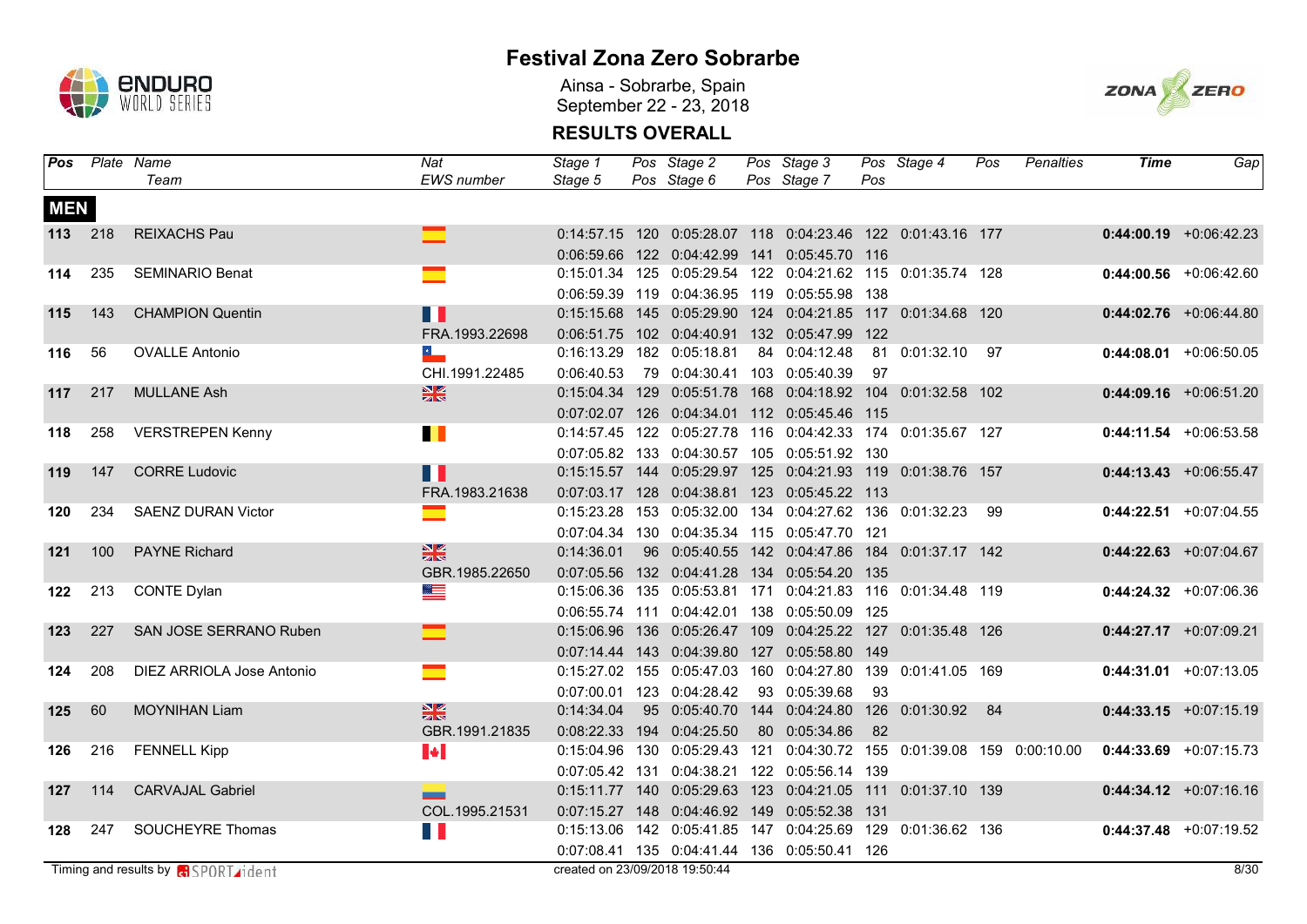# Festival Zona Zero Sobrarbe

Ainsa - Sobrarbe, Spain
September 22 - 23, 2018

## RESULTS OVERALL

| Pos | Plate | Name / Team | Nat / EWS number | Stage 1 / Stage 5 | Pos | Stage 2 / Stage 6 | Pos | Stage 3 / Stage 7 | Pos | Stage 4 | Pos | Penalties | Time | Gap |
|---|---|---|---|---|---|---|---|---|---|---|---|---|---|---|
| **MEN** | | | | | | | | | | | | | | |
| **113** | 218 | REIXACHS Pau | | 0:14:57.15 | 120 | 0:05:28.07 | 118 | 0:04:23.46 | 122 | 0:01:43.16 | 177 | | **0:44:00.19** | +0:06:42.23 |
| | | | | 0:06:59.66 | 122 | 0:04:42.99 | 141 | 0:05:45.70 | 116 | | | | | |
| **114** | 235 | SEMINARIO Benat | | 0:15:01.34 | 125 | 0:05:29.54 | 122 | 0:04:21.62 | 115 | 0:01:35.74 | 128 | | **0:44:00.56** | +0:06:42.60 |
| | | | | 0:06:59.39 | 119 | 0:04:36.95 | 119 | 0:05:55.98 | 138 | | | | | |
| **115** | 143 | CHAMPION Quentin | FRA.1993.22698 | 0:15:15.68 | 145 | 0:05:29.90 | 124 | 0:04:21.85 | 117 | 0:01:34.68 | 120 | | **0:44:02.76** | +0:06:44.80 |
| | | | | 0:06:51.75 | 102 | 0:04:40.91 | 132 | 0:05:47.99 | 122 | | | | | |
| **116** | 56 | OVALLE Antonio | CHI.1991.22485 | 0:16:13.29 | 182 | 0:05:18.81 | 84 | 0:04:12.48 | 81 | 0:01:32.10 | 97 | | **0:44:08.01** | +0:06:50.05 |
| | | | | 0:06:40.53 | 79 | 0:04:30.41 | 103 | 0:05:40.39 | 97 | | | | | |
| **117** | 217 | MULLANE Ash | | 0:15:04.34 | 129 | 0:05:51.78 | 168 | 0:04:18.92 | 104 | 0:01:32.58 | 102 | | **0:44:09.16** | +0:06:51.20 |
| | | | | 0:07:02.07 | 126 | 0:04:34.01 | 112 | 0:05:45.46 | 115 | | | | | |
| **118** | 258 | VERSTREPEN Kenny | | 0:14:57.45 | 122 | 0:05:27.78 | 116 | 0:04:42.33 | 174 | 0:01:35.67 | 127 | | **0:44:11.54** | +0:06:53.58 |
| | | | | 0:07:05.82 | 133 | 0:04:30.57 | 105 | 0:05:51.92 | 130 | | | | | |
| **119** | 147 | CORRE Ludovic | FRA.1983.21638 | 0:15:15.57 | 144 | 0:05:29.97 | 125 | 0:04:21.93 | 119 | 0:01:38.76 | 157 | | **0:44:13.43** | +0:06:55.47 |
| | | | | 0:07:03.17 | 128 | 0:04:38.81 | 123 | 0:05:45.22 | 113 | | | | | |
| **120** | 234 | SAENZ DURAN Victor | | 0:15:23.28 | 153 | 0:05:32.00 | 134 | 0:04:27.62 | 136 | 0:01:32.23 | 99 | | **0:44:22.51** | +0:07:04.55 |
| | | | | 0:07:04.34 | 130 | 0:04:35.34 | 115 | 0:05:47.70 | 121 | | | | | |
| **121** | 100 | PAYNE Richard | GBR.1985.22650 | 0:14:36.01 | 96 | 0:05:40.55 | 142 | 0:04:47.86 | 184 | 0:01:37.17 | 142 | | **0:44:22.63** | +0:07:04.67 |
| | | | | 0:07:05.56 | 132 | 0:04:41.28 | 134 | 0:05:54.20 | 135 | | | | | |
| **122** | 213 | CONTE Dylan | | 0:15:06.36 | 135 | 0:05:53.81 | 171 | 0:04:21.83 | 116 | 0:01:34.48 | 119 | | **0:44:24.32** | +0:07:06.36 |
| | | | | 0:06:55.74 | 111 | 0:04:42.01 | 138 | 0:05:50.09 | 125 | | | | | |
| **123** | 227 | SAN JOSE SERRANO Ruben | | 0:15:06.96 | 136 | 0:05:26.47 | 109 | 0:04:25.22 | 127 | 0:01:35.48 | 126 | | **0:44:27.17** | +0:07:09.21 |
| | | | | 0:07:14.44 | 143 | 0:04:39.80 | 127 | 0:05:58.80 | 149 | | | | | |
| **124** | 208 | DIEZ ARRIOLA Jose Antonio | | 0:15:27.02 | 155 | 0:05:47.03 | 160 | 0:04:27.80 | 139 | 0:01:41.05 | 169 | | **0:44:31.01** | +0:07:13.05 |
| | | | | 0:07:00.01 | 123 | 0:04:28.42 | 93 | 0:05:39.68 | 93 | | | | | |
| **125** | 60 | MOYNIHAN Liam | GBR.1991.21835 | 0:14:34.04 | 95 | 0:05:40.70 | 144 | 0:04:24.80 | 126 | 0:01:30.92 | 84 | | **0:44:33.15** | +0:07:15.19 |
| | | | | 0:08:22.33 | 194 | 0:04:25.50 | 80 | 0:05:34.86 | 82 | | | | | |
| **126** | 216 | FENNELL Kipp | | 0:15:04.96 | 130 | 0:05:29.43 | 121 | 0:04:30.72 | 155 | 0:01:39.08 | 159 | 0:00:10.00 | **0:44:33.69** | +0:07:15.73 |
| | | | | 0:07:05.42 | 131 | 0:04:38.21 | 122 | 0:05:56.14 | 139 | | | | | |
| **127** | 114 | CARVAJAL Gabriel | COL.1995.21531 | 0:15:11.77 | 140 | 0:05:29.63 | 123 | 0:04:21.05 | 111 | 0:01:37.10 | 139 | | **0:44:34.12** | +0:07:16.16 |
| | | | | 0:07:15.27 | 148 | 0:04:46.92 | 149 | 0:05:52.38 | 131 | | | | | |
| **128** | 247 | SOUCHEYRE Thomas | | 0:15:13.06 | 142 | 0:05:41.85 | 147 | 0:04:25.69 | 129 | 0:01:36.62 | 136 | | **0:44:37.48** | +0:07:19.52 |
| | | | | 0:07:08.41 | 135 | 0:04:41.44 | 136 | 0:05:50.41 | 126 | | | | | |

Timing and results by SPORTident

created on 23/09/2018 19:50:44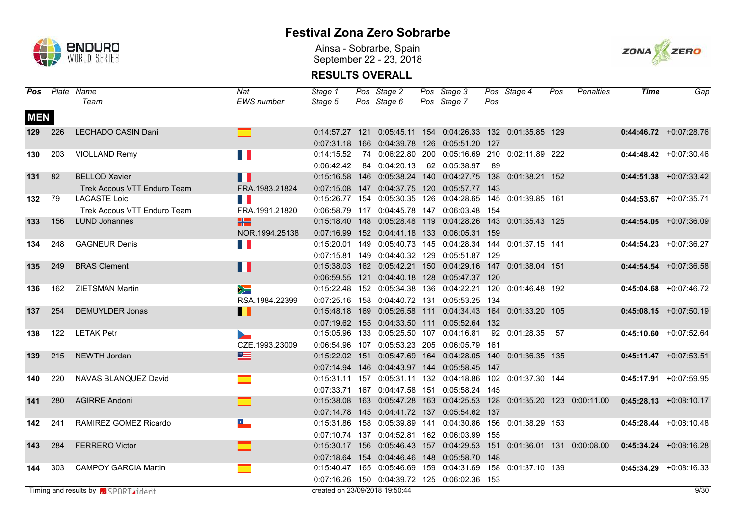# Festival Zona Zero Sobrarbe

Ainsa - Sobrarbe, Spain
September 22 - 23, 2018

## RESULTS OVERALL

| Pos | Plate | Name / Team | Nat / EWS number | Stage 1 / Stage 5 | Pos | Stage 2 / Stage 6 | Pos | Stage 3 / Stage 7 | Pos | Stage 4 | Pos | Penalties | Time | Gap |
|---|---|---|---|---|---|---|---|---|---|---|---|---|---|---|
| **MEN** | | | | | | | | | | | | | | |
| **129** | 226 | LECHADO CASIN Dani | | 0:14:57.27 | 121 | 0:05:45.11 | 154 | 0:04:26.33 | 132 | 0:01:35.85 | 129 | | **0:44:46.72** | +0:07:28.76 |
| | | | | 0:07:31.18 | 166 | 0:04:39.78 | 126 | 0:05:51.20 | 127 | | | | | |
| **130** | 203 | VIOLLAND Remy | | 0:14:15.52 | 74 | 0:06:22.80 | 200 | 0:05:16.69 | 210 | 0:02:11.89 | 222 | | **0:44:48.42** | +0:07:30.46 |
| | | | | 0:06:42.42 | 84 | 0:04:20.13 | 62 | 0:05:38.97 | 89 | | | | | |
| **131** | 82 | BELLOD Xavier | | 0:15:16.58 | 146 | 0:05:38.24 | 140 | 0:04:27.75 | 138 | 0:01:38.21 | 152 | | **0:44:51.38** | +0:07:33.42 |
| | | Trek Accous VTT Enduro Team | FRA.1983.21824 | 0:07:15.08 | 147 | 0:04:37.75 | 120 | 0:05:57.77 | 143 | | | | | |
| **132** | 79 | LACASTE Loic | | 0:15:26.77 | 154 | 0:05:30.35 | 126 | 0:04:28.65 | 145 | 0:01:39.85 | 161 | | **0:44:53.67** | +0:07:35.71 |
| | | Trek Accous VTT Enduro Team | FRA.1991.21820 | 0:06:58.79 | 117 | 0:04:45.78 | 147 | 0:06:03.48 | 154 | | | | | |
| **133** | 156 | LUND Johannes | | 0:15:18.40 | 148 | 0:05:28.48 | 119 | 0:04:28.26 | 143 | 0:01:35.43 | 125 | | **0:44:54.05** | +0:07:36.09 |
| | | | NOR.1994.25138 | 0:07:16.99 | 152 | 0:04:41.18 | 133 | 0:06:05.31 | 159 | | | | | |
| **134** | 248 | GAGNEUR Denis | | 0:15:20.01 | 149 | 0:05:40.73 | 145 | 0:04:28.34 | 144 | 0:01:37.15 | 141 | | **0:44:54.23** | +0:07:36.27 |
| | | | | 0:07:15.81 | 149 | 0:04:40.32 | 129 | 0:05:51.87 | 129 | | | | | |
| **135** | 249 | BRAS Clement | | 0:15:38.03 | 162 | 0:05:42.21 | 150 | 0:04:29.16 | 147 | 0:01:38.04 | 151 | | **0:44:54.54** | +0:07:36.58 |
| | | | | 0:06:59.55 | 121 | 0:04:40.18 | 128 | 0:05:47.37 | 120 | | | | | |
| **136** | 162 | ZIETSMAN Martin | | 0:15:22.48 | 152 | 0:05:34.38 | 136 | 0:04:22.21 | 120 | 0:01:46.48 | 192 | | **0:45:04.68** | +0:07:46.72 |
| | | | RSA.1984.22399 | 0:07:25.16 | 158 | 0:04:40.72 | 131 | 0:05:53.25 | 134 | | | | | |
| **137** | 254 | DEMUYLDER Jonas | | 0:15:48.18 | 169 | 0:05:26.58 | 111 | 0:04:34.43 | 164 | 0:01:33.20 | 105 | | **0:45:08.15** | +0:07:50.19 |
| | | | | 0:07:19.62 | 155 | 0:04:33.50 | 111 | 0:05:52.64 | 132 | | | | | |
| **138** | 122 | LETAK Petr | | 0:15:05.96 | 133 | 0:05:25.50 | 107 | 0:04:16.81 | 92 | 0:01:28.35 | 57 | | **0:45:10.60** | +0:07:52.64 |
| | | | CZE.1993.23009 | 0:06:54.96 | 107 | 0:05:53.23 | 205 | 0:06:05.79 | 161 | | | | | |
| **139** | 215 | NEWTH Jordan | | 0:15:22.02 | 151 | 0:05:47.69 | 164 | 0:04:28.05 | 140 | 0:01:36.35 | 135 | | **0:45:11.47** | +0:07:53.51 |
| | | | | 0:07:14.94 | 146 | 0:04:43.97 | 144 | 0:05:58.45 | 147 | | | | | |
| **140** | 220 | NAVAS BLANQUEZ David | | 0:15:31.11 | 157 | 0:05:31.11 | 132 | 0:04:18.86 | 102 | 0:01:37.30 | 144 | | **0:45:17.91** | +0:07:59.95 |
| | | | | 0:07:33.71 | 167 | 0:04:47.58 | 151 | 0:05:58.24 | 145 | | | | | |
| **141** | 280 | AGIRRE Andoni | | 0:15:38.08 | 163 | 0:05:47.28 | 163 | 0:04:25.53 | 128 | 0:01:35.20 | 123 | 0:00:11.00 | **0:45:28.13** | +0:08:10.17 |
| | | | | 0:07:14.78 | 145 | 0:04:41.72 | 137 | 0:05:54.62 | 137 | | | | | |
| **142** | 241 | RAMIREZ GOMEZ Ricardo | | 0:15:31.86 | 158 | 0:05:39.89 | 141 | 0:04:30.86 | 156 | 0:01:38.29 | 153 | | **0:45:28.44** | +0:08:10.48 |
| | | | | 0:07:10.74 | 137 | 0:04:52.81 | 162 | 0:06:03.99 | 155 | | | | | |
| **143** | 284 | FERRERO Victor | | 0:15:30.17 | 156 | 0:05:46.43 | 157 | 0:04:29.53 | 151 | 0:01:36.01 | 131 | 0:00:08.00 | **0:45:34.24** | +0:08:16.28 |
| | | | | 0:07:18.64 | 154 | 0:04:46.46 | 148 | 0:05:58.70 | 148 | | | | | |
| **144** | 303 | CAMPOY GARCIA Martin | | 0:15:40.47 | 165 | 0:05:46.69 | 159 | 0:04:31.69 | 158 | 0:01:37.10 | 139 | | **0:45:34.29** | +0:08:16.33 |
| | | | | 0:07:16.26 | 150 | 0:04:39.72 | 125 | 0:06:02.36 | 153 | | | | | |

Timing and results by SPORTident

created on 23/09/2018 19:50:44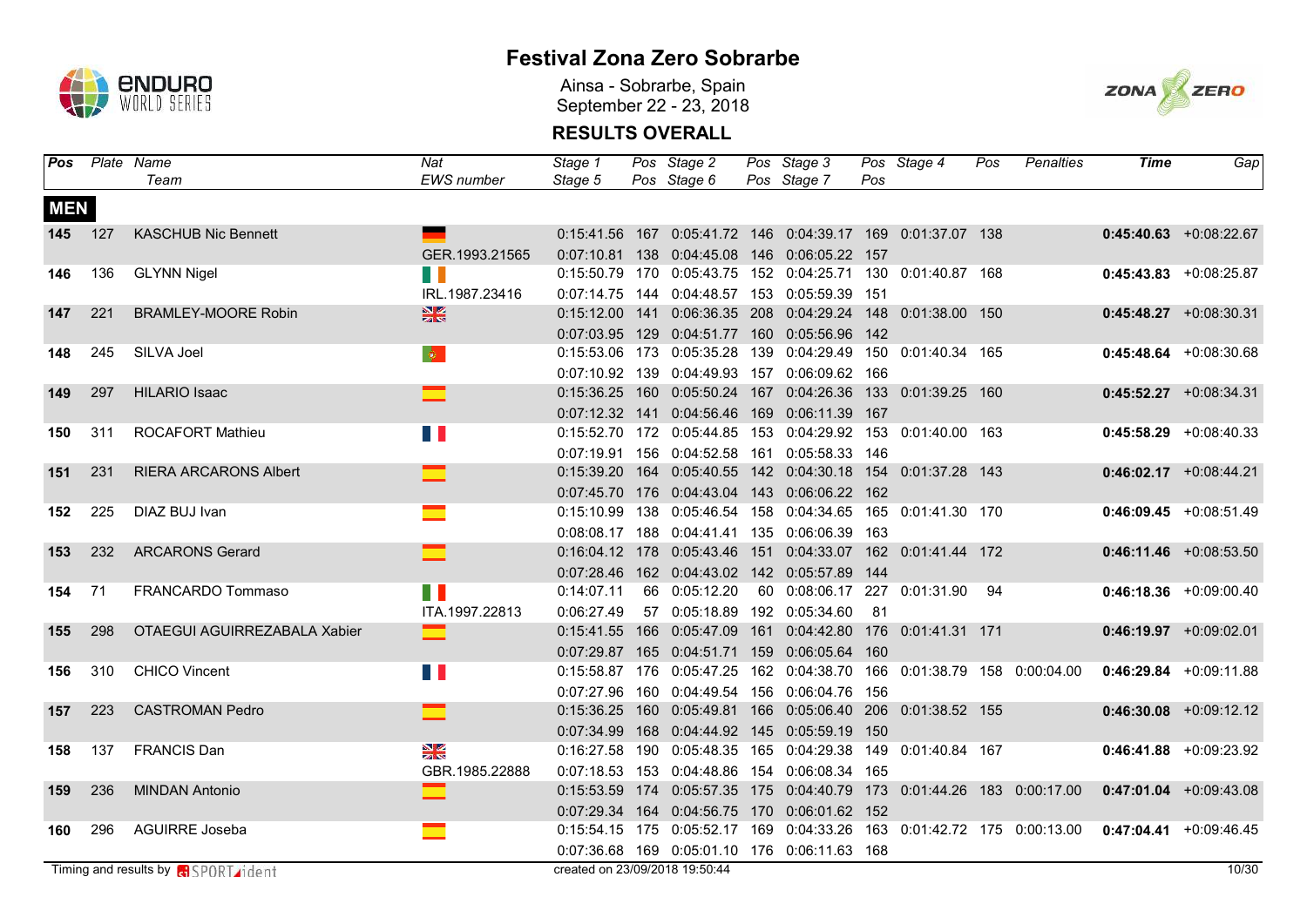# Festival Zona Zero Sobrarbe

Ainsa - Sobrarbe, Spain
September 22 - 23, 2018

## RESULTS OVERALL

| Pos | Plate | Name / Team | Nat / EWS number | Stage 1 / Stage 5 | Pos | Stage 2 / Stage 6 | Pos | Stage 3 / Stage 7 | Pos | Stage 4 | Pos | Penalties | Time | Gap |
|---|---|---|---|---|---|---|---|---|---|---|---|---|---|---|
| **MEN** | | | | | | | | | | | | | | |
| **145** | 127 | KASCHUB Nic Bennett | | 0:15:41.56 | 167 | 0:05:41.72 | 146 | 0:04:39.17 | 169 | 0:01:37.07 | 138 | | **0:45:40.63** | +0:08:22.67 |
| | | | GER.1993.21565 | 0:07:10.81 | 138 | 0:04:45.08 | 146 | 0:06:05.22 | 157 | | | | | |
| **146** | 136 | GLYNN Nigel | | 0:15:50.79 | 170 | 0:05:43.75 | 152 | 0:04:25.71 | 130 | 0:01:40.87 | 168 | | **0:45:43.83** | +0:08:25.87 |
| | | | IRL.1987.23416 | 0:07:14.75 | 144 | 0:04:48.57 | 153 | 0:05:59.39 | 151 | | | | | |
| **147** | 221 | BRAMLEY-MOORE Robin | | 0:15:12.00 | 141 | 0:06:36.35 | 208 | 0:04:29.24 | 148 | 0:01:38.00 | 150 | | **0:45:48.27** | +0:08:30.31 |
| | | | | 0:07:03.95 | 129 | 0:04:51.77 | 160 | 0:05:56.96 | 142 | | | | | |
| **148** | 245 | SILVA Joel | | 0:15:53.06 | 173 | 0:05:35.28 | 139 | 0:04:29.49 | 150 | 0:01:40.34 | 165 | | **0:45:48.64** | +0:08:30.68 |
| | | | | 0:07:10.92 | 139 | 0:04:49.93 | 157 | 0:06:09.62 | 166 | | | | | |
| **149** | 297 | HILARIO Isaac | | 0:15:36.25 | 160 | 0:05:50.24 | 167 | 0:04:26.36 | 133 | 0:01:39.25 | 160 | | **0:45:52.27** | +0:08:34.31 |
| | | | | 0:07:12.32 | 141 | 0:04:56.46 | 169 | 0:06:11.39 | 167 | | | | | |
| **150** | 311 | ROCAFORT Mathieu | | 0:15:52.70 | 172 | 0:05:44.85 | 153 | 0:04:29.92 | 153 | 0:01:40.00 | 163 | | **0:45:58.29** | +0:08:40.33 |
| | | | | 0:07:19.91 | 156 | 0:04:52.58 | 161 | 0:05:58.33 | 146 | | | | | |
| **151** | 231 | RIERA ARCARONS Albert | | 0:15:39.20 | 164 | 0:05:40.55 | 142 | 0:04:30.18 | 154 | 0:01:37.28 | 143 | | **0:46:02.17** | +0:08:44.21 |
| | | | | 0:07:45.70 | 176 | 0:04:43.04 | 143 | 0:06:06.22 | 162 | | | | | |
| **152** | 225 | DIAZ BUJ Ivan | | 0:15:10.99 | 138 | 0:05:46.54 | 158 | 0:04:34.65 | 165 | 0:01:41.30 | 170 | | **0:46:09.45** | +0:08:51.49 |
| | | | | 0:08:08.17 | 188 | 0:04:41.41 | 135 | 0:06:06.39 | 163 | | | | | |
| **153** | 232 | ARCARONS Gerard | | 0:16:04.12 | 178 | 0:05:43.46 | 151 | 0:04:33.07 | 162 | 0:01:41.44 | 172 | | **0:46:11.46** | +0:08:53.50 |
| | | | | 0:07:28.46 | 162 | 0:04:43.02 | 142 | 0:05:57.89 | 144 | | | | | |
| **154** | 71 | FRANCARDO Tommaso | | 0:14:07.11 | 66 | 0:05:12.20 | 60 | 0:08:06.17 | 227 | 0:01:31.90 | 94 | | **0:46:18.36** | +0:09:00.40 |
| | | | ITA.1997.22813 | 0:06:27.49 | 57 | 0:05:18.89 | 192 | 0:05:34.60 | 81 | | | | | |
| **155** | 298 | OTAEGUI AGUIRREZABALA Xabier | | 0:15:41.55 | 166 | 0:05:47.09 | 161 | 0:04:42.80 | 176 | 0:01:41.31 | 171 | | **0:46:19.97** | +0:09:02.01 |
| | | | | 0:07:29.87 | 165 | 0:04:51.71 | 159 | 0:06:05.64 | 160 | | | | | |
| **156** | 310 | CHICO Vincent | | 0:15:58.87 | 176 | 0:05:47.25 | 162 | 0:04:38.70 | 166 | 0:01:38.79 | 158 | 0:00:04.00 | **0:46:29.84** | +0:09:11.88 |
| | | | | 0:07:27.96 | 160 | 0:04:49.54 | 156 | 0:06:04.76 | 156 | | | | | |
| **157** | 223 | CASTROMAN Pedro | | 0:15:36.25 | 160 | 0:05:49.81 | 166 | 0:05:06.40 | 206 | 0:01:38.52 | 155 | | **0:46:30.08** | +0:09:12.12 |
| | | | | 0:07:34.99 | 168 | 0:04:44.92 | 145 | 0:05:59.19 | 150 | | | | | |
| **158** | 137 | FRANCIS Dan | | 0:16:27.58 | 190 | 0:05:48.35 | 165 | 0:04:29.38 | 149 | 0:01:40.84 | 167 | | **0:46:41.88** | +0:09:23.92 |
| | | | GBR.1985.22888 | 0:07:18.53 | 153 | 0:04:48.86 | 154 | 0:06:08.34 | 165 | | | | | |
| **159** | 236 | MINDAN Antonio | | 0:15:53.59 | 174 | 0:05:57.35 | 175 | 0:04:40.79 | 173 | 0:01:44.26 | 183 | 0:00:17.00 | **0:47:01.04** | +0:09:43.08 |
| | | | | 0:07:29.34 | 164 | 0:04:56.75 | 170 | 0:06:01.62 | 152 | | | | | |
| **160** | 296 | AGUIRRE Joseba | | 0:15:54.15 | 175 | 0:05:52.17 | 169 | 0:04:33.26 | 163 | 0:01:42.72 | 175 | 0:00:13.00 | **0:47:04.41** | +0:09:46.45 |
| | | | | 0:07:36.68 | 169 | 0:05:01.10 | 176 | 0:06:11.63 | 168 | | | | | |

Timing and results by SPORTident — created on 23/09/2018 19:50:44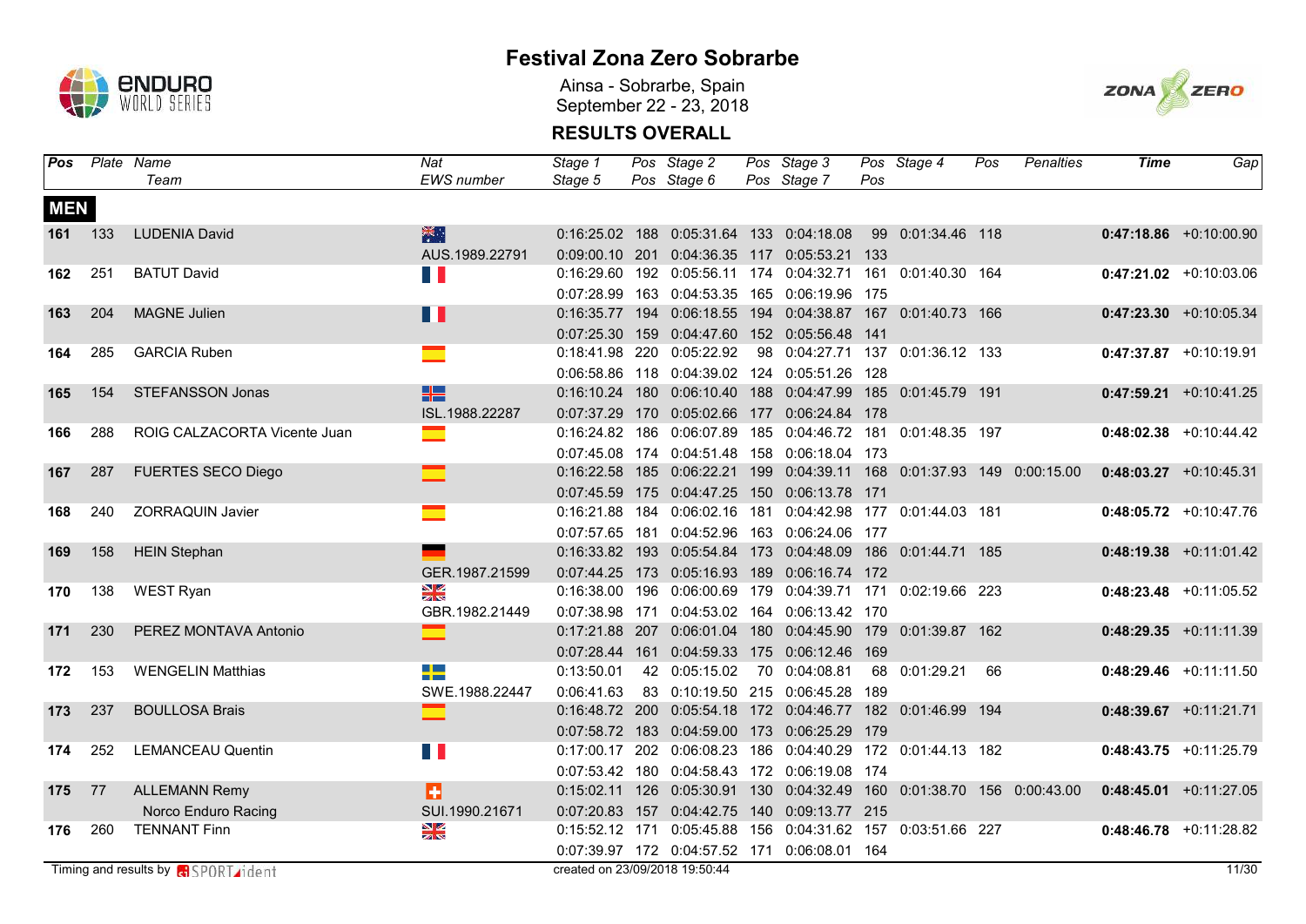# Festival Zona Zero Sobrarbe

Ainsa - Sobrarbe, Spain
September 22 - 23, 2018

## RESULTS OVERALL

| Pos | Plate | Name / Team | Nat / EWS number | Stage 1 / Stage 5 | Pos | Stage 2 / Stage 6 | Pos | Stage 3 / Stage 7 | Pos | Stage 4 | Pos | Penalties | Time | Gap |
|---|---|---|---|---|---|---|---|---|---|---|---|---|---|---|
| **MEN** | | | | | | | | | | | | | | |
| **161** | 133 | LUDENIA David | | 0:16:25.02 | 188 | 0:05:31.64 | 133 | 0:04:18.08 | 99 | 0:01:34.46 | 118 | | **0:47:18.86** | +0:10:00.90 |
| | | | AUS.1989.22791 | 0:09:00.10 | 201 | 0:04:36.35 | 117 | 0:05:53.21 | 133 | | | | | |
| **162** | 251 | BATUT David | | 0:16:29.60 | 192 | 0:05:56.11 | 174 | 0:04:32.71 | 161 | 0:01:40.30 | 164 | | **0:47:21.02** | +0:10:03.06 |
| | | | | 0:07:28.99 | 163 | 0:04:53.35 | 165 | 0:06:19.96 | 175 | | | | | |
| **163** | 204 | MAGNE Julien | | 0:16:35.77 | 194 | 0:06:18.55 | 194 | 0:04:38.87 | 167 | 0:01:40.73 | 166 | | **0:47:23.30** | +0:10:05.34 |
| | | | | 0:07:25.30 | 159 | 0:04:47.60 | 152 | 0:05:56.48 | 141 | | | | | |
| **164** | 285 | GARCIA Ruben | | 0:18:41.98 | 220 | 0:05:22.92 | 98 | 0:04:27.71 | 137 | 0:01:36.12 | 133 | | **0:47:37.87** | +0:10:19.91 |
| | | | | 0:06:58.86 | 118 | 0:04:39.02 | 124 | 0:05:51.26 | 128 | | | | | |
| **165** | 154 | STEFANSSON Jonas | | 0:16:10.24 | 180 | 0:06:10.40 | 188 | 0:04:47.99 | 185 | 0:01:45.79 | 191 | | **0:47:59.21** | +0:10:41.25 |
| | | | ISL.1988.22287 | 0:07:37.29 | 170 | 0:05:02.66 | 177 | 0:06:24.84 | 178 | | | | | |
| **166** | 288 | ROIG CALZACORTA Vicente Juan | | 0:16:24.82 | 186 | 0:06:07.89 | 185 | 0:04:46.72 | 181 | 0:01:48.35 | 197 | | **0:48:02.38** | +0:10:44.42 |
| | | | | 0:07:45.08 | 174 | 0:04:51.48 | 158 | 0:06:18.04 | 173 | | | | | |
| **167** | 287 | FUERTES SECO Diego | | 0:16:22.58 | 185 | 0:06:22.21 | 199 | 0:04:39.11 | 168 | 0:01:37.93 | 149 | 0:00:15.00 | **0:48:03.27** | +0:10:45.31 |
| | | | | 0:07:45.59 | 175 | 0:04:47.25 | 150 | 0:06:13.78 | 171 | | | | | |
| **168** | 240 | ZORRAQUIN Javier | | 0:16:21.88 | 184 | 0:06:02.16 | 181 | 0:04:42.98 | 177 | 0:01:44.03 | 181 | | **0:48:05.72** | +0:10:47.76 |
| | | | | 0:07:57.65 | 181 | 0:04:52.96 | 163 | 0:06:24.06 | 177 | | | | | |
| **169** | 158 | HEIN Stephan | | 0:16:33.82 | 193 | 0:05:54.84 | 173 | 0:04:48.09 | 186 | 0:01:44.71 | 185 | | **0:48:19.38** | +0:11:01.42 |
| | | | GER.1987.21599 | 0:07:44.25 | 173 | 0:05:16.93 | 189 | 0:06:16.74 | 172 | | | | | |
| **170** | 138 | WEST Ryan | | 0:16:38.00 | 196 | 0:06:00.69 | 179 | 0:04:39.71 | 171 | 0:02:19.66 | 223 | | **0:48:23.48** | +0:11:05.52 |
| | | | GBR.1982.21449 | 0:07:38.98 | 171 | 0:04:53.02 | 164 | 0:06:13.42 | 170 | | | | | |
| **171** | 230 | PEREZ MONTAVA Antonio | | 0:17:21.88 | 207 | 0:06:01.04 | 180 | 0:04:45.90 | 179 | 0:01:39.87 | 162 | | **0:48:29.35** | +0:11:11.39 |
| | | | | 0:07:28.44 | 161 | 0:04:59.33 | 175 | 0:06:12.46 | 169 | | | | | |
| **172** | 153 | WENGELIN Matthias | | 0:13:50.01 | 42 | 0:05:15.02 | 70 | 0:04:08.81 | 68 | 0:01:29.21 | 66 | | **0:48:29.46** | +0:11:11.50 |
| | | | SWE.1988.22447 | 0:06:41.63 | 83 | 0:10:19.50 | 215 | 0:06:45.28 | 189 | | | | | |
| **173** | 237 | BOULLOSA Brais | | 0:16:48.72 | 200 | 0:05:54.18 | 172 | 0:04:46.77 | 182 | 0:01:46.99 | 194 | | **0:48:39.67** | +0:11:21.71 |
| | | | | 0:07:58.72 | 183 | 0:04:59.00 | 173 | 0:06:25.29 | 179 | | | | | |
| **174** | 252 | LEMANCEAU Quentin | | 0:17:00.17 | 202 | 0:06:08.23 | 186 | 0:04:40.29 | 172 | 0:01:44.13 | 182 | | **0:48:43.75** | +0:11:25.79 |
| | | | | 0:07:53.42 | 180 | 0:04:58.43 | 172 | 0:06:19.08 | 174 | | | | | |
| **175** | 77 | ALLEMANN Remy | | 0:15:02.11 | 126 | 0:05:30.91 | 130 | 0:04:32.49 | 160 | 0:01:38.70 | 156 | 0:00:43.00 | **0:48:45.01** | +0:11:27.05 |
| | | Norco Enduro Racing | SUI.1990.21671 | 0:07:20.83 | 157 | 0:04:42.75 | 140 | 0:09:13.77 | 215 | | | | | |
| **176** | 260 | TENNANT Finn | | 0:15:52.12 | 171 | 0:05:45.88 | 156 | 0:04:31.62 | 157 | 0:03:51.66 | 227 | | **0:48:46.78** | +0:11:28.82 |
| | | | | 0:07:39.97 | 172 | 0:04:57.52 | 171 | 0:06:08.01 | 164 | | | | | |

Timing and results by SPORTident — created on 23/09/2018 19:50:44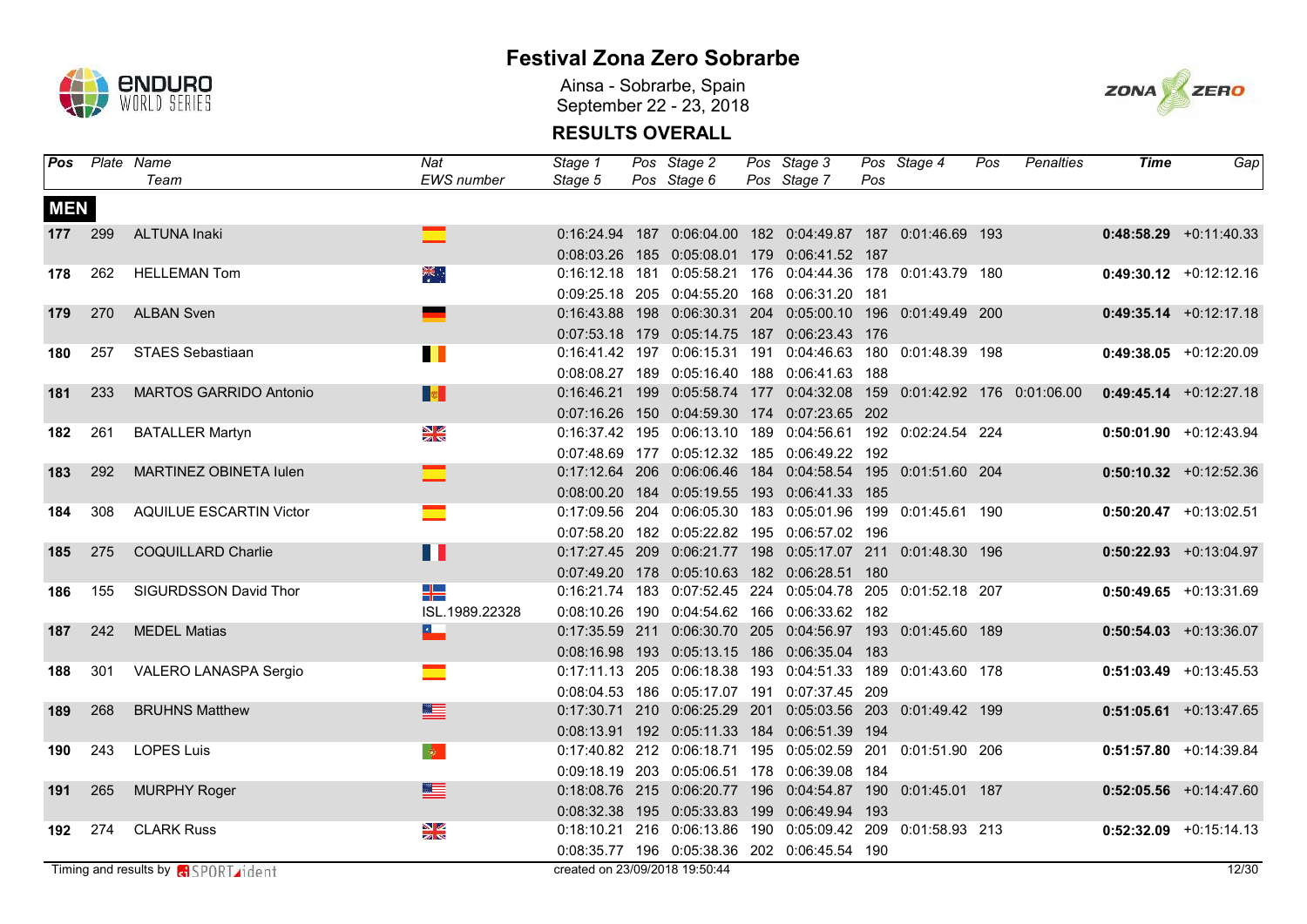# Festival Zona Zero Sobrarbe

Ainsa - Sobrarbe, Spain
September 22 - 23, 2018

## RESULTS OVERALL

| Pos | Plate | Name / Team | Nat / EWS number | Stage 1 / Stage 5 | Pos | Stage 2 / Stage 6 | Pos | Stage 3 / Stage 7 | Pos | Stage 4 | Pos | Penalties | Time | Gap |
|---|---|---|---|---|---|---|---|---|---|---|---|---|---|---|
| **MEN** | | | | | | | | | | | | | | |
| **177** | 299 | ALTUNA Inaki | | 0:16:24.94 | 187 | 0:06:04.00 | 182 | 0:04:49.87 | 187 | 0:01:46.69 | 193 | | **0:48:58.29** | +0:11:40.33 |
| | | | | 0:08:03.26 | 185 | 0:05:08.01 | 179 | 0:06:41.52 | 187 | | | | | |
| **178** | 262 | HELLEMAN Tom | | 0:16:12.18 | 181 | 0:05:58.21 | 176 | 0:04:44.36 | 178 | 0:01:43.79 | 180 | | **0:49:30.12** | +0:12:12.16 |
| | | | | 0:09:25.18 | 205 | 0:04:55.20 | 168 | 0:06:31.20 | 181 | | | | | |
| **179** | 270 | ALBAN Sven | | 0:16:43.88 | 198 | 0:06:30.31 | 204 | 0:05:00.10 | 196 | 0:01:49.49 | 200 | | **0:49:35.14** | +0:12:17.18 |
| | | | | 0:07:53.18 | 179 | 0:05:14.75 | 187 | 0:06:23.43 | 176 | | | | | |
| **180** | 257 | STAES Sebastiaan | | 0:16:41.42 | 197 | 0:06:15.31 | 191 | 0:04:46.63 | 180 | 0:01:48.39 | 198 | | **0:49:38.05** | +0:12:20.09 |
| | | | | 0:08:08.27 | 189 | 0:05:16.40 | 188 | 0:06:41.63 | 188 | | | | | |
| **181** | 233 | MARTOS GARRIDO Antonio | | 0:16:46.21 | 199 | 0:05:58.74 | 177 | 0:04:32.08 | 159 | 0:01:42.92 | 176 | 0:01:06.00 | **0:49:45.14** | +0:12:27.18 |
| | | | | 0:07:16.26 | 150 | 0:04:59.30 | 174 | 0:07:23.65 | 202 | | | | | |
| **182** | 261 | BATALLER Martyn | | 0:16:37.42 | 195 | 0:06:13.10 | 189 | 0:04:56.61 | 192 | 0:02:24.54 | 224 | | **0:50:01.90** | +0:12:43.94 |
| | | | | 0:07:48.69 | 177 | 0:05:12.32 | 185 | 0:06:49.22 | 192 | | | | | |
| **183** | 292 | MARTINEZ OBINETA Iulen | | 0:17:12.64 | 206 | 0:06:06.46 | 184 | 0:04:58.54 | 195 | 0:01:51.60 | 204 | | **0:50:10.32** | +0:12:52.36 |
| | | | | 0:08:00.20 | 184 | 0:05:19.55 | 193 | 0:06:41.33 | 185 | | | | | |
| **184** | 308 | AQUILUE ESCARTIN Victor | | 0:17:09.56 | 204 | 0:06:05.30 | 183 | 0:05:01.96 | 199 | 0:01:45.61 | 190 | | **0:50:20.47** | +0:13:02.51 |
| | | | | 0:07:58.20 | 182 | 0:05:22.82 | 195 | 0:06:57.02 | 196 | | | | | |
| **185** | 275 | COQUILLARD Charlie | | 0:17:27.45 | 209 | 0:06:21.77 | 198 | 0:05:17.07 | 211 | 0:01:48.30 | 196 | | **0:50:22.93** | +0:13:04.97 |
| | | | | 0:07:49.20 | 178 | 0:05:10.63 | 182 | 0:06:28.51 | 180 | | | | | |
| **186** | 155 | SIGURDSSON David Thor | ISL.1989.22328 | 0:16:21.74 | 183 | 0:07:52.45 | 224 | 0:05:04.78 | 205 | 0:01:52.18 | 207 | | **0:50:49.65** | +0:13:31.69 |
| | | | | 0:08:10.26 | 190 | 0:04:54.62 | 166 | 0:06:33.62 | 182 | | | | | |
| **187** | 242 | MEDEL Matias | | 0:17:35.59 | 211 | 0:06:30.70 | 205 | 0:04:56.97 | 193 | 0:01:45.60 | 189 | | **0:50:54.03** | +0:13:36.07 |
| | | | | 0:08:16.98 | 193 | 0:05:13.15 | 186 | 0:06:35.04 | 183 | | | | | |
| **188** | 301 | VALERO LANASPA Sergio | | 0:17:11.13 | 205 | 0:06:18.38 | 193 | 0:04:51.33 | 189 | 0:01:43.60 | 178 | | **0:51:03.49** | +0:13:45.53 |
| | | | | 0:08:04.53 | 186 | 0:05:17.07 | 191 | 0:07:37.45 | 209 | | | | | |
| **189** | 268 | BRUHNS Matthew | | 0:17:30.71 | 210 | 0:06:25.29 | 201 | 0:05:03.56 | 203 | 0:01:49.42 | 199 | | **0:51:05.61** | +0:13:47.65 |
| | | | | 0:08:13.91 | 192 | 0:05:11.33 | 184 | 0:06:51.39 | 194 | | | | | |
| **190** | 243 | LOPES Luis | | 0:17:40.82 | 212 | 0:06:18.71 | 195 | 0:05:02.59 | 201 | 0:01:51.90 | 206 | | **0:51:57.80** | +0:14:39.84 |
| | | | | 0:09:18.19 | 203 | 0:05:06.51 | 178 | 0:06:39.08 | 184 | | | | | |
| **191** | 265 | MURPHY Roger | | 0:18:08.76 | 215 | 0:06:20.77 | 196 | 0:04:54.87 | 190 | 0:01:45.01 | 187 | | **0:52:05.56** | +0:14:47.60 |
| | | | | 0:08:32.38 | 195 | 0:05:33.83 | 199 | 0:06:49.94 | 193 | | | | | |
| **192** | 274 | CLARK Russ | | 0:18:10.21 | 216 | 0:06:13.86 | 190 | 0:05:09.42 | 209 | 0:01:58.93 | 213 | | **0:52:32.09** | +0:15:14.13 |
| | | | | 0:08:35.77 | 196 | 0:05:38.36 | 202 | 0:06:45.54 | 190 | | | | | |

Timing and results by SPORTident

created on 23/09/2018 19:50:44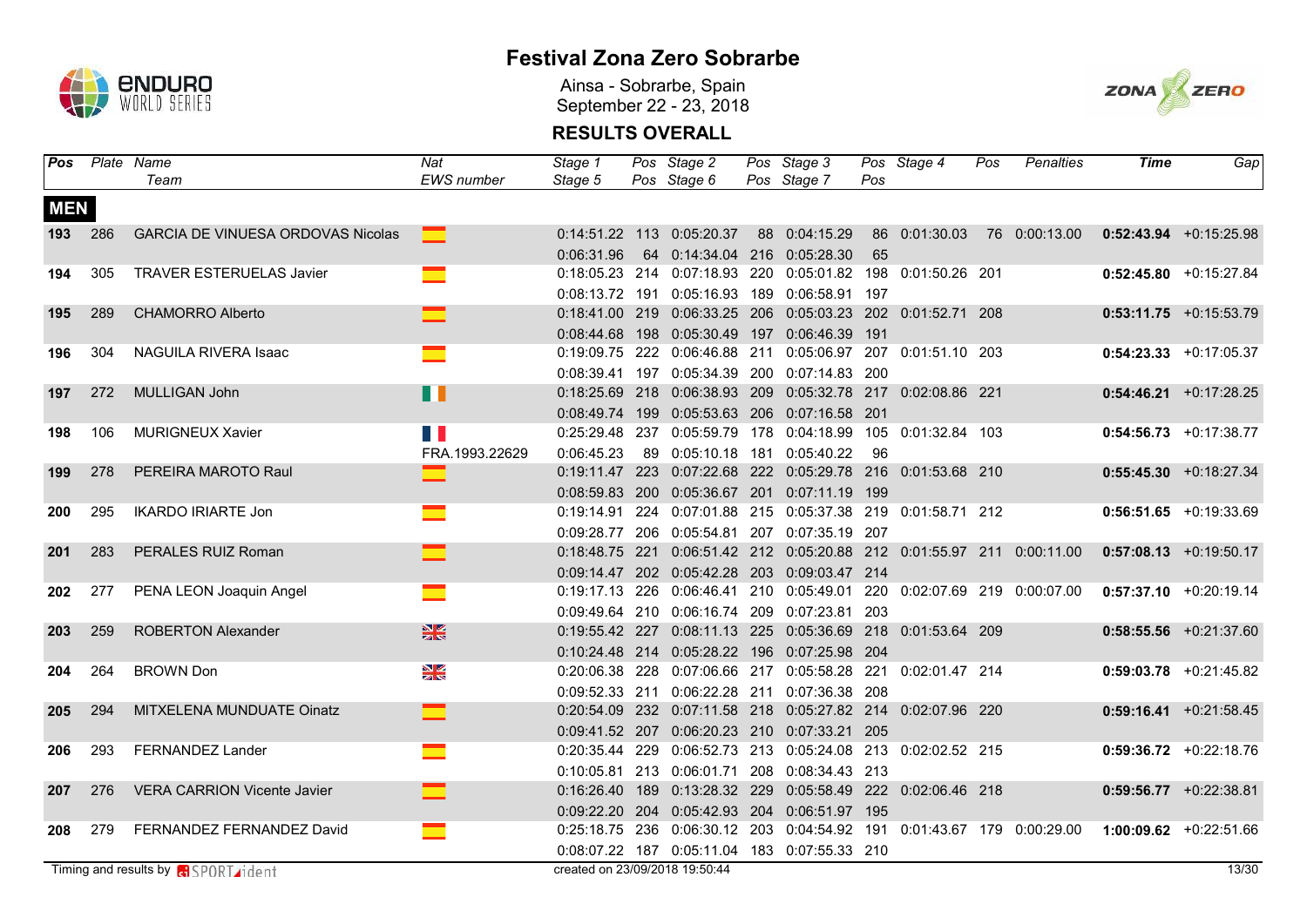# Festival Zona Zero Sobrarbe

Ainsa - Sobrarbe, Spain
September 22 - 23, 2018

## RESULTS OVERALL

| Pos | Plate | Name / Team | Nat / EWS number | Stage 1 / Stage 5 | Pos | Stage 2 / Stage 6 | Pos | Stage 3 / Stage 7 | Pos | Stage 4 | Pos | Penalties | Time | Gap |
|---|---|---|---|---|---|---|---|---|---|---|---|---|---|---|
| **MEN** | | | | | | | | | | | | | | |
| **193** | 286 | GARCIA DE VINUESA ORDOVAS Nicolas | | 0:14:51.22 | 113 | 0:05:20.37 | 88 | 0:04:15.29 | 86 | 0:01:30.03 | 76 | 0:00:13.00 | **0:52:43.94** | +0:15:25.98 |
| | | | | 0:06:31.96 | 64 | 0:14:34.04 | 216 | 0:05:28.30 | 65 | | | | | |
| **194** | 305 | TRAVER ESTERUELAS Javier | | 0:18:05.23 | 214 | 0:07:18.93 | 220 | 0:05:01.82 | 198 | 0:01:50.26 | 201 | | **0:52:45.80** | +0:15:27.84 |
| | | | | 0:08:13.72 | 191 | 0:05:16.93 | 189 | 0:06:58.91 | 197 | | | | | |
| **195** | 289 | CHAMORRO Alberto | | 0:18:41.00 | 219 | 0:06:33.25 | 206 | 0:05:03.23 | 202 | 0:01:52.71 | 208 | | **0:53:11.75** | +0:15:53.79 |
| | | | | 0:08:44.68 | 198 | 0:05:30.49 | 197 | 0:06:46.39 | 191 | | | | | |
| **196** | 304 | NAGUILA RIVERA Isaac | | 0:19:09.75 | 222 | 0:06:46.88 | 211 | 0:05:06.97 | 207 | 0:01:51.10 | 203 | | **0:54:23.33** | +0:17:05.37 |
| | | | | 0:08:39.41 | 197 | 0:05:34.39 | 200 | 0:07:14.83 | 200 | | | | | |
| **197** | 272 | MULLIGAN John | | 0:18:25.69 | 218 | 0:06:38.93 | 209 | 0:05:32.78 | 217 | 0:02:08.86 | 221 | | **0:54:46.21** | +0:17:28.25 |
| | | | | 0:08:49.74 | 199 | 0:05:53.63 | 206 | 0:07:16.58 | 201 | | | | | |
| **198** | 106 | MURIGNEUX Xavier | | 0:25:29.48 | 237 | 0:05:59.79 | 178 | 0:04:18.99 | 105 | 0:01:32.84 | 103 | | **0:54:56.73** | +0:17:38.77 |
| | | | FRA.1993.22629 | 0:06:45.23 | 89 | 0:05:10.18 | 181 | 0:05:40.22 | 96 | | | | | |
| **199** | 278 | PEREIRA MAROTO Raul | | 0:19:11.47 | 223 | 0:07:22.68 | 222 | 0:05:29.78 | 216 | 0:01:53.68 | 210 | | **0:55:45.30** | +0:18:27.34 |
| | | | | 0:08:59.83 | 200 | 0:05:36.67 | 201 | 0:07:11.19 | 199 | | | | | |
| **200** | 295 | IKARDO IRIARTE Jon | | 0:19:14.91 | 224 | 0:07:01.88 | 215 | 0:05:37.38 | 219 | 0:01:58.71 | 212 | | **0:56:51.65** | +0:19:33.69 |
| | | | | 0:09:28.77 | 206 | 0:05:54.81 | 207 | 0:07:35.19 | 207 | | | | | |
| **201** | 283 | PERALES RUIZ Roman | | 0:18:48.75 | 221 | 0:06:51.42 | 212 | 0:05:20.88 | 212 | 0:01:55.97 | 211 | 0:00:11.00 | **0:57:08.13** | +0:19:50.17 |
| | | | | 0:09:14.47 | 202 | 0:05:42.28 | 203 | 0:09:03.47 | 214 | | | | | |
| **202** | 277 | PENA LEON Joaquin Angel | | 0:19:17.13 | 226 | 0:06:46.41 | 210 | 0:05:49.01 | 220 | 0:02:07.69 | 219 | 0:00:07.00 | **0:57:37.10** | +0:20:19.14 |
| | | | | 0:09:49.64 | 210 | 0:06:16.74 | 209 | 0:07:23.81 | 203 | | | | | |
| **203** | 259 | ROBERTON Alexander | | 0:19:55.42 | 227 | 0:08:11.13 | 225 | 0:05:36.69 | 218 | 0:01:53.64 | 209 | | **0:58:55.56** | +0:21:37.60 |
| | | | | 0:10:24.48 | 214 | 0:05:28.22 | 196 | 0:07:25.98 | 204 | | | | | |
| **204** | 264 | BROWN Don | | 0:20:06.38 | 228 | 0:07:06.66 | 217 | 0:05:58.28 | 221 | 0:02:01.47 | 214 | | **0:59:03.78** | +0:21:45.82 |
| | | | | 0:09:52.33 | 211 | 0:06:22.28 | 211 | 0:07:36.38 | 208 | | | | | |
| **205** | 294 | MITXELENA MUNDUATE Oinatz | | 0:20:54.09 | 232 | 0:07:11.58 | 218 | 0:05:27.82 | 214 | 0:02:07.96 | 220 | | **0:59:16.41** | +0:21:58.45 |
| | | | | 0:09:41.52 | 207 | 0:06:20.23 | 210 | 0:07:33.21 | 205 | | | | | |
| **206** | 293 | FERNANDEZ Lander | | 0:20:35.44 | 229 | 0:06:52.73 | 213 | 0:05:24.08 | 213 | 0:02:02.52 | 215 | | **0:59:36.72** | +0:22:18.76 |
| | | | | 0:10:05.81 | 213 | 0:06:01.71 | 208 | 0:08:34.43 | 213 | | | | | |
| **207** | 276 | VERA CARRION Vicente Javier | | 0:16:26.40 | 189 | 0:13:28.32 | 229 | 0:05:58.49 | 222 | 0:02:06.46 | 218 | | **0:59:56.77** | +0:22:38.81 |
| | | | | 0:09:22.20 | 204 | 0:05:42.93 | 204 | 0:06:51.97 | 195 | | | | | |
| **208** | 279 | FERNANDEZ FERNANDEZ David | | 0:25:18.75 | 236 | 0:06:30.12 | 203 | 0:04:54.92 | 191 | 0:01:43.67 | 179 | 0:00:29.00 | **1:00:09.62** | +0:22:51.66 |
| | | | | 0:08:07.22 | 187 | 0:05:11.04 | 183 | 0:07:55.33 | 210 | | | | | |

Timing and results by SPORTident

created on 23/09/2018 19:50:44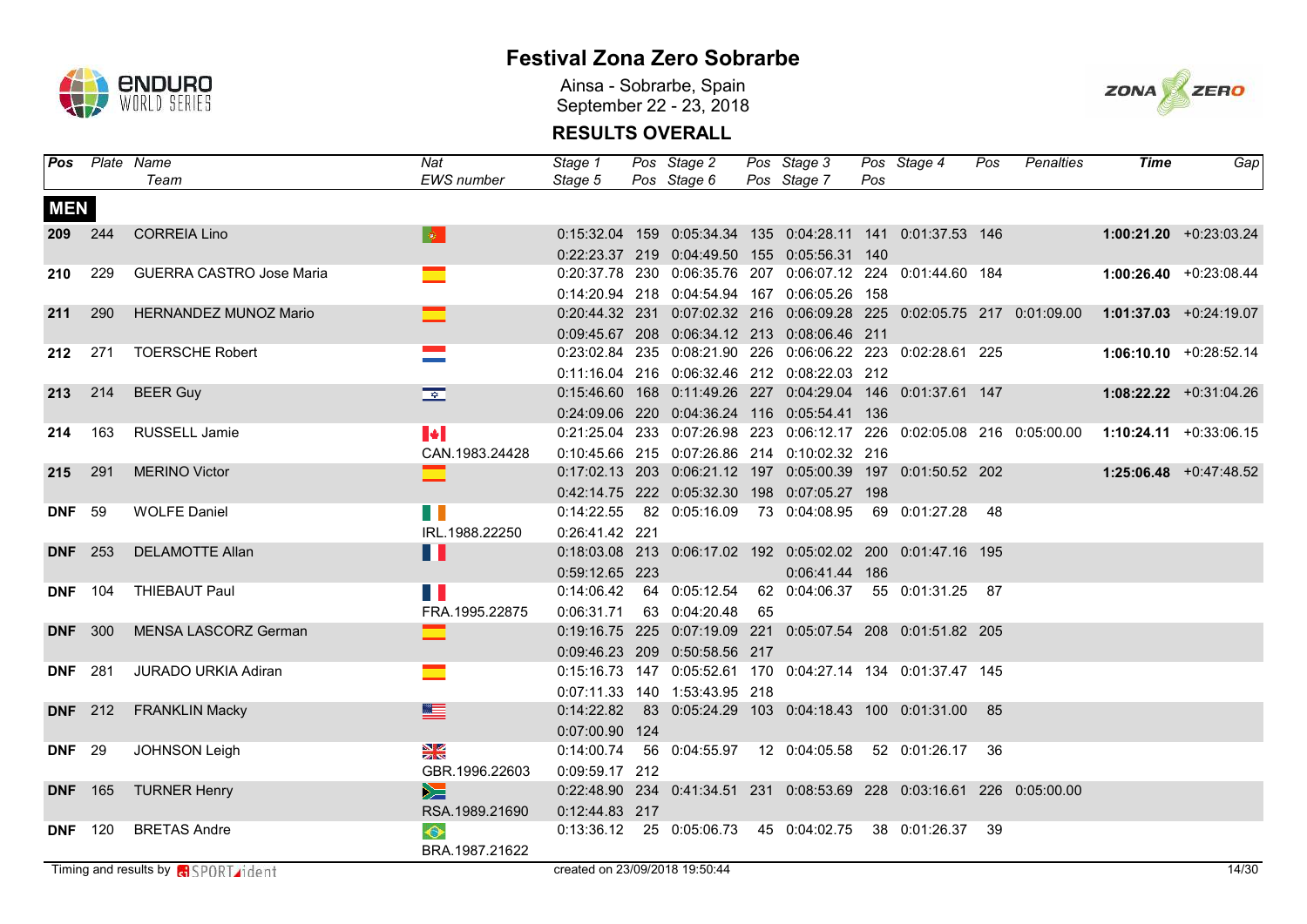# Festival Zona Zero Sobrarbe

Ainsa - Sobrarbe, Spain
September 22 - 23, 2018

## RESULTS OVERALL

| Pos | Plate | Name / Team | Nat / EWS number | Stage 1 / Stage 5 | Pos | Stage 2 / Stage 6 | Pos | Stage 3 / Stage 7 | Pos | Stage 4 | Pos | Penalties | Time | Gap |
|---|---|---|---|---|---|---|---|---|---|---|---|---|---|---|
| **MEN** | | | | | | | | | | | | | | |
| **209** | 244 | CORREIA Lino | | 0:15:32.04 | 159 | 0:05:34.34 | 135 | 0:04:28.11 | 141 | 0:01:37.53 | 146 | | **1:00:21.20** | +0:23:03.24 |
| | | | | 0:22:23.37 | 219 | 0:04:49.50 | 155 | 0:05:56.31 | 140 | | | | | |
| **210** | 229 | GUERRA CASTRO Jose Maria | | 0:20:37.78 | 230 | 0:06:35.76 | 207 | 0:06:07.12 | 224 | 0:01:44.60 | 184 | | **1:00:26.40** | +0:23:08.44 |
| | | | | 0:14:20.94 | 218 | 0:04:54.94 | 167 | 0:06:05.26 | 158 | | | | | |
| **211** | 290 | HERNANDEZ MUNOZ Mario | | 0:20:44.32 | 231 | 0:07:02.32 | 216 | 0:06:09.28 | 225 | 0:02:05.75 | 217 | 0:01:09.00 | **1:01:37.03** | +0:24:19.07 |
| | | | | 0:09:45.67 | 208 | 0:06:34.12 | 213 | 0:08:06.46 | 211 | | | | | |
| **212** | 271 | TOERSCHE Robert | | 0:23:02.84 | 235 | 0:08:21.90 | 226 | 0:06:06.22 | 223 | 0:02:28.61 | 225 | | **1:06:10.10** | +0:28:52.14 |
| | | | | 0:11:16.04 | 216 | 0:06:32.46 | 212 | 0:08:22.03 | 212 | | | | | |
| **213** | 214 | BEER Guy | | 0:15:46.60 | 168 | 0:11:49.26 | 227 | 0:04:29.04 | 146 | 0:01:37.61 | 147 | | **1:08:22.22** | +0:31:04.26 |
| | | | | 0:24:09.06 | 220 | 0:04:36.24 | 116 | 0:05:54.41 | 136 | | | | | |
| **214** | 163 | RUSSELL Jamie | | 0:21:25.04 | 233 | 0:07:26.98 | 223 | 0:06:12.17 | 226 | 0:02:05.08 | 216 | 0:05:00.00 | **1:10:24.11** | +0:33:06.15 |
| | | | CAN.1983.24428 | 0:10:45.66 | 215 | 0:07:26.86 | 214 | 0:10:02.32 | 216 | | | | | |
| **215** | 291 | MERINO Victor | | 0:17:02.13 | 203 | 0:06:21.12 | 197 | 0:05:00.39 | 197 | 0:01:50.52 | 202 | | **1:25:06.48** | +0:47:48.52 |
| | | | | 0:42:14.75 | 222 | 0:05:32.30 | 198 | 0:07:05.27 | 198 | | | | | |
| **DNF** | 59 | WOLFE Daniel | | 0:14:22.55 | 82 | 0:05:16.09 | 73 | 0:04:08.95 | 69 | 0:01:27.28 | 48 | | | |
| | | | IRL.1988.22250 | 0:26:41.42 | 221 | | | | | | | | | |
| **DNF** | 253 | DELAMOTTE Allan | | 0:18:03.08 | 213 | 0:06:17.02 | 192 | 0:05:02.02 | 200 | 0:01:47.16 | 195 | | | |
| | | | | 0:59:12.65 | 223 | | | 0:06:41.44 | 186 | | | | | |
| **DNF** | 104 | THIEBAUT Paul | | 0:14:06.42 | 64 | 0:05:12.54 | 62 | 0:04:06.37 | 55 | 0:01:31.25 | 87 | | | |
| | | | FRA.1995.22875 | 0:06:31.71 | 63 | 0:04:20.48 | 65 | | | | | | | |
| **DNF** | 300 | MENSA LASCORZ German | | 0:19:16.75 | 225 | 0:07:19.09 | 221 | 0:05:07.54 | 208 | 0:01:51.82 | 205 | | | |
| | | | | 0:09:46.23 | 209 | 0:50:58.56 | 217 | | | | | | | |
| **DNF** | 281 | JURADO URKIA Adiran | | 0:15:16.73 | 147 | 0:05:52.61 | 170 | 0:04:27.14 | 134 | 0:01:37.47 | 145 | | | |
| | | | | 0:07:11.33 | 140 | 1:53:43.95 | 218 | | | | | | | |
| **DNF** | 212 | FRANKLIN Macky | | 0:14:22.82 | 83 | 0:05:24.29 | 103 | 0:04:18.43 | 100 | 0:01:31.00 | 85 | | | |
| | | | | 0:07:00.90 | 124 | | | | | | | | | |
| **DNF** | 29 | JOHNSON Leigh | | 0:14:00.74 | 56 | 0:04:55.97 | 12 | 0:04:05.58 | 52 | 0:01:26.17 | 36 | | | |
| | | | GBR.1996.22603 | 0:09:59.17 | 212 | | | | | | | | | |
| **DNF** | 165 | TURNER Henry | | 0:22:48.90 | 234 | 0:41:34.51 | 231 | 0:08:53.69 | 228 | 0:03:16.61 | 226 | 0:05:00.00 | | |
| | | | RSA.1989.21690 | 0:12:44.83 | 217 | | | | | | | | | |
| **DNF** | 120 | BRETAS Andre | | 0:13:36.12 | 25 | 0:05:06.73 | 45 | 0:04:02.75 | 38 | 0:01:26.37 | 39 | | | |
| | | | BRA.1987.21622 | | | | | | | | | | | |

Timing and results by SPORTident — created on 23/09/2018 19:50:44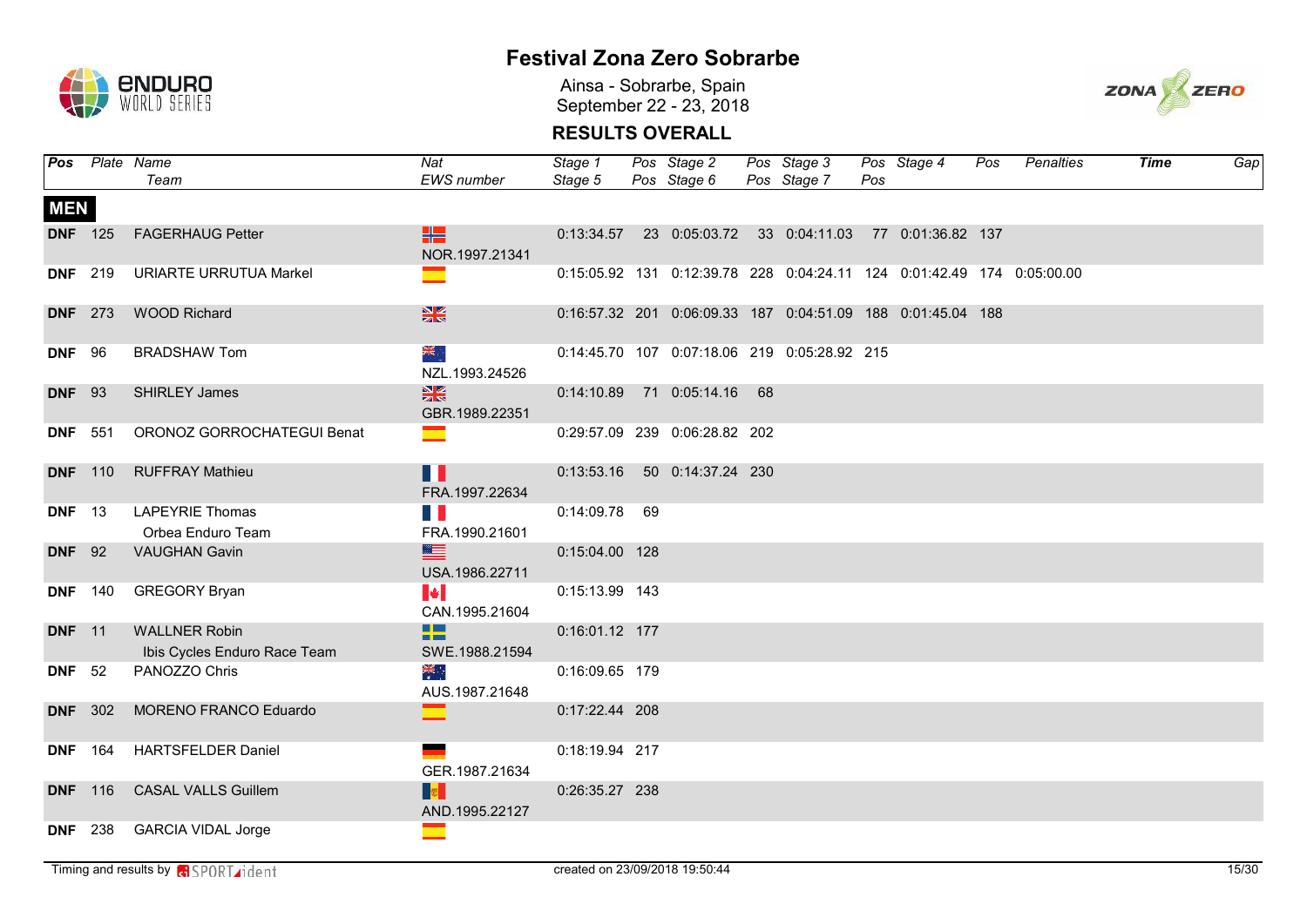# Festival Zona Zero Sobrarbe

Ainsa - Sobrarbe, Spain
September 22 - 23, 2018

## RESULTS OVERALL

| Pos | Plate | Name / Team | Nat / EWS number | Stage 1 / Stage 5 | Pos | Stage 2 / Stage 6 | Pos | Stage 3 / Stage 7 | Pos | Stage 4 | Pos | Penalties | Time | Gap |
|---|---|---|---|---|---|---|---|---|---|---|---|---|---|---|
| **MEN** | | | | | | | | | | | | | | |
| **DNF** | 125 | FAGERHAUG Petter | NOR.1997.21341 | 0:13:34.57 | 23 | 0:05:03.72 | 33 | 0:04:11.03 | 77 | 0:01:36.82 | 137 | | | |
| **DNF** | 219 | URIARTE URRUTUA Markel | | 0:15:05.92 | 131 | 0:12:39.78 | 228 | 0:04:24.11 | 124 | 0:01:42.49 | 174 | 0:05:00.00 | | |
| **DNF** | 273 | WOOD Richard | | 0:16:57.32 | 201 | 0:06:09.33 | 187 | 0:04:51.09 | 188 | 0:01:45.04 | 188 | | | |
| **DNF** | 96 | BRADSHAW Tom | NZL.1993.24526 | 0:14:45.70 | 107 | 0:07:18.06 | 219 | 0:05:28.92 | 215 | | | | | |
| **DNF** | 93 | SHIRLEY James | GBR.1989.22351 | 0:14:10.89 | 71 | 0:05:14.16 | 68 | | | | | | | |
| **DNF** | 551 | ORONOZ GORROCHATEGUI Benat | | 0:29:57.09 | 239 | 0:06:28.82 | 202 | | | | | | | |
| **DNF** | 110 | RUFFRAY Mathieu | FRA.1997.22634 | 0:13:53.16 | 50 | 0:14:37.24 | 230 | | | | | | | |
| **DNF** | 13 | LAPEYRIE Thomas / Orbea Enduro Team | FRA.1990.21601 | 0:14:09.78 | 69 | | | | | | | | | |
| **DNF** | 92 | VAUGHAN Gavin | USA.1986.22711 | 0:15:04.00 | 128 | | | | | | | | | |
| **DNF** | 140 | GREGORY Bryan | CAN.1995.21604 | 0:15:13.99 | 143 | | | | | | | | | |
| **DNF** | 11 | WALLNER Robin / Ibis Cycles Enduro Race Team | SWE.1988.21594 | 0:16:01.12 | 177 | | | | | | | | | |
| **DNF** | 52 | PANOZZO Chris | AUS.1987.21648 | 0:16:09.65 | 179 | | | | | | | | | |
| **DNF** | 302 | MORENO FRANCO Eduardo | | 0:17:22.44 | 208 | | | | | | | | | |
| **DNF** | 164 | HARTSFELDER Daniel | GER.1987.21634 | 0:18:19.94 | 217 | | | | | | | | | |
| **DNF** | 116 | CASAL VALLS Guillem | AND.1995.22127 | 0:26:35.27 | 238 | | | | | | | | | |
| **DNF** | 238 | GARCIA VIDAL Jorge | | | | | | | | | | | | |

Timing and results by SPORTident

created on 23/09/2018 19:50:44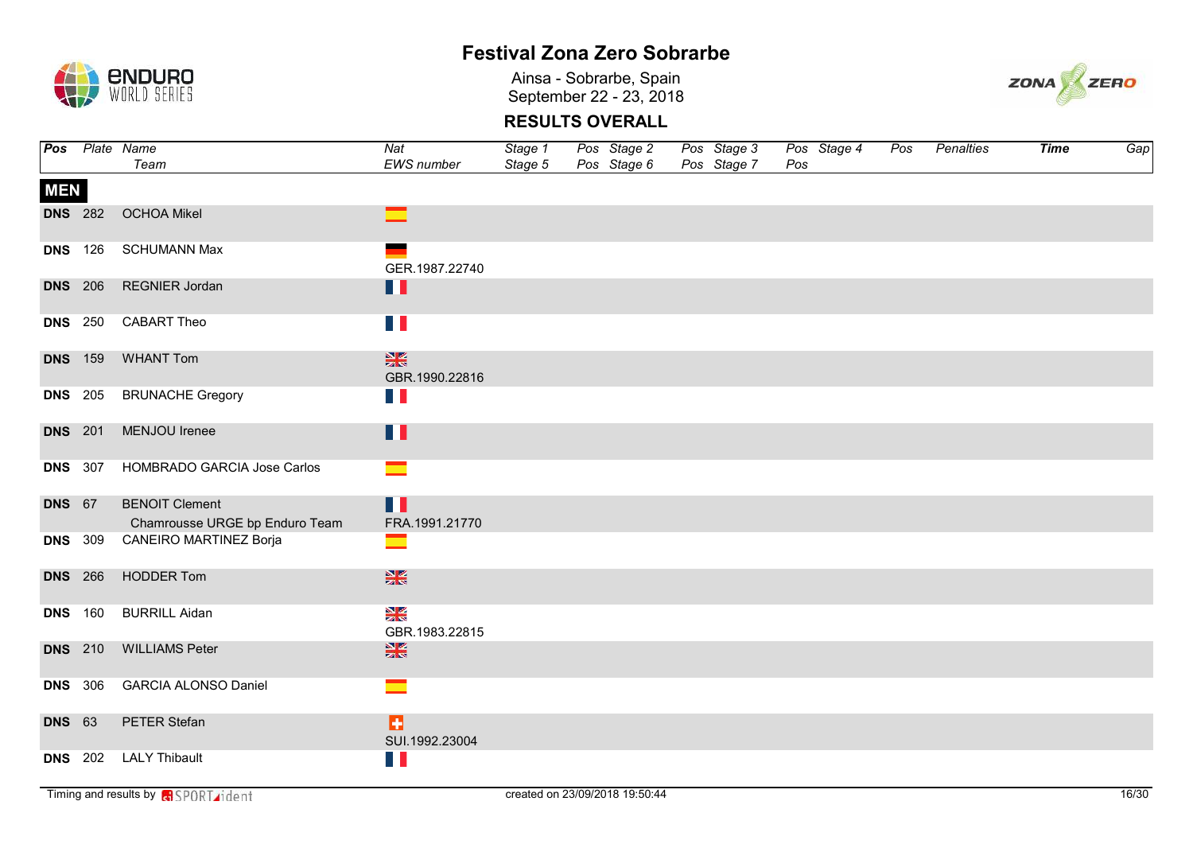# Festival Zona Zero Sobrarbe

Ainsa - Sobrarbe, Spain
September 22 - 23, 2018

## RESULTS OVERALL

| Pos | Plate | Name / Team | Nat / EWS number | Stage 1 / Stage 5 | Pos | Stage 2 / Stage 6 | Pos | Stage 3 / Stage 7 | Pos | Stage 4 | Pos | Penalties | Time | Gap |
|---|---|---|---|---|---|---|---|---|---|---|---|---|---|---|
| **MEN** | | | | | | | | | | | | | | |
| **DNS** | 282 | OCHOA Mikel | | | | | | | | | | | | |
| **DNS** | 126 | SCHUMANN Max | GER.1987.22740 | | | | | | | | | | | |
| **DNS** | 206 | REGNIER Jordan | | | | | | | | | | | | |
| **DNS** | 250 | CABART Theo | | | | | | | | | | | | |
| **DNS** | 159 | WHANT Tom | GBR.1990.22816 | | | | | | | | | | | |
| **DNS** | 205 | BRUNACHE Gregory | | | | | | | | | | | | |
| **DNS** | 201 | MENJOU Irenee | | | | | | | | | | | | |
| **DNS** | 307 | HOMBRADO GARCIA Jose Carlos | | | | | | | | | | | | |
| **DNS** | 67 | BENOIT Clement / Chamrousse URGE bp Enduro Team | FRA.1991.21770 | | | | | | | | | | | |
| **DNS** | 309 | CANEIRO MARTINEZ Borja | | | | | | | | | | | | |
| **DNS** | 266 | HODDER Tom | | | | | | | | | | | | |
| **DNS** | 160 | BURRILL Aidan | GBR.1983.22815 | | | | | | | | | | | |
| **DNS** | 210 | WILLIAMS Peter | | | | | | | | | | | | |
| **DNS** | 306 | GARCIA ALONSO Daniel | | | | | | | | | | | | |
| **DNS** | 63 | PETER Stefan | SUI.1992.23004 | | | | | | | | | | | |
| **DNS** | 202 | LALY Thibault | | | | | | | | | | | | |

Timing and results by SPORTident — created on 23/09/2018 19:50:44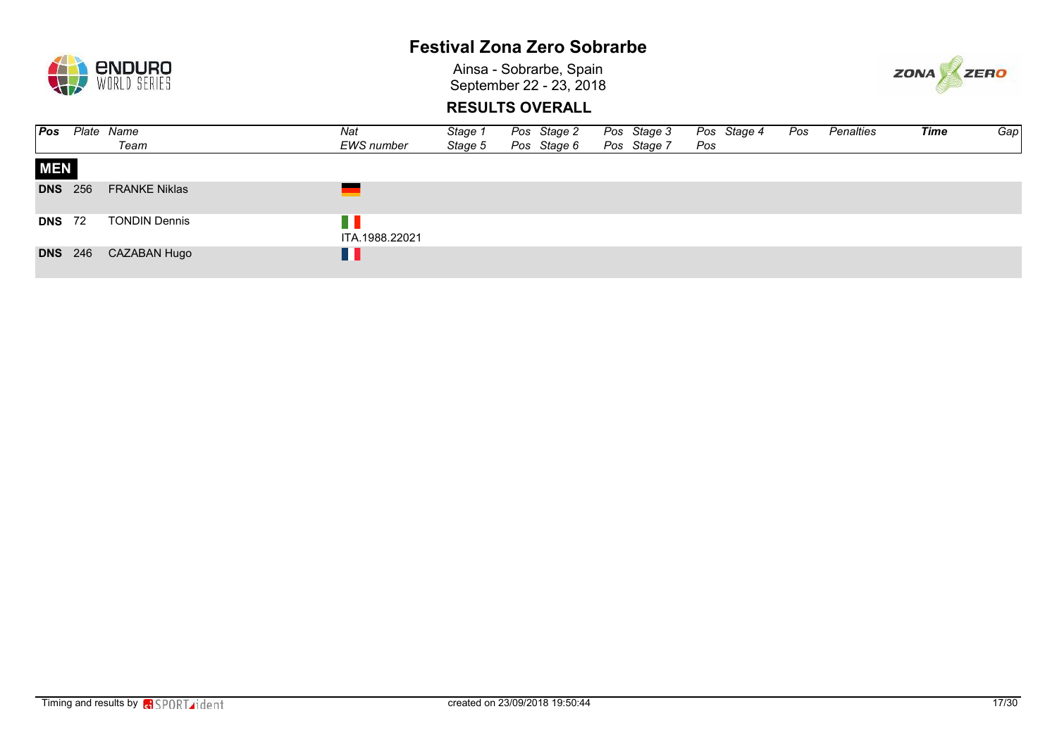# Festival Zona Zero Sobrarbe

Ainsa - Sobrarbe, Spain
September 22 - 23, 2018

## RESULTS OVERALL

| Pos | Plate | Name / Team | Nat / EWS number | Stage 1 / Stage 5 | Pos | Stage 2 / Stage 6 | Pos | Stage 3 / Stage 7 | Pos | Stage 4 | Pos | Penalties | Time | Gap |
|---|---|---|---|---|---|---|---|---|---|---|---|---|---|---|
| **MEN** | | | | | | | | | | | | | | |
| **DNS** | 256 | FRANKE Niklas | | | | | | | | | | | | |
| **DNS** | 72 | TONDIN Dennis | ITA.1988.22021 | | | | | | | | | | | |
| **DNS** | 246 | CAZABAN Hugo | | | | | | | | | | | | |

Timing and results by SPORTident

created on 23/09/2018 19:50:44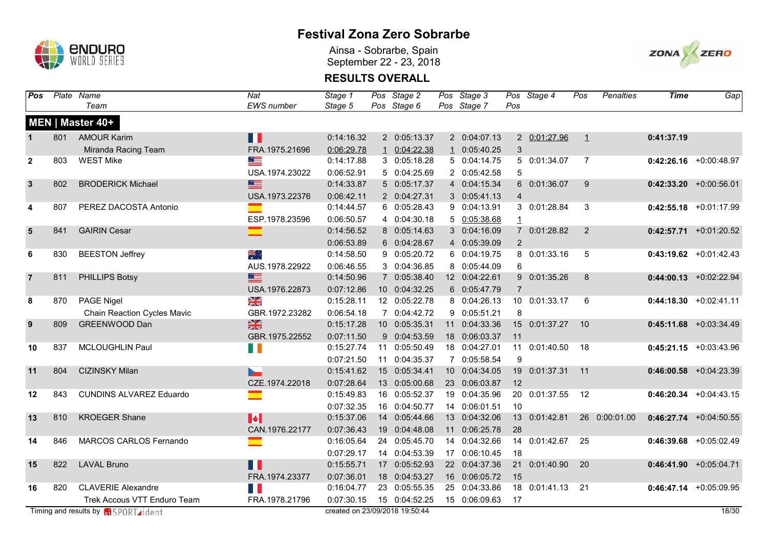# Festival Zona Zero Sobrarbe

Ainsa - Sobrarbe, Spain
September 22 - 23, 2018

## RESULTS OVERALL

### MEN | Master 40+

| Pos | Plate | Name / Team | Nat / EWS number | Stage 1 / Stage 5 | Pos / Pos | Stage 2 / Stage 6 | Pos / Pos | Stage 3 / Stage 7 | Pos / Pos | Stage 4 | Pos | Penalties | Time | Gap |
|---|---|---|---|---|---|---|---|---|---|---|---|---|---|---|
| 1 | 801 | AMOUR Karim | | 0:14:16.32 | 2 | 0:05:13.37 | 2 | 0:04:07.13 | 2 | 0:01:27.96 | 1 | | **0:41:37.19** | |
| | | Miranda Racing Team | FRA.1975.21696 | 0:06:29.78 | 1 | 0:04:22.38 | 1 | 0:05:40.25 | 3 | | | | | |
| 2 | 803 | WEST Mike | | 0:14:17.88 | 3 | 0:05:18.28 | 5 | 0:04:14.75 | 5 | 0:01:34.07 | 7 | | **0:42:26.16** | +0:00:48.97 |
| | | | USA.1974.23022 | 0:06:52.91 | 5 | 0:04:25.69 | 2 | 0:05:42.58 | 5 | | | | | |
| 3 | 802 | BRODERICK Michael | | 0:14:33.87 | 5 | 0:05:17.37 | 4 | 0:04:15.34 | 6 | 0:01:36.07 | 9 | | **0:42:33.20** | +0:00:56.01 |
| | | | USA.1973.22376 | 0:06:42.11 | 2 | 0:04:27.31 | 3 | 0:05:41.13 | 4 | | | | | |
| 4 | 807 | PEREZ DACOSTA Antonio | | 0:14:44.57 | 6 | 0:05:28.43 | 9 | 0:04:13.91 | 3 | 0:01:28.84 | 3 | | **0:42:55.18** | +0:01:17.99 |
| | | | ESP.1978.23596 | 0:06:50.57 | 4 | 0:04:30.18 | 5 | 0:05:38.68 | 1 | | | | | |
| 5 | 841 | GAIRIN Cesar | | 0:14:56.52 | 8 | 0:05:14.63 | 3 | 0:04:16.09 | 7 | 0:01:28.82 | 2 | | **0:42:57.71** | +0:01:20.52 |
| | | | | 0:06:53.89 | 6 | 0:04:28.67 | 4 | 0:05:39.09 | 2 | | | | | |
| 6 | 830 | BEESTON Jeffrey | | 0:14:58.50 | 9 | 0:05:20.72 | 6 | 0:04:19.75 | 8 | 0:01:33.16 | 5 | | **0:43:19.62** | +0:01:42.43 |
| | | | AUS.1978.22922 | 0:06:46.55 | 3 | 0:04:36.85 | 8 | 0:05:44.09 | 6 | | | | | |
| 7 | 811 | PHILLIPS Botsy | | 0:14:50.96 | 7 | 0:05:38.40 | 12 | 0:04:22.61 | 9 | 0:01:35.26 | 8 | | **0:44:00.13** | +0:02:22.94 |
| | | | USA.1976.22873 | 0:07:12.86 | 10 | 0:04:32.25 | 6 | 0:05:47.79 | 7 | | | | | |
| 8 | 870 | PAGE Nigel | | 0:15:28.11 | 12 | 0:05:22.78 | 8 | 0:04:26.13 | 10 | 0:01:33.17 | 6 | | **0:44:18.30** | +0:02:41.11 |
| | | Chain Reaction Cycles Mavic | GBR.1972.23282 | 0:06:54.18 | 7 | 0:04:42.72 | 9 | 0:05:51.21 | 8 | | | | | |
| 9 | 809 | GREENWOOD Dan | | 0:15:17.28 | 10 | 0:05:35.31 | 11 | 0:04:33.36 | 15 | 0:01:37.27 | 10 | | **0:45:11.68** | +0:03:34.49 |
| | | | GBR.1975.22552 | 0:07:11.50 | 9 | 0:04:53.59 | 18 | 0:06:03.37 | 11 | | | | | |
| 10 | 837 | MCLOUGHLIN Paul | | 0:15:27.74 | 11 | 0:05:50.49 | 18 | 0:04:27.01 | 11 | 0:01:40.50 | 18 | | **0:45:21.15** | +0:03:43.96 |
| | | | | 0:07:21.50 | 11 | 0:04:35.37 | 7 | 0:05:58.54 | 9 | | | | | |
| 11 | 804 | CIZINSKY Milan | | 0:15:41.62 | 15 | 0:05:34.41 | 10 | 0:04:34.05 | 19 | 0:01:37.31 | 11 | | **0:46:00.58** | +0:04:23.39 |
| | | | CZE.1974.22018 | 0:07:28.64 | 13 | 0:05:00.68 | 23 | 0:06:03.87 | 12 | | | | | |
| 12 | 843 | CUNDINS ALVAREZ Eduardo | | 0:15:49.83 | 16 | 0:05:52.37 | 19 | 0:04:35.96 | 20 | 0:01:37.55 | 12 | | **0:46:20.34** | +0:04:43.15 |
| | | | | 0:07:32.35 | 16 | 0:04:50.77 | 14 | 0:06:01.51 | 10 | | | | | |
| 13 | 810 | KROEGER Shane | | 0:15:37.06 | 14 | 0:05:44.66 | 13 | 0:04:32.06 | 13 | 0:01:42.81 | 26 | 0:00:01.00 | **0:46:27.74** | +0:04:50.55 |
| | | | CAN.1976.22177 | 0:07:36.43 | 19 | 0:04:48.08 | 11 | 0:06:25.78 | 28 | | | | | |
| 14 | 846 | MARCOS CARLOS Fernando | | 0:16:05.64 | 24 | 0:05:45.70 | 14 | 0:04:32.66 | 14 | 0:01:42.67 | 25 | | **0:46:39.68** | +0:05:02.49 |
| | | | | 0:07:29.17 | 14 | 0:04:53.39 | 17 | 0:06:10.45 | 18 | | | | | |
| 15 | 822 | LAVAL Bruno | | 0:15:55.71 | 17 | 0:05:52.93 | 22 | 0:04:37.36 | 21 | 0:01:40.90 | 20 | | **0:46:41.90** | +0:05:04.71 |
| | | | FRA.1974.23377 | 0:07:36.01 | 18 | 0:04:53.27 | 16 | 0:06:05.72 | 15 | | | | | |
| 16 | 820 | CLAVERIE Alexandre | | 0:16:04.77 | 23 | 0:05:55.35 | 25 | 0:04:33.86 | 18 | 0:01:41.13 | 21 | | **0:46:47.14** | +0:05:09.95 |
| | | Trek Accous VTT Enduro Team | FRA.1978.21796 | 0:07:30.15 | 15 | 0:04:52.25 | 15 | 0:06:09.63 | 17 | | | | | |

Timing and results by SPORTident — created on 23/09/2018 19:50:44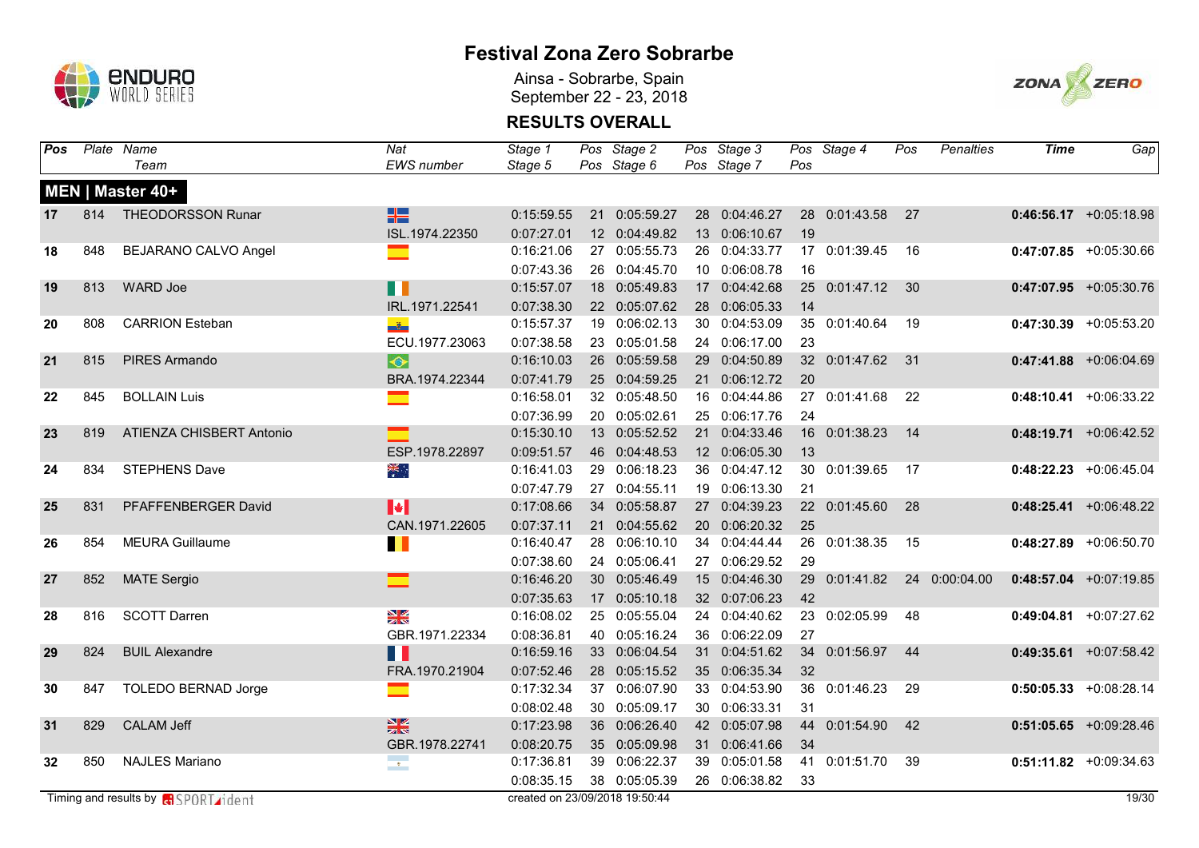# Festival Zona Zero Sobrarbe

Ainsa - Sobrarbe, Spain
September 22 - 23, 2018

## RESULTS OVERALL

| Pos | Plate | Name / Team | Nat / EWS number | Stage 1 / Stage 5 | Pos | Stage 2 / Stage 6 | Pos | Stage 3 / Stage 7 | Pos | Stage 4 | Pos | Penalties | Time | Gap |
|---|---|---|---|---|---|---|---|---|---|---|---|---|---|---|
| **MEN \| Master 40+** | | | | | | | | | | | | | | |
| **17** | 814 | THEODORSSON Runar | | 0:15:59.55 | 21 | 0:05:59.27 | 28 | 0:04:46.27 | 28 | 0:01:43.58 | 27 | | **0:46:56.17** | +0:05:18.98 |
| | | | ISL.1974.22350 | 0:07:27.01 | 12 | 0:04:49.82 | 13 | 0:06:10.67 | 19 | | | | | |
| **18** | 848 | BEJARANO CALVO Angel | | 0:16:21.06 | 27 | 0:05:55.73 | 26 | 0:04:33.77 | 17 | 0:01:39.45 | 16 | | **0:47:07.85** | +0:05:30.66 |
| | | | | 0:07:43.36 | 26 | 0:04:45.70 | 10 | 0:06:08.78 | 16 | | | | | |
| **19** | 813 | WARD Joe | | 0:15:57.07 | 18 | 0:05:49.83 | 17 | 0:04:42.68 | 25 | 0:01:47.12 | 30 | | **0:47:07.95** | +0:05:30.76 |
| | | | IRL.1971.22541 | 0:07:38.30 | 22 | 0:05:07.62 | 28 | 0:06:05.33 | 14 | | | | | |
| **20** | 808 | CARRION Esteban | | 0:15:57.37 | 19 | 0:06:02.13 | 30 | 0:04:53.09 | 35 | 0:01:40.64 | 19 | | **0:47:30.39** | +0:05:53.20 |
| | | | ECU.1977.23063 | 0:07:38.58 | 23 | 0:05:01.58 | 24 | 0:06:17.00 | 23 | | | | | |
| **21** | 815 | PIRES Armando | | 0:16:10.03 | 26 | 0:05:59.58 | 29 | 0:04:50.89 | 32 | 0:01:47.62 | 31 | | **0:47:41.88** | +0:06:04.69 |
| | | | BRA.1974.22344 | 0:07:41.79 | 25 | 0:04:59.25 | 21 | 0:06:12.72 | 20 | | | | | |
| **22** | 845 | BOLLAIN Luis | | 0:16:58.01 | 32 | 0:05:48.50 | 16 | 0:04:44.86 | 27 | 0:01:41.68 | 22 | | **0:48:10.41** | +0:06:33.22 |
| | | | | 0:07:36.99 | 20 | 0:05:02.61 | 25 | 0:06:17.76 | 24 | | | | | |
| **23** | 819 | ATIENZA CHISBERT Antonio | | 0:15:30.10 | 13 | 0:05:52.52 | 21 | 0:04:33.46 | 16 | 0:01:38.23 | 14 | | **0:48:19.71** | +0:06:42.52 |
| | | | ESP.1978.22897 | 0:09:51.57 | 46 | 0:04:48.53 | 12 | 0:06:05.30 | 13 | | | | | |
| **24** | 834 | STEPHENS Dave | | 0:16:41.03 | 29 | 0:06:18.23 | 36 | 0:04:47.12 | 30 | 0:01:39.65 | 17 | | **0:48:22.23** | +0:06:45.04 |
| | | | | 0:07:47.79 | 27 | 0:04:55.11 | 19 | 0:06:13.30 | 21 | | | | | |
| **25** | 831 | PFAFFENBERGER David | | 0:17:08.66 | 34 | 0:05:58.87 | 27 | 0:04:39.23 | 22 | 0:01:45.60 | 28 | | **0:48:25.41** | +0:06:48.22 |
| | | | CAN.1971.22605 | 0:07:37.11 | 21 | 0:04:55.62 | 20 | 0:06:20.32 | 25 | | | | | |
| **26** | 854 | MEURA Guillaume | | 0:16:40.47 | 28 | 0:06:10.10 | 34 | 0:04:44.44 | 26 | 0:01:38.35 | 15 | | **0:48:27.89** | +0:06:50.70 |
| | | | | 0:07:38.60 | 24 | 0:05:06.41 | 27 | 0:06:29.52 | 29 | | | | | |
| **27** | 852 | MATE Sergio | | 0:16:46.20 | 30 | 0:05:46.49 | 15 | 0:04:46.30 | 29 | 0:01:41.82 | 24 | 0:00:04.00 | **0:48:57.04** | +0:07:19.85 |
| | | | | 0:07:35.63 | 17 | 0:05:10.18 | 32 | 0:07:06.23 | 42 | | | | | |
| **28** | 816 | SCOTT Darren | | 0:16:08.02 | 25 | 0:05:55.04 | 24 | 0:04:40.62 | 23 | 0:02:05.99 | 48 | | **0:49:04.81** | +0:07:27.62 |
| | | | GBR.1971.22334 | 0:08:36.81 | 40 | 0:05:16.24 | 36 | 0:06:22.09 | 27 | | | | | |
| **29** | 824 | BUIL Alexandre | | 0:16:59.16 | 33 | 0:06:04.54 | 31 | 0:04:51.62 | 34 | 0:01:56.97 | 44 | | **0:49:35.61** | +0:07:58.42 |
| | | | FRA.1970.21904 | 0:07:52.46 | 28 | 0:05:15.52 | 35 | 0:06:35.34 | 32 | | | | | |
| **30** | 847 | TOLEDO BERNAD Jorge | | 0:17:32.34 | 37 | 0:06:07.90 | 33 | 0:04:53.90 | 36 | 0:01:46.23 | 29 | | **0:50:05.33** | +0:08:28.14 |
| | | | | 0:08:02.48 | 30 | 0:05:09.17 | 30 | 0:06:33.31 | 31 | | | | | |
| **31** | 829 | CALAM Jeff | | 0:17:23.98 | 36 | 0:06:26.40 | 42 | 0:05:07.98 | 44 | 0:01:54.90 | 42 | | **0:51:05.65** | +0:09:28.46 |
| | | | GBR.1978.22741 | 0:08:20.75 | 35 | 0:05:09.98 | 31 | 0:06:41.66 | 34 | | | | | |
| **32** | 850 | NAJLES Mariano | | 0:17:36.81 | 39 | 0:06:22.37 | 39 | 0:05:01.58 | 41 | 0:01:51.70 | 39 | | **0:51:11.82** | +0:09:34.63 |
| | | | | 0:08:35.15 | 38 | 0:05:05.39 | 26 | 0:06:38.82 | 33 | | | | | |

Timing and results by SPORTident — created on 23/09/2018 19:50:44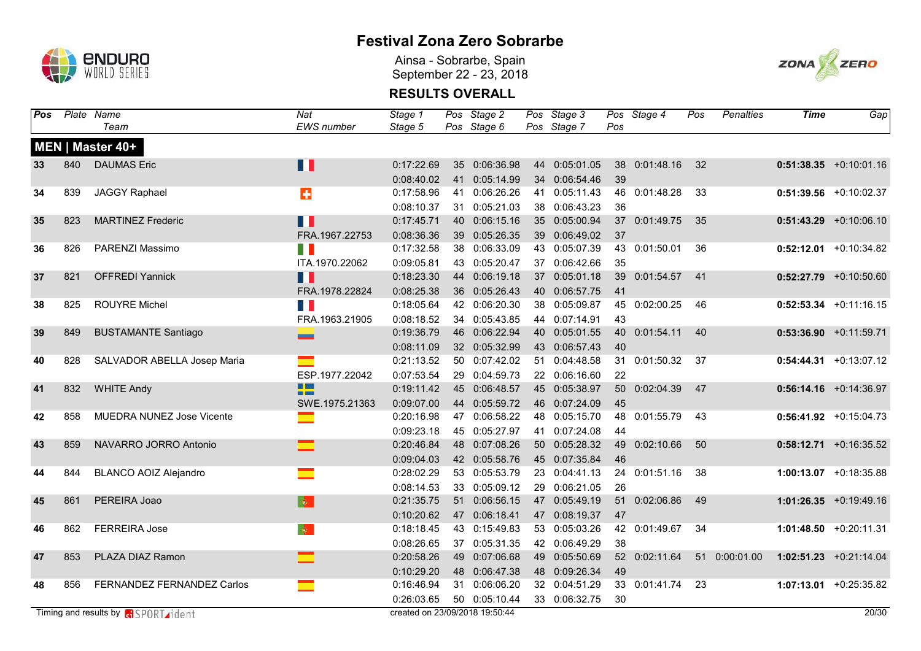# Festival Zona Zero Sobrarbe

Ainsa - Sobrarbe, Spain
September 22 - 23, 2018

## RESULTS OVERALL

| Pos | Plate | Name / Team | Nat / EWS number | Stage 1 / Stage 5 | Pos | Stage 2 / Stage 6 | Pos | Stage 3 / Stage 7 | Pos | Stage 4 | Pos | Penalties | Time | Gap |
|---|---|---|---|---|---|---|---|---|---|---|---|---|---|---|
| **MEN \| Master 40+** | | | | | | | | | | | | | | |
| **33** | 840 | DAUMAS Eric | FRA | 0:17:22.69 | 35 | 0:06:36.98 | 44 | 0:05:01.05 | 38 | 0:01:48.16 | 32 | | **0:51:38.35** | +0:10:01.16 |
| | | | | 0:08:40.02 | 41 | 0:05:14.99 | 34 | 0:06:54.46 | 39 | | | | | |
| **34** | 839 | JAGGY Raphael | SUI | 0:17:58.96 | 41 | 0:06:26.26 | 41 | 0:05:11.43 | 46 | 0:01:48.28 | 33 | | **0:51:39.56** | +0:10:02.37 |
| | | | | 0:08:10.37 | 31 | 0:05:21.03 | 38 | 0:06:43.23 | 36 | | | | | |
| **35** | 823 | MARTINEZ Frederic | FRA | 0:17:45.71 | 40 | 0:06:15.16 | 35 | 0:05:00.94 | 37 | 0:01:49.75 | 35 | | **0:51:43.29** | +0:10:06.10 |
| | | | FRA.1967.22753 | 0:08:36.36 | 39 | 0:05:26.35 | 39 | 0:06:49.02 | 37 | | | | | |
| **36** | 826 | PARENZI Massimo | ITA | 0:17:32.58 | 38 | 0:06:33.09 | 43 | 0:05:07.39 | 43 | 0:01:50.01 | 36 | | **0:52:12.01** | +0:10:34.82 |
| | | | ITA.1970.22062 | 0:09:05.81 | 43 | 0:05:20.47 | 37 | 0:06:42.66 | 35 | | | | | |
| **37** | 821 | OFFREDI Yannick | FRA | 0:18:23.30 | 44 | 0:06:19.18 | 37 | 0:05:01.18 | 39 | 0:01:54.57 | 41 | | **0:52:27.79** | +0:10:50.60 |
| | | | FRA.1978.22824 | 0:08:25.38 | 36 | 0:05:26.43 | 40 | 0:06:57.75 | 41 | | | | | |
| **38** | 825 | ROUYRE Michel | FRA | 0:18:05.64 | 42 | 0:06:20.30 | 38 | 0:05:09.87 | 45 | 0:02:00.25 | 46 | | **0:52:53.34** | +0:11:16.15 |
| | | | FRA.1963.21905 | 0:08:18.52 | 34 | 0:05:43.85 | 44 | 0:07:14.91 | 43 | | | | | |
| **39** | 849 | BUSTAMANTE Santiago | COL | 0:19:36.79 | 46 | 0:06:22.94 | 40 | 0:05:01.55 | 40 | 0:01:54.11 | 40 | | **0:53:36.90** | +0:11:59.71 |
| | | | | 0:08:11.09 | 32 | 0:05:32.99 | 43 | 0:06:57.43 | 40 | | | | | |
| **40** | 828 | SALVADOR ABELLA Josep Maria | ESP | 0:21:13.52 | 50 | 0:07:42.02 | 51 | 0:04:48.58 | 31 | 0:01:50.32 | 37 | | **0:54:44.31** | +0:13:07.12 |
| | | | ESP.1977.22042 | 0:07:53.54 | 29 | 0:04:59.73 | 22 | 0:06:16.60 | 22 | | | | | |
| **41** | 832 | WHITE Andy | SWE | 0:19:11.42 | 45 | 0:06:48.57 | 45 | 0:05:38.97 | 50 | 0:02:04.39 | 47 | | **0:56:14.16** | +0:14:36.97 |
| | | | SWE.1975.21363 | 0:09:07.00 | 44 | 0:05:59.72 | 46 | 0:07:24.09 | 45 | | | | | |
| **42** | 858 | MUEDRA NUNEZ Jose Vicente | ESP | 0:20:16.98 | 47 | 0:06:58.22 | 48 | 0:05:15.70 | 48 | 0:01:55.79 | 43 | | **0:56:41.92** | +0:15:04.73 |
| | | | | 0:09:23.18 | 45 | 0:05:27.97 | 41 | 0:07:24.08 | 44 | | | | | |
| **43** | 859 | NAVARRO JORRO Antonio | ESP | 0:20:46.84 | 48 | 0:07:08.26 | 50 | 0:05:28.32 | 49 | 0:02:10.66 | 50 | | **0:58:12.71** | +0:16:35.52 |
| | | | | 0:09:04.03 | 42 | 0:05:58.76 | 45 | 0:07:35.84 | 46 | | | | | |
| **44** | 844 | BLANCO AOIZ Alejandro | ESP | 0:28:02.29 | 53 | 0:05:53.79 | 23 | 0:04:41.13 | 24 | 0:01:51.16 | 38 | | **1:00:13.07** | +0:18:35.88 |
| | | | | 0:08:14.53 | 33 | 0:05:09.12 | 29 | 0:06:21.05 | 26 | | | | | |
| **45** | 861 | PEREIRA Joao | POR | 0:21:35.75 | 51 | 0:06:56.15 | 47 | 0:05:49.19 | 51 | 0:02:06.86 | 49 | | **1:01:26.35** | +0:19:49.16 |
| | | | | 0:10:20.62 | 47 | 0:06:18.41 | 47 | 0:08:19.37 | 47 | | | | | |
| **46** | 862 | FERREIRA Jose | POR | 0:18:18.45 | 43 | 0:15:49.83 | 53 | 0:05:03.26 | 42 | 0:01:49.67 | 34 | | **1:01:48.50** | +0:20:11.31 |
| | | | | 0:08:26.65 | 37 | 0:05:31.35 | 42 | 0:06:49.29 | 38 | | | | | |
| **47** | 853 | PLAZA DIAZ Ramon | ESP | 0:20:58.26 | 49 | 0:07:06.68 | 49 | 0:05:50.69 | 52 | 0:02:11.64 | 51 | 0:00:01.00 | **1:02:51.23** | +0:21:14.04 |
| | | | | 0:10:29.20 | 48 | 0:06:47.38 | 48 | 0:09:26.34 | 49 | | | | | |
| **48** | 856 | FERNANDEZ FERNANDEZ Carlos | ESP | 0:16:46.94 | 31 | 0:06:06.20 | 32 | 0:04:51.29 | 33 | 0:01:41.74 | 23 | | **1:07:13.01** | +0:25:35.82 |
| | | | | 0:26:03.65 | 50 | 0:05:10.44 | 33 | 0:06:32.75 | 30 | | | | | |

Timing and results by SPORTident — created on 23/09/2018 19:50:44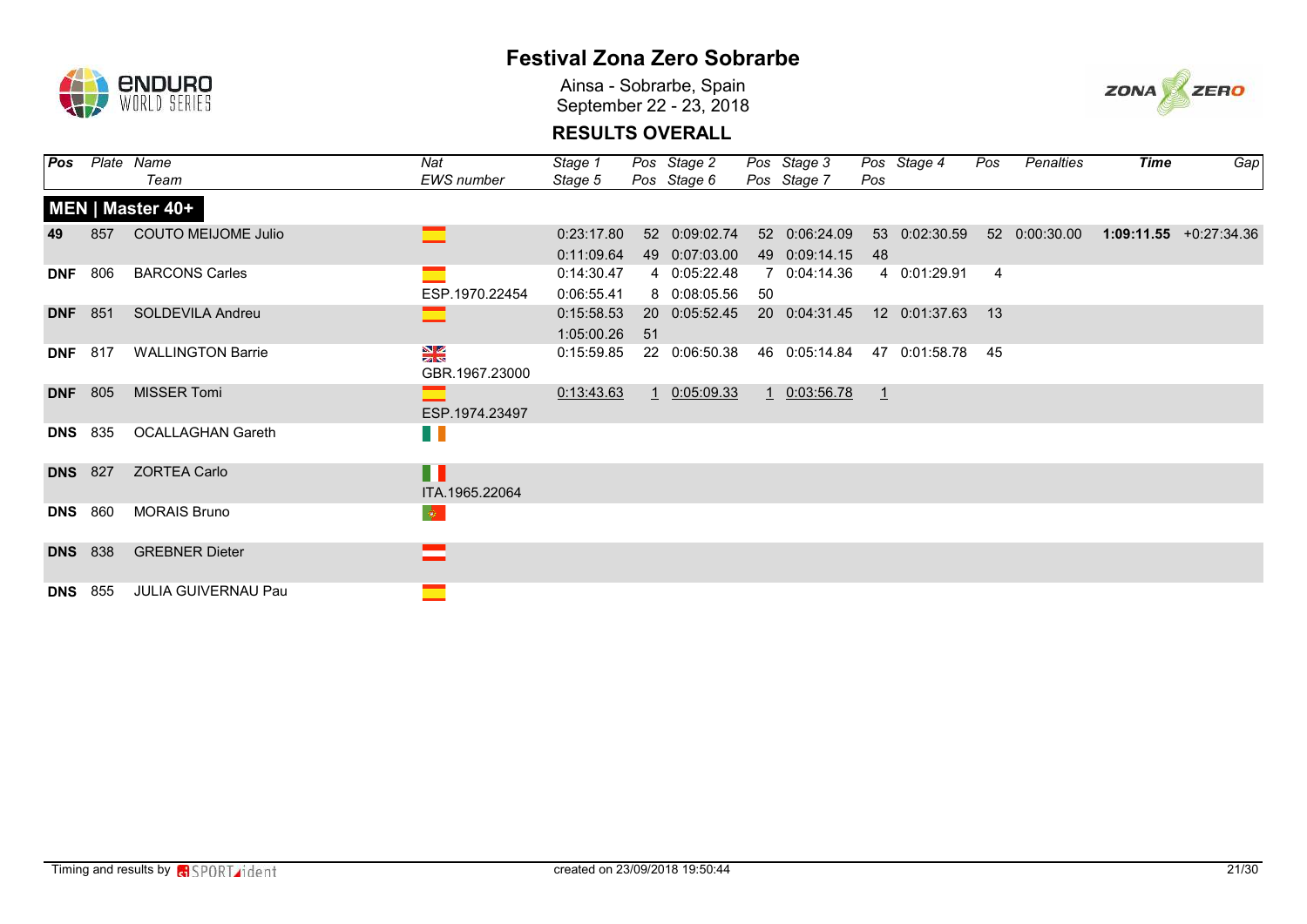# Festival Zona Zero Sobrarbe

Ainsa - Sobrarbe, Spain
September 22 - 23, 2018

## RESULTS OVERALL

| Pos | Plate | Name / Team | Nat / EWS number | Stage 1 / Stage 5 | Pos | Stage 2 / Stage 6 | Pos | Stage 3 / Stage 7 | Pos | Stage 4 | Pos | Penalties | Time | Gap |
|---|---|---|---|---|---|---|---|---|---|---|---|---|---|---|
| **MEN \| Master 40+** | | | | | | | | | | | | | | |
| **49** | 857 | COUTO MEIJOME Julio | ESP | 0:23:17.80 | 52 | 0:09:02.74 | 52 | 0:06:24.09 | 53 | 0:02:30.59 | 52 | 0:00:30.00 | **1:09:11.55** | +0:27:34.36 |
| | | | | 0:11:09.64 | 49 | 0:07:03.00 | 49 | 0:09:14.15 | 48 | | | | | |
| **DNF** | 806 | BARCONS Carles | ESP | 0:14:30.47 | 4 | 0:05:22.48 | 7 | 0:04:14.36 | 4 | 0:01:29.91 | 4 | | | |
| | | | ESP.1970.22454 | 0:06:55.41 | 8 | 0:08:05.56 | 50 | | | | | | | |
| **DNF** | 851 | SOLDEVILA Andreu | ESP | 0:15:58.53 | 20 | 0:05:52.45 | 20 | 0:04:31.45 | 12 | 0:01:37.63 | 13 | | | |
| | | | | 1:05:00.26 | 51 | | | | | | | | | |
| **DNF** | 817 | WALLINGTON Barrie | GBR | 0:15:59.85 | 22 | 0:06:50.38 | 46 | 0:05:14.84 | 47 | 0:01:58.78 | 45 | | | |
| | | | GBR.1967.23000 | | | | | | | | | | | |
| **DNF** | 805 | MISSER Tomi | ESP | 0:13:43.63 | 1 | 0:05:09.33 | 1 | 0:03:56.78 | 1 | | | | | |
| | | | ESP.1974.23497 | | | | | | | | | | | |
| **DNS** | 835 | OCALLAGHAN Gareth | IRL | | | | | | | | | | | |
| **DNS** | 827 | ZORTEA Carlo | ITA | | | | | | | | | | | |
| | | | ITA.1965.22064 | | | | | | | | | | | |
| **DNS** | 860 | MORAIS Bruno | POR | | | | | | | | | | | |
| **DNS** | 838 | GREBNER Dieter | AUT | | | | | | | | | | | |
| **DNS** | 855 | JULIA GUIVERNAU Pau | ESP | | | | | | | | | | | |

Timing and results by SPORTident — created on 23/09/2018 19:50:44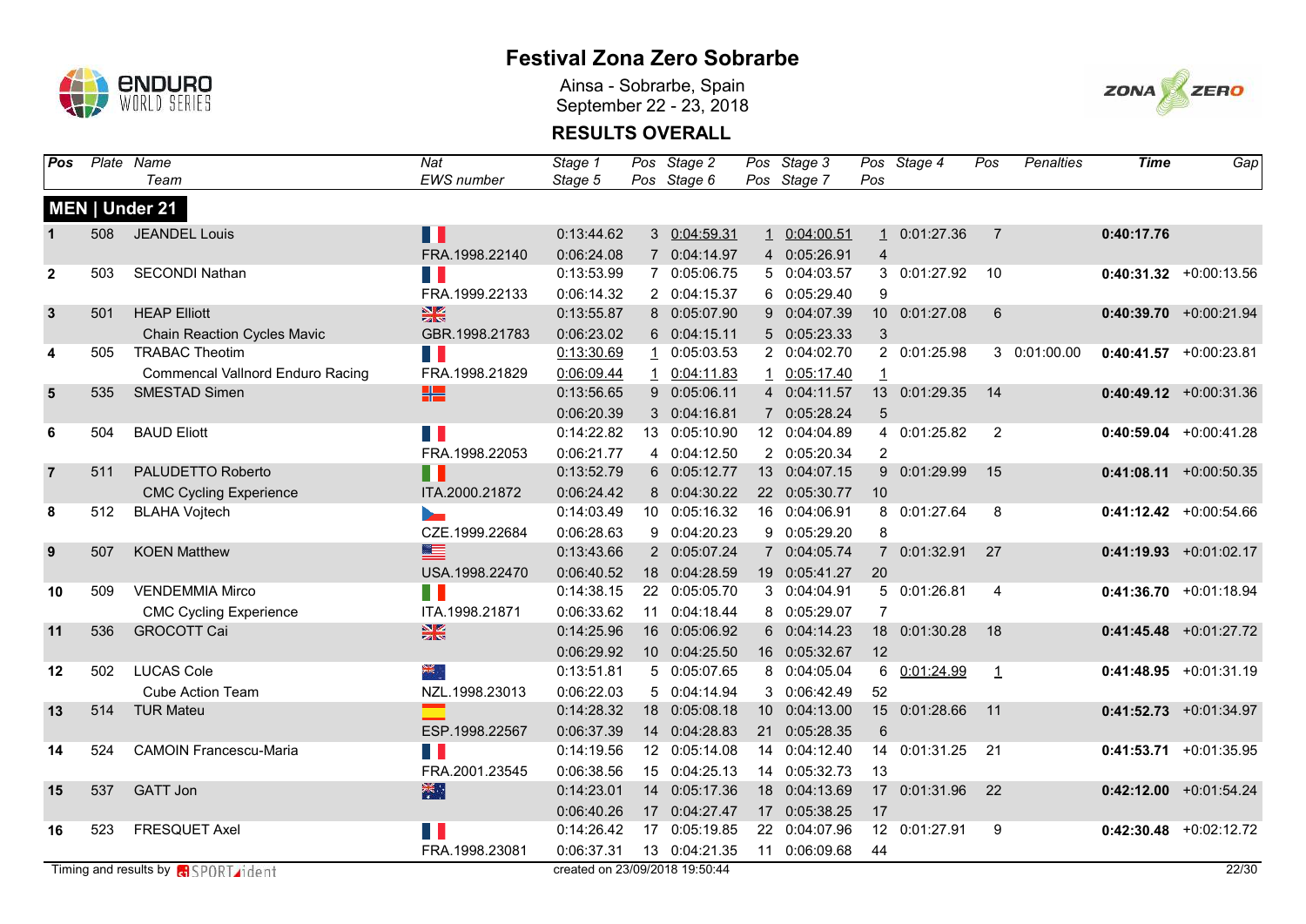# Festival Zona Zero Sobrarbe

Ainsa - Sobrarbe, Spain
September 22 - 23, 2018

## RESULTS OVERALL

| Pos | Plate | Name / Team | Nat / EWS number | Stage 1 / Stage 5 | Pos | Stage 2 / Stage 6 | Pos | Stage 3 / Stage 7 | Pos | Stage 4 | Pos | Penalties | Time | Gap |
|---|---|---|---|---|---|---|---|---|---|---|---|---|---|---|
| **MEN \| Under 21** | | | | | | | | | | | | | | |
| 1 | 508 | JEANDEL Louis | | 0:13:44.62 | 3 | 0:04:59.31 | 1 | 0:04:00.51 | 1 | 0:01:27.36 | 7 | | **0:40:17.76** | |
| | | | FRA.1998.22140 | 0:06:24.08 | 7 | 0:04:14.97 | 4 | 0:05:26.91 | 4 | | | | | |
| 2 | 503 | SECONDI Nathan | | 0:13:53.99 | 7 | 0:05:06.75 | 5 | 0:04:03.57 | 3 | 0:01:27.92 | 10 | | **0:40:31.32** | +0:00:13.56 |
| | | | FRA.1999.22133 | 0:06:14.32 | 2 | 0:04:15.37 | 6 | 0:05:29.40 | 9 | | | | | |
| 3 | 501 | HEAP Elliott | | 0:13:55.87 | 8 | 0:05:07.90 | 9 | 0:04:07.39 | 10 | 0:01:27.08 | 6 | | **0:40:39.70** | +0:00:21.94 |
| | | Chain Reaction Cycles Mavic | GBR.1998.21783 | 0:06:23.02 | 6 | 0:04:15.11 | 5 | 0:05:23.33 | 3 | | | | | |
| 4 | 505 | TRABAC Theotim | | 0:13:30.69 | 1 | 0:05:03.53 | 2 | 0:04:02.70 | 2 | 0:01:25.98 | 3 | 0:01:00.00 | **0:40:41.57** | +0:00:23.81 |
| | | Commencal Vallnord Enduro Racing | FRA.1998.21829 | 0:06:09.44 | 1 | 0:04:11.83 | 1 | 0:05:17.40 | 1 | | | | | |
| 5 | 535 | SMESTAD Simen | | 0:13:56.65 | 9 | 0:05:06.11 | 4 | 0:04:11.57 | 13 | 0:01:29.35 | 14 | | **0:40:49.12** | +0:00:31.36 |
| | | | | 0:06:20.39 | 3 | 0:04:16.81 | 7 | 0:05:28.24 | 5 | | | | | |
| 6 | 504 | BAUD Eliott | | 0:14:22.82 | 13 | 0:05:10.90 | 12 | 0:04:04.89 | 4 | 0:01:25.82 | 2 | | **0:40:59.04** | +0:00:41.28 |
| | | | FRA.1998.22053 | 0:06:21.77 | 4 | 0:04:12.50 | 2 | 0:05:20.34 | 2 | | | | | |
| 7 | 511 | PALUDETTO Roberto | | 0:13:52.79 | 6 | 0:05:12.77 | 13 | 0:04:07.15 | 9 | 0:01:29.99 | 15 | | **0:41:08.11** | +0:00:50.35 |
| | | CMC Cycling Experience | ITA.2000.21872 | 0:06:24.42 | 8 | 0:04:30.22 | 22 | 0:05:30.77 | 10 | | | | | |
| 8 | 512 | BLAHA Vojtech | | 0:14:03.49 | 10 | 0:05:16.32 | 16 | 0:04:06.91 | 8 | 0:01:27.64 | 8 | | **0:41:12.42** | +0:00:54.66 |
| | | | CZE.1999.22684 | 0:06:28.63 | 9 | 0:04:20.23 | 9 | 0:05:29.20 | 8 | | | | | |
| 9 | 507 | KOEN Matthew | | 0:13:43.66 | 2 | 0:05:07.24 | 7 | 0:04:05.74 | 7 | 0:01:32.91 | 27 | | **0:41:19.93** | +0:01:02.17 |
| | | | USA.1998.22470 | 0:06:40.52 | 18 | 0:04:28.59 | 19 | 0:05:41.27 | 20 | | | | | |
| 10 | 509 | VENDEMMIA Mirco | | 0:14:38.15 | 22 | 0:05:05.70 | 3 | 0:04:04.91 | 5 | 0:01:26.81 | 4 | | **0:41:36.70** | +0:01:18.94 |
| | | CMC Cycling Experience | ITA.1998.21871 | 0:06:33.62 | 11 | 0:04:18.44 | 8 | 0:05:29.07 | 7 | | | | | |
| 11 | 536 | GROCOTT Cai | | 0:14:25.96 | 16 | 0:05:06.92 | 6 | 0:04:14.23 | 18 | 0:01:30.28 | 18 | | **0:41:45.48** | +0:01:27.72 |
| | | | | 0:06:29.92 | 10 | 0:04:25.50 | 16 | 0:05:32.67 | 12 | | | | | |
| 12 | 502 | LUCAS Cole | | 0:13:51.81 | 5 | 0:05:07.65 | 8 | 0:04:05.04 | 6 | 0:01:24.99 | 1 | | **0:41:48.95** | +0:01:31.19 |
| | | Cube Action Team | NZL.1998.23013 | 0:06:22.03 | 5 | 0:04:14.94 | 3 | 0:06:42.49 | 52 | | | | | |
| 13 | 514 | TUR Mateu | | 0:14:28.32 | 18 | 0:05:08.18 | 10 | 0:04:13.00 | 15 | 0:01:28.66 | 11 | | **0:41:52.73** | +0:01:34.97 |
| | | | ESP.1998.22567 | 0:06:37.39 | 14 | 0:04:28.83 | 21 | 0:05:28.35 | 6 | | | | | |
| 14 | 524 | CAMOIN Francescu-Maria | | 0:14:19.56 | 12 | 0:05:14.08 | 14 | 0:04:12.40 | 14 | 0:01:31.25 | 21 | | **0:41:53.71** | +0:01:35.95 |
| | | | FRA.2001.23545 | 0:06:38.56 | 15 | 0:04:25.13 | 14 | 0:05:32.73 | 13 | | | | | |
| 15 | 537 | GATT Jon | | 0:14:23.01 | 14 | 0:05:17.36 | 18 | 0:04:13.69 | 17 | 0:01:31.96 | 22 | | **0:42:12.00** | +0:01:54.24 |
| | | | | 0:06:40.26 | 17 | 0:04:27.47 | 17 | 0:05:38.25 | 17 | | | | | |
| 16 | 523 | FRESQUET Axel | | 0:14:26.42 | 17 | 0:05:19.85 | 22 | 0:04:07.96 | 12 | 0:01:27.91 | 9 | | **0:42:30.48** | +0:02:12.72 |
| | | | FRA.1998.23081 | 0:06:37.31 | 13 | 0:04:21.35 | 11 | 0:06:09.68 | 44 | | | | | |

Timing and results by SPORTident

created on 23/09/2018 19:50:44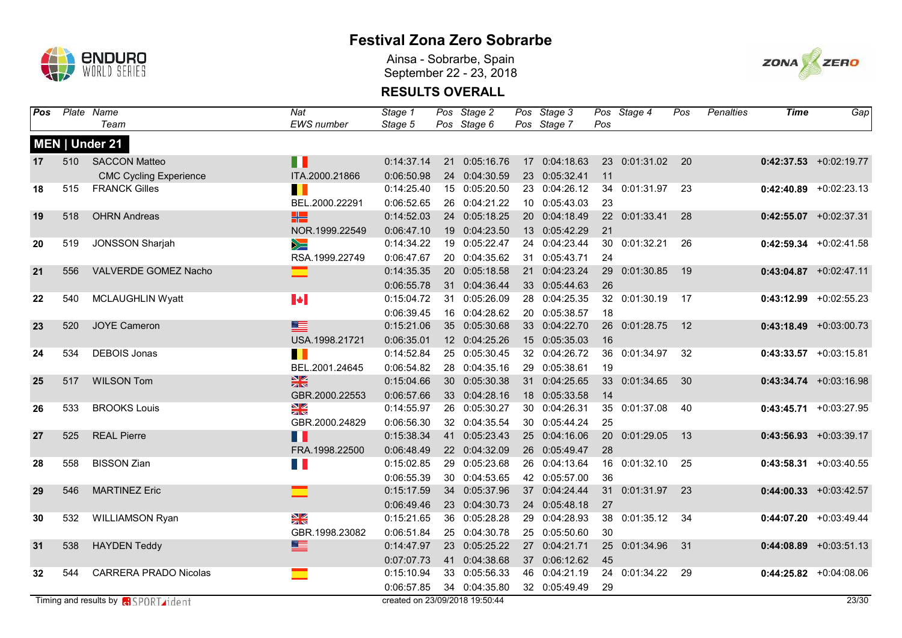# Festival Zona Zero Sobrarbe

Ainsa - Sobrarbe, Spain
September 22 - 23, 2018

## RESULTS OVERALL

| Pos | Plate | Name / Team | Nat / EWS number | Stage 1 / Stage 5 | Pos | Stage 2 / Stage 6 | Pos | Stage 3 / Stage 7 | Pos | Stage 4 | Pos | Penalties | Time | Gap |
|---|---|---|---|---|---|---|---|---|---|---|---|---|---|---|
| **MEN \| Under 21** | | | | | | | | | | | | | | |
| 17 | 510 | SACCON Matteo | | 0:14:37.14 | 21 | 0:05:16.76 | 17 | 0:04:18.63 | 23 | 0:01:31.02 | 20 | | **0:42:37.53** | +0:02:19.77 |
| | | CMC Cycling Experience | ITA.2000.21866 | 0:06:50.98 | 24 | 0:04:30.59 | 23 | 0:05:32.41 | 11 | | | | | |
| 18 | 515 | FRANCK Gilles | | 0:14:25.40 | 15 | 0:05:20.50 | 23 | 0:04:26.12 | 34 | 0:01:31.97 | 23 | | **0:42:40.89** | +0:02:23.13 |
| | | | BEL.2000.22291 | 0:06:52.65 | 26 | 0:04:21.22 | 10 | 0:05:43.03 | 23 | | | | | |
| 19 | 518 | OHRN Andreas | | 0:14:52.03 | 24 | 0:05:18.25 | 20 | 0:04:18.49 | 22 | 0:01:33.41 | 28 | | **0:42:55.07** | +0:02:37.31 |
| | | | NOR.1999.22549 | 0:06:47.10 | 19 | 0:04:23.50 | 13 | 0:05:42.29 | 21 | | | | | |
| 20 | 519 | JONSSON Sharjah | | 0:14:34.22 | 19 | 0:05:22.47 | 24 | 0:04:23.44 | 30 | 0:01:32.21 | 26 | | **0:42:59.34** | +0:02:41.58 |
| | | | RSA.1999.22749 | 0:06:47.67 | 20 | 0:04:35.62 | 31 | 0:05:43.71 | 24 | | | | | |
| 21 | 556 | VALVERDE GOMEZ Nacho | | 0:14:35.35 | 20 | 0:05:18.58 | 21 | 0:04:23.24 | 29 | 0:01:30.85 | 19 | | **0:43:04.87** | +0:02:47.11 |
| | | | | 0:06:55.78 | 31 | 0:04:36.44 | 33 | 0:05:44.63 | 26 | | | | | |
| 22 | 540 | MCLAUGHLIN Wyatt | | 0:15:04.72 | 31 | 0:05:26.09 | 28 | 0:04:25.35 | 32 | 0:01:30.19 | 17 | | **0:43:12.99** | +0:02:55.23 |
| | | | | 0:06:39.45 | 16 | 0:04:28.62 | 20 | 0:05:38.57 | 18 | | | | | |
| 23 | 520 | JOYE Cameron | | 0:15:21.06 | 35 | 0:05:30.68 | 33 | 0:04:22.70 | 26 | 0:01:28.75 | 12 | | **0:43:18.49** | +0:03:00.73 |
| | | | USA.1998.21721 | 0:06:35.01 | 12 | 0:04:25.26 | 15 | 0:05:35.03 | 16 | | | | | |
| 24 | 534 | DEBOIS Jonas | | 0:14:52.84 | 25 | 0:05:30.45 | 32 | 0:04:26.72 | 36 | 0:01:34.97 | 32 | | **0:43:33.57** | +0:03:15.81 |
| | | | BEL.2001.24645 | 0:06:54.82 | 28 | 0:04:35.16 | 29 | 0:05:38.61 | 19 | | | | | |
| 25 | 517 | WILSON Tom | | 0:15:04.66 | 30 | 0:05:30.38 | 31 | 0:04:25.65 | 33 | 0:01:34.65 | 30 | | **0:43:34.74** | +0:03:16.98 |
| | | | GBR.2000.22553 | 0:06:57.66 | 33 | 0:04:28.16 | 18 | 0:05:33.58 | 14 | | | | | |
| 26 | 533 | BROOKS Louis | | 0:14:55.97 | 26 | 0:05:30.27 | 30 | 0:04:26.31 | 35 | 0:01:37.08 | 40 | | **0:43:45.71** | +0:03:27.95 |
| | | | GBR.2000.24829 | 0:06:56.30 | 32 | 0:04:35.54 | 30 | 0:05:44.24 | 25 | | | | | |
| 27 | 525 | REAL Pierre | | 0:15:38.34 | 41 | 0:05:23.43 | 25 | 0:04:16.06 | 20 | 0:01:29.05 | 13 | | **0:43:56.93** | +0:03:39.17 |
| | | | FRA.1998.22500 | 0:06:48.49 | 22 | 0:04:32.09 | 26 | 0:05:49.47 | 28 | | | | | |
| 28 | 558 | BISSON Zian | | 0:15:02.85 | 29 | 0:05:23.68 | 26 | 0:04:13.64 | 16 | 0:01:32.10 | 25 | | **0:43:58.31** | +0:03:40.55 |
| | | | | 0:06:55.39 | 30 | 0:04:53.65 | 42 | 0:05:57.00 | 36 | | | | | |
| 29 | 546 | MARTINEZ Eric | | 0:15:17.59 | 34 | 0:05:37.96 | 37 | 0:04:24.44 | 31 | 0:01:31.97 | 23 | | **0:44:00.33** | +0:03:42.57 |
| | | | | 0:06:49.46 | 23 | 0:04:30.73 | 24 | 0:05:48.18 | 27 | | | | | |
| 30 | 532 | WILLIAMSON Ryan | | 0:15:21.65 | 36 | 0:05:28.28 | 29 | 0:04:28.93 | 38 | 0:01:35.12 | 34 | | **0:44:07.20** | +0:03:49.44 |
| | | | GBR.1998.23082 | 0:06:51.84 | 25 | 0:04:30.78 | 25 | 0:05:50.60 | 30 | | | | | |
| 31 | 538 | HAYDEN Teddy | | 0:14:47.97 | 23 | 0:05:25.22 | 27 | 0:04:21.71 | 25 | 0:01:34.96 | 31 | | **0:44:08.89** | +0:03:51.13 |
| | | | | 0:07:07.73 | 41 | 0:04:38.68 | 37 | 0:06:12.62 | 45 | | | | | |
| 32 | 544 | CARRERA PRADO Nicolas | | 0:15:10.94 | 33 | 0:05:56.33 | 46 | 0:04:21.19 | 24 | 0:01:34.22 | 29 | | **0:44:25.82** | +0:04:08.06 |
| | | | | 0:06:57.85 | 34 | 0:04:35.80 | 32 | 0:05:49.49 | 29 | | | | | |

Timing and results by SPORTident

created on 23/09/2018 19:50:44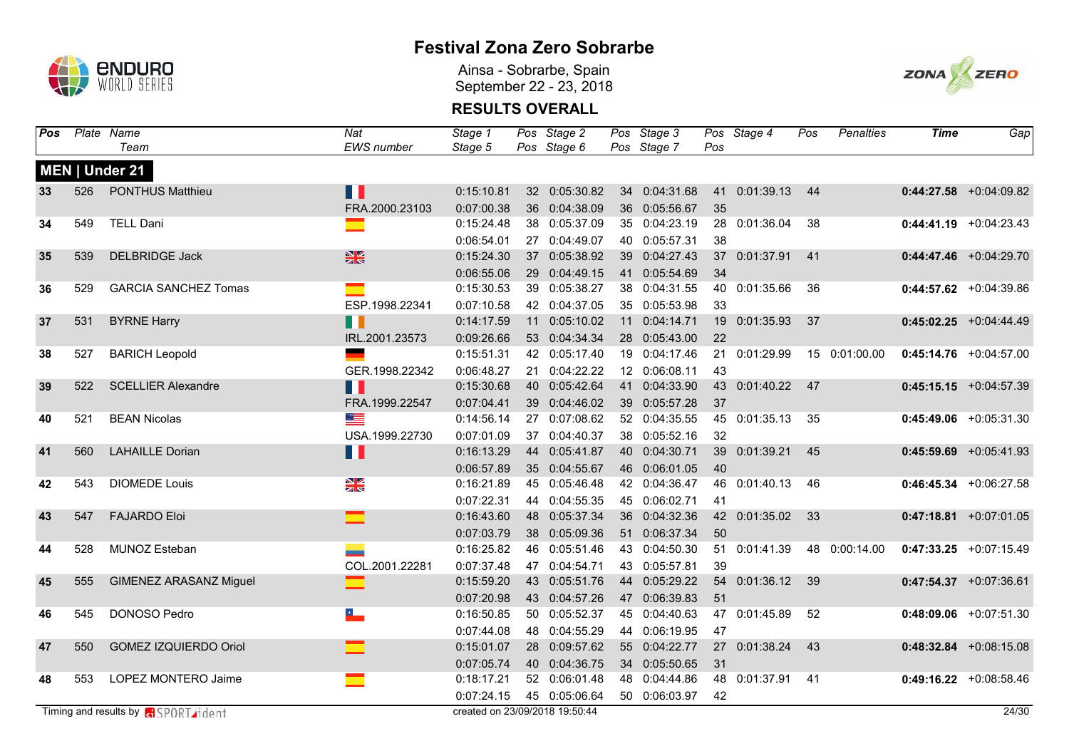# Festival Zona Zero Sobrarbe

Ainsa - Sobrarbe, Spain
September 22 - 23, 2018

## RESULTS OVERALL

| Pos | Plate | Name / Team | Nat / EWS number | Stage 1 / Stage 5 | Pos | Stage 2 / Stage 6 | Pos | Stage 3 / Stage 7 | Pos | Stage 4 | Pos | Penalties | Time | Gap |
|---|---|---|---|---|---|---|---|---|---|---|---|---|---|---|
| **MEN \| Under 21** | | | | | | | | | | | | | | |
| **33** | 526 | PONTHUS Matthieu | | 0:15:10.81 | 32 | 0:05:30.82 | 34 | 0:04:31.68 | 41 | 0:01:39.13 | 44 | | **0:44:27.58** | +0:04:09.82 |
| | | | FRA.2000.23103 | 0:07:00.38 | 36 | 0:04:38.09 | 36 | 0:05:56.67 | 35 | | | | | |
| **34** | 549 | TELL Dani | | 0:15:24.48 | 38 | 0:05:37.09 | 35 | 0:04:23.19 | 28 | 0:01:36.04 | 38 | | **0:44:41.19** | +0:04:23.43 |
| | | | | 0:06:54.01 | 27 | 0:04:49.07 | 40 | 0:05:57.31 | 38 | | | | | |
| **35** | 539 | DELBRIDGE Jack | | 0:15:24.30 | 37 | 0:05:38.92 | 39 | 0:04:27.43 | 37 | 0:01:37.91 | 41 | | **0:44:47.46** | +0:04:29.70 |
| | | | | 0:06:55.06 | 29 | 0:04:49.15 | 41 | 0:05:54.69 | 34 | | | | | |
| **36** | 529 | GARCIA SANCHEZ Tomas | | 0:15:30.53 | 39 | 0:05:38.27 | 38 | 0:04:31.55 | 40 | 0:01:35.66 | 36 | | **0:44:57.62** | +0:04:39.86 |
| | | | ESP.1998.22341 | 0:07:10.58 | 42 | 0:04:37.05 | 35 | 0:05:53.98 | 33 | | | | | |
| **37** | 531 | BYRNE Harry | | 0:14:17.59 | 11 | 0:05:10.02 | 11 | 0:04:14.71 | 19 | 0:01:35.93 | 37 | | **0:45:02.25** | +0:04:44.49 |
| | | | IRL.2001.23573 | 0:09:26.66 | 53 | 0:04:34.34 | 28 | 0:05:43.00 | 22 | | | | | |
| **38** | 527 | BARICH Leopold | | 0:15:51.31 | 42 | 0:05:17.40 | 19 | 0:04:17.46 | 21 | 0:01:29.99 | 15 | 0:01:00.00 | **0:45:14.76** | +0:04:57.00 |
| | | | GER.1998.22342 | 0:06:48.27 | 21 | 0:04:22.22 | 12 | 0:06:08.11 | 43 | | | | | |
| **39** | 522 | SCELLIER Alexandre | | 0:15:30.68 | 40 | 0:05:42.64 | 41 | 0:04:33.90 | 43 | 0:01:40.22 | 47 | | **0:45:15.15** | +0:04:57.39 |
| | | | FRA.1999.22547 | 0:07:04.41 | 39 | 0:04:46.02 | 39 | 0:05:57.28 | 37 | | | | | |
| **40** | 521 | BEAN Nicolas | | 0:14:56.14 | 27 | 0:07:08.62 | 52 | 0:04:35.55 | 45 | 0:01:35.13 | 35 | | **0:45:49.06** | +0:05:31.30 |
| | | | USA.1999.22730 | 0:07:01.09 | 37 | 0:04:40.37 | 38 | 0:05:52.16 | 32 | | | | | |
| **41** | 560 | LAHAILLE Dorian | | 0:16:13.29 | 44 | 0:05:41.87 | 40 | 0:04:30.71 | 39 | 0:01:39.21 | 45 | | **0:45:59.69** | +0:05:41.93 |
| | | | | 0:06:57.89 | 35 | 0:04:55.67 | 46 | 0:06:01.05 | 40 | | | | | |
| **42** | 543 | DIOMEDE Louis | | 0:16:21.89 | 45 | 0:05:46.48 | 42 | 0:04:36.47 | 46 | 0:01:40.13 | 46 | | **0:46:45.34** | +0:06:27.58 |
| | | | | 0:07:22.31 | 44 | 0:04:55.35 | 45 | 0:06:02.71 | 41 | | | | | |
| **43** | 547 | FAJARDO Eloi | | 0:16:43.60 | 48 | 0:05:37.34 | 36 | 0:04:32.36 | 42 | 0:01:35.02 | 33 | | **0:47:18.81** | +0:07:01.05 |
| | | | | 0:07:03.79 | 38 | 0:05:09.36 | 51 | 0:06:37.34 | 50 | | | | | |
| **44** | 528 | MUNOZ Esteban | | 0:16:25.82 | 46 | 0:05:51.46 | 43 | 0:04:50.30 | 51 | 0:01:41.39 | 48 | 0:00:14.00 | **0:47:33.25** | +0:07:15.49 |
| | | | COL.2001.22281 | 0:07:37.48 | 47 | 0:04:54.71 | 43 | 0:05:57.81 | 39 | | | | | |
| **45** | 555 | GIMENEZ ARASANZ Miguel | | 0:15:59.20 | 43 | 0:05:51.76 | 44 | 0:05:29.22 | 54 | 0:01:36.12 | 39 | | **0:47:54.37** | +0:07:36.61 |
| | | | | 0:07:20.98 | 43 | 0:04:57.26 | 47 | 0:06:39.83 | 51 | | | | | |
| **46** | 545 | DONOSO Pedro | | 0:16:50.85 | 50 | 0:05:52.37 | 45 | 0:04:40.63 | 47 | 0:01:45.89 | 52 | | **0:48:09.06** | +0:07:51.30 |
| | | | | 0:07:44.08 | 48 | 0:04:55.29 | 44 | 0:06:19.95 | 47 | | | | | |
| **47** | 550 | GOMEZ IZQUIERDO Oriol | | 0:15:01.07 | 28 | 0:09:57.62 | 55 | 0:04:22.77 | 27 | 0:01:38.24 | 43 | | **0:48:32.84** | +0:08:15.08 |
| | | | | 0:07:05.74 | 40 | 0:04:36.75 | 34 | 0:05:50.65 | 31 | | | | | |
| **48** | 553 | LOPEZ MONTERO Jaime | | 0:18:17.21 | 52 | 0:06:01.48 | 48 | 0:04:44.86 | 48 | 0:01:37.91 | 41 | | **0:49:16.22** | +0:08:58.46 |
| | | | | 0:07:24.15 | 45 | 0:05:06.64 | 50 | 0:06:03.97 | 42 | | | | | |

Timing and results by SPORTident — created on 23/09/2018 19:50:44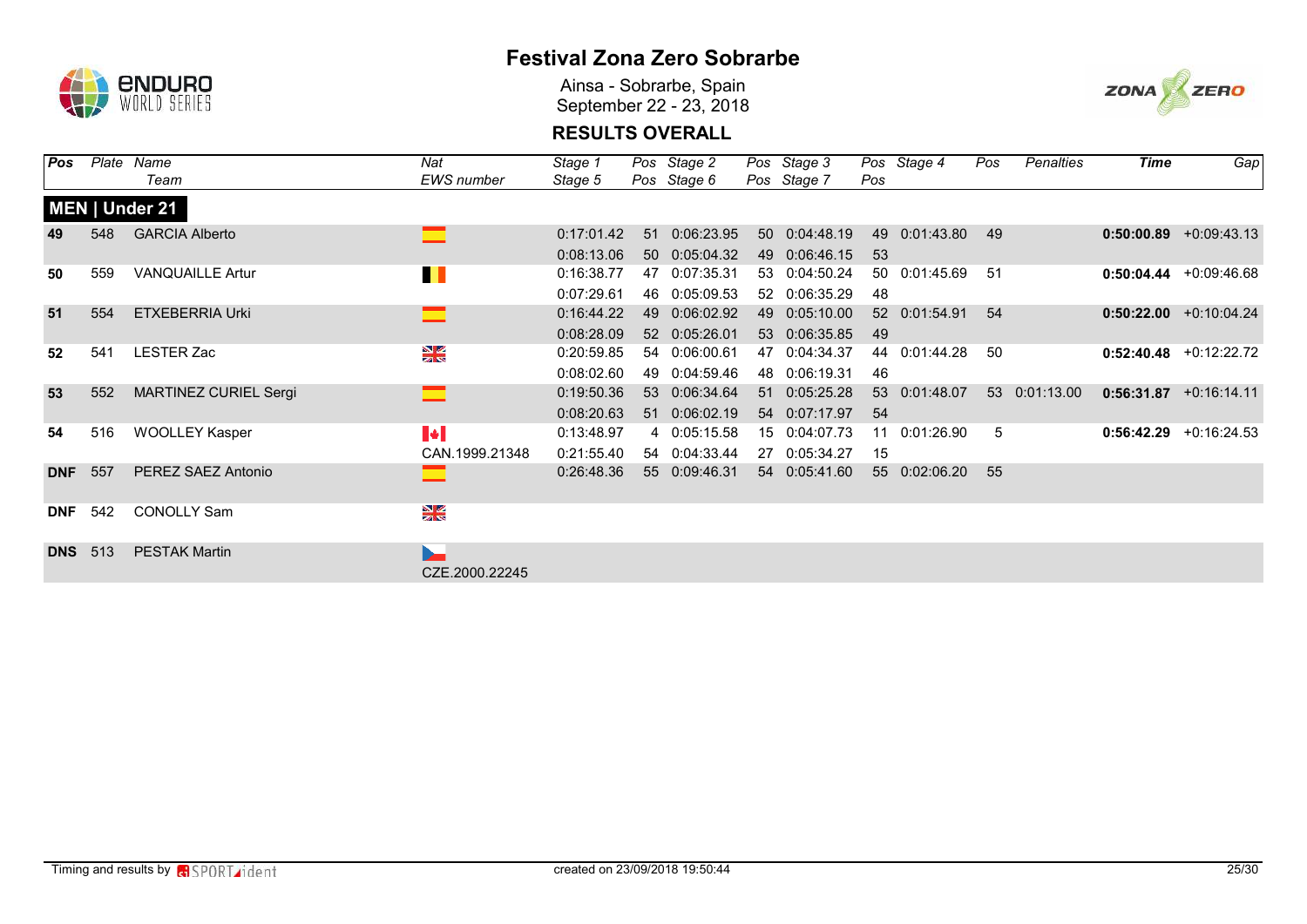# Festival Zona Zero Sobrarbe

Ainsa - Sobrarbe, Spain
September 22 - 23, 2018

## RESULTS OVERALL

| Pos | Plate | Name / Team | Nat / EWS number | Stage 1 / Stage 5 | Pos | Stage 2 / Stage 6 | Pos | Stage 3 / Stage 7 | Pos | Stage 4 | Pos | Penalties | Time | Gap |
|---|---|---|---|---|---|---|---|---|---|---|---|---|---|---|
| **MEN \| Under 21** | | | | | | | | | | | | | | |
| **49** | 548 | GARCIA Alberto | | 0:17:01.42 | 51 | 0:06:23.95 | 50 | 0:04:48.19 | 49 | 0:01:43.80 | 49 | | **0:50:00.89** | +0:09:43.13 |
| | | | | 0:08:13.06 | 50 | 0:05:04.32 | 49 | 0:06:46.15 | 53 | | | | | |
| **50** | 559 | VANQUAILLE Artur | | 0:16:38.77 | 47 | 0:07:35.31 | 53 | 0:04:50.24 | 50 | 0:01:45.69 | 51 | | **0:50:04.44** | +0:09:46.68 |
| | | | | 0:07:29.61 | 46 | 0:05:09.53 | 52 | 0:06:35.29 | 48 | | | | | |
| **51** | 554 | ETXEBERRIA Urki | | 0:16:44.22 | 49 | 0:06:02.92 | 49 | 0:05:10.00 | 52 | 0:01:54.91 | 54 | | **0:50:22.00** | +0:10:04.24 |
| | | | | 0:08:28.09 | 52 | 0:05:26.01 | 53 | 0:06:35.85 | 49 | | | | | |
| **52** | 541 | LESTER Zac | | 0:20:59.85 | 54 | 0:06:00.61 | 47 | 0:04:34.37 | 44 | 0:01:44.28 | 50 | | **0:52:40.48** | +0:12:22.72 |
| | | | | 0:08:02.60 | 49 | 0:04:59.46 | 48 | 0:06:19.31 | 46 | | | | | |
| **53** | 552 | MARTINEZ CURIEL Sergi | | 0:19:50.36 | 53 | 0:06:34.64 | 51 | 0:05:25.28 | 53 | 0:01:48.07 | 53 | 0:01:13.00 | **0:56:31.87** | +0:16:14.11 |
| | | | | 0:08:20.63 | 51 | 0:06:02.19 | 54 | 0:07:17.97 | 54 | | | | | |
| **54** | 516 | WOOLLEY Kasper | | 0:13:48.97 | 4 | 0:05:15.58 | 15 | 0:04:07.73 | 11 | 0:01:26.90 | 5 | | **0:56:42.29** | +0:16:24.53 |
| | | | CAN.1999.21348 | 0:21:55.40 | 54 | 0:04:33.44 | 27 | 0:05:34.27 | 15 | | | | | |
| **DNF** | 557 | PEREZ SAEZ Antonio | | 0:26:48.36 | 55 | 0:09:46.31 | 54 | 0:05:41.60 | 55 | 0:02:06.20 | 55 | | | |
| **DNF** | 542 | CONOLLY Sam | | | | | | | | | | | | |
| **DNS** | 513 | PESTAK Martin | CZE.2000.22245 | | | | | | | | | | | |

Timing and results by SPORTident — created on 23/09/2018 19:50:44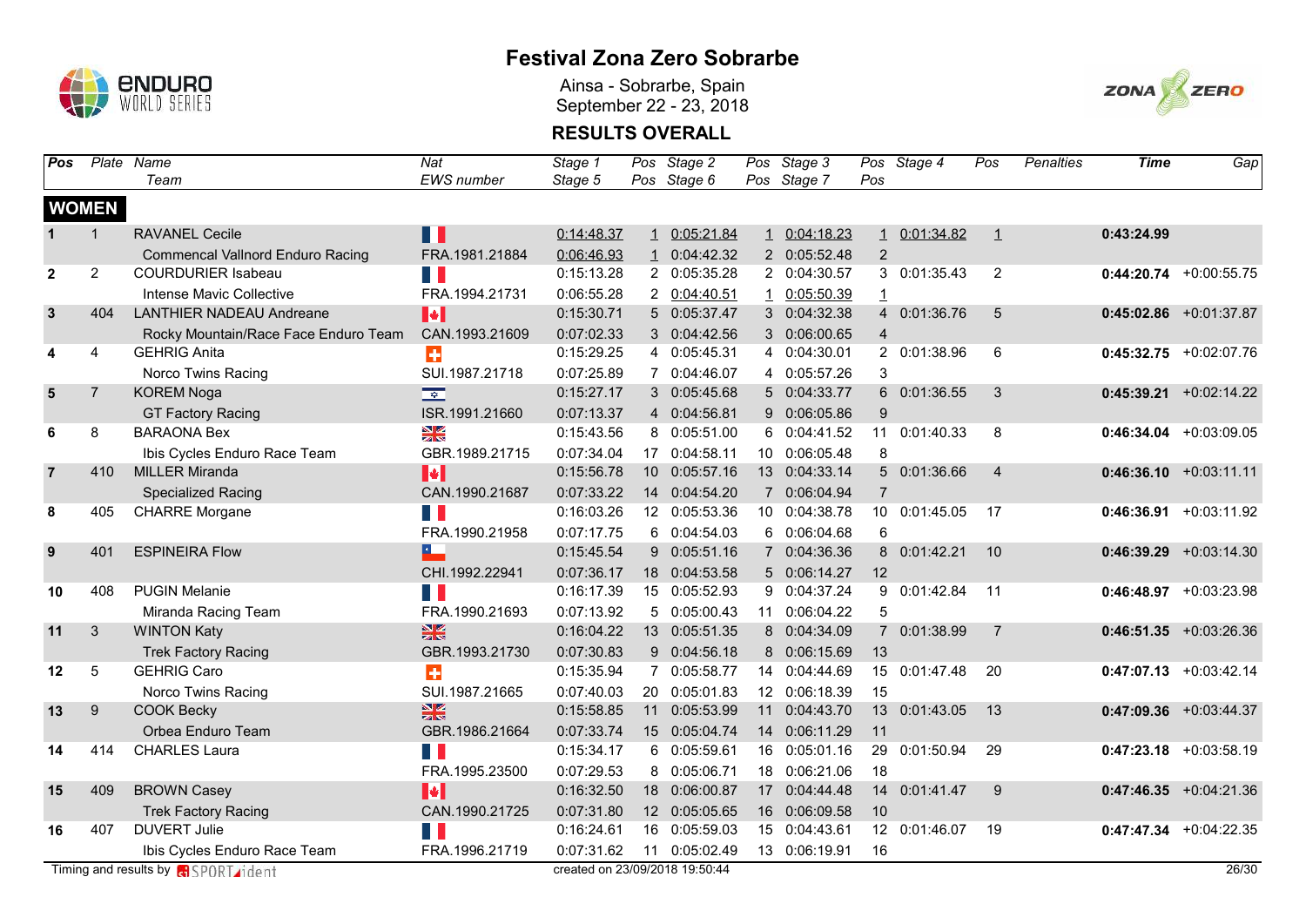# Festival Zona Zero Sobrarbe

Ainsa - Sobrarbe, Spain
September 22 - 23, 2018

## RESULTS OVERALL

| Pos | Plate | Name / Team | Nat / EWS number | Stage 1 / Stage 5 | Pos | Stage 2 / Stage 6 | Pos | Stage 3 / Stage 7 | Pos | Stage 4 | Pos | Penalties | Time | Gap |
|---|---|---|---|---|---|---|---|---|---|---|---|---|---|---|
| **WOMEN** | | | | | | | | | | | | | | |
| 1 | 1 | RAVANEL Cecile | | 0:14:48.37 | 1 | 0:05:21.84 | 1 | 0:04:18.23 | 1 | 0:01:34.82 | 1 | | **0:43:24.99** | |
| | | Commencal Vallnord Enduro Racing | FRA.1981.21884 | 0:06:46.93 | 1 | 0:04:42.32 | 2 | 0:05:52.48 | 2 | | | | | |
| 2 | 2 | COURDURIER Isabeau | | 0:15:13.28 | 2 | 0:05:35.28 | 2 | 0:04:30.57 | 3 | 0:01:35.43 | 2 | | **0:44:20.74** | +0:00:55.75 |
| | | Intense Mavic Collective | FRA.1994.21731 | 0:06:55.28 | 2 | 0:04:40.51 | 1 | 0:05:50.39 | 1 | | | | | |
| 3 | 404 | LANTHIER NADEAU Andreane | | 0:15:30.71 | 5 | 0:05:37.47 | 3 | 0:04:32.38 | 4 | 0:01:36.76 | 5 | | **0:45:02.86** | +0:01:37.87 |
| | | Rocky Mountain/Race Face Enduro Team | CAN.1993.21609 | 0:07:02.33 | 3 | 0:04:42.56 | 3 | 0:06:00.65 | 4 | | | | | |
| 4 | 4 | GEHRIG Anita | | 0:15:29.25 | 4 | 0:05:45.31 | 4 | 0:04:30.01 | 2 | 0:01:38.96 | 6 | | **0:45:32.75** | +0:02:07.76 |
| | | Norco Twins Racing | SUI.1987.21718 | 0:07:25.89 | 7 | 0:04:46.07 | 4 | 0:05:57.26 | 3 | | | | | |
| 5 | 7 | KOREM Noga | | 0:15:27.17 | 3 | 0:05:45.68 | 5 | 0:04:33.77 | 6 | 0:01:36.55 | 3 | | **0:45:39.21** | +0:02:14.22 |
| | | GT Factory Racing | ISR.1991.21660 | 0:07:13.37 | 4 | 0:04:56.81 | 9 | 0:06:05.86 | 9 | | | | | |
| 6 | 8 | BARAONA Bex | | 0:15:43.56 | 8 | 0:05:51.00 | 6 | 0:04:41.52 | 11 | 0:01:40.33 | 8 | | **0:46:34.04** | +0:03:09.05 |
| | | Ibis Cycles Enduro Race Team | GBR.1989.21715 | 0:07:34.04 | 17 | 0:04:58.11 | 10 | 0:06:05.48 | 8 | | | | | |
| 7 | 410 | MILLER Miranda | | 0:15:56.78 | 10 | 0:05:57.16 | 13 | 0:04:33.14 | 5 | 0:01:36.66 | 4 | | **0:46:36.10** | +0:03:11.11 |
| | | Specialized Racing | CAN.1990.21687 | 0:07:33.22 | 14 | 0:04:54.20 | 7 | 0:06:04.94 | 7 | | | | | |
| 8 | 405 | CHARRE Morgane | | 0:16:03.26 | 12 | 0:05:53.36 | 10 | 0:04:38.78 | 10 | 0:01:45.05 | 17 | | **0:46:36.91** | +0:03:11.92 |
| | | | FRA.1990.21958 | 0:07:17.75 | 6 | 0:04:54.03 | 6 | 0:06:04.68 | 6 | | | | | |
| 9 | 401 | ESPINEIRA Flow | | 0:15:45.54 | 9 | 0:05:51.16 | 7 | 0:04:36.36 | 8 | 0:01:42.21 | 10 | | **0:46:39.29** | +0:03:14.30 |
| | | | CHI.1992.22941 | 0:07:36.17 | 18 | 0:04:53.58 | 5 | 0:06:14.27 | 12 | | | | | |
| 10 | 408 | PUGIN Melanie | | 0:16:17.39 | 15 | 0:05:52.93 | 9 | 0:04:37.24 | 9 | 0:01:42.84 | 11 | | **0:46:48.97** | +0:03:23.98 |
| | | Miranda Racing Team | FRA.1990.21693 | 0:07:13.92 | 5 | 0:05:00.43 | 11 | 0:06:04.22 | 5 | | | | | |
| 11 | 3 | WINTON Katy | | 0:16:04.22 | 13 | 0:05:51.35 | 8 | 0:04:34.09 | 7 | 0:01:38.99 | 7 | | **0:46:51.35** | +0:03:26.36 |
| | | Trek Factory Racing | GBR.1993.21730 | 0:07:30.83 | 9 | 0:04:56.18 | 8 | 0:06:15.69 | 13 | | | | | |
| 12 | 5 | GEHRIG Caro | | 0:15:35.94 | 7 | 0:05:58.77 | 14 | 0:04:44.69 | 15 | 0:01:47.48 | 20 | | **0:47:07.13** | +0:03:42.14 |
| | | Norco Twins Racing | SUI.1987.21665 | 0:07:40.03 | 20 | 0:05:01.83 | 12 | 0:06:18.39 | 15 | | | | | |
| 13 | 9 | COOK Becky | | 0:15:58.85 | 11 | 0:05:53.99 | 11 | 0:04:43.70 | 13 | 0:01:43.05 | 13 | | **0:47:09.36** | +0:03:44.37 |
| | | Orbea Enduro Team | GBR.1986.21664 | 0:07:33.74 | 15 | 0:05:04.74 | 14 | 0:06:11.29 | 11 | | | | | |
| 14 | 414 | CHARLES Laura | | 0:15:34.17 | 6 | 0:05:59.61 | 16 | 0:05:01.16 | 29 | 0:01:50.94 | 29 | | **0:47:23.18** | +0:03:58.19 |
| | | | FRA.1995.23500 | 0:07:29.53 | 8 | 0:05:06.71 | 18 | 0:06:21.06 | 18 | | | | | |
| 15 | 409 | BROWN Casey | | 0:16:32.50 | 18 | 0:06:00.87 | 17 | 0:04:44.48 | 14 | 0:01:41.47 | 9 | | **0:47:46.35** | +0:04:21.36 |
| | | Trek Factory Racing | CAN.1990.21725 | 0:07:31.80 | 12 | 0:05:05.65 | 16 | 0:06:09.58 | 10 | | | | | |
| 16 | 407 | DUVERT Julie | | 0:16:24.61 | 16 | 0:05:59.03 | 15 | 0:04:43.61 | 12 | 0:01:46.07 | 19 | | **0:47:47.34** | +0:04:22.35 |
| | | Ibis Cycles Enduro Race Team | FRA.1996.21719 | 0:07:31.62 | 11 | 0:05:02.49 | 13 | 0:06:19.91 | 16 | | | | | |

Timing and results by SPORTident — created on 23/09/2018 19:50:44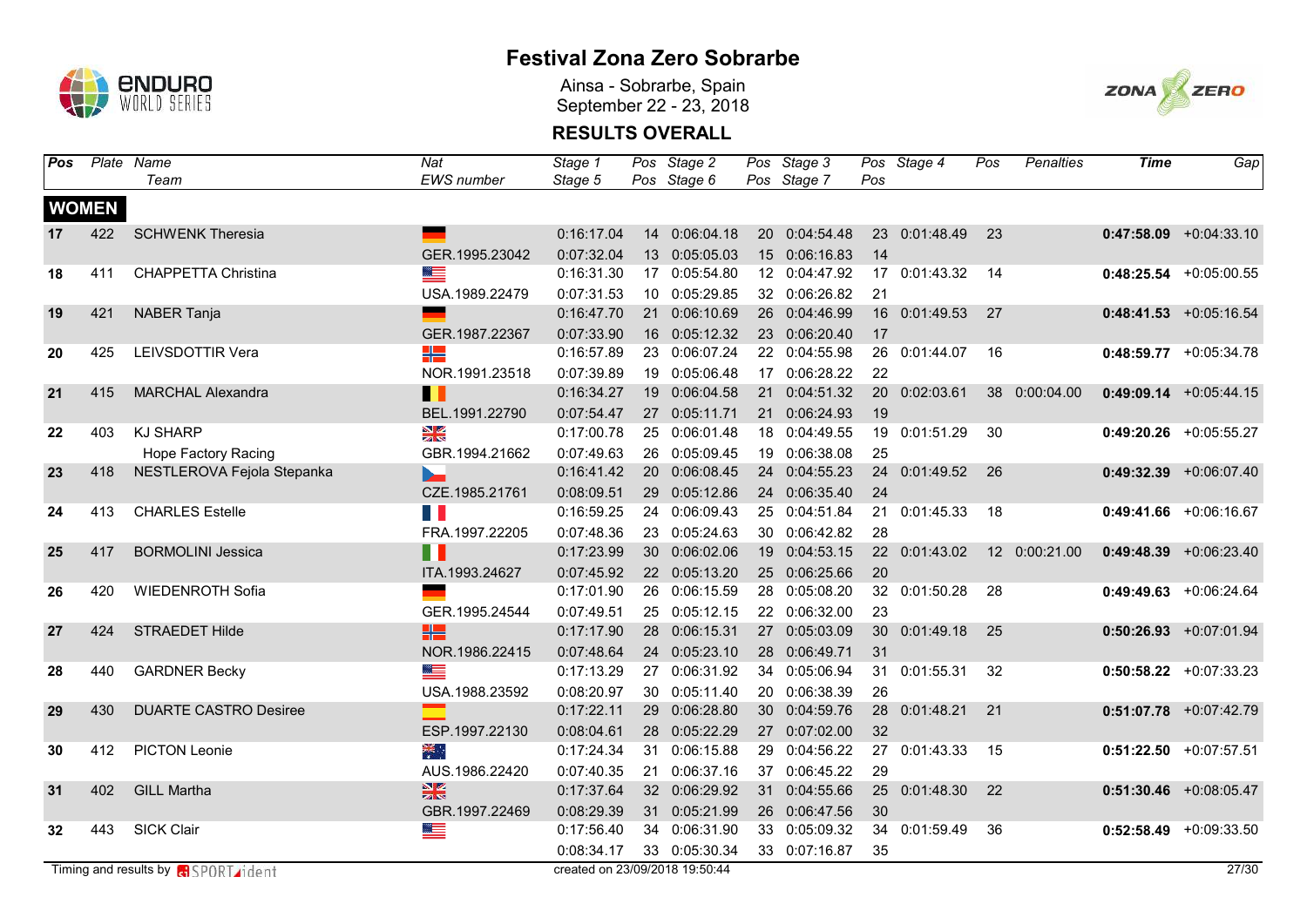# Festival Zona Zero Sobrarbe

Ainsa - Sobrarbe, Spain
September 22 - 23, 2018

## RESULTS OVERALL

| Pos | Plate | Name / Team | Nat / EWS number | Stage 1 / Stage 5 | Pos | Stage 2 / Stage 6 | Pos | Stage 3 / Stage 7 | Pos | Stage 4 | Pos | Penalties | Time | Gap |
|---|---|---|---|---|---|---|---|---|---|---|---|---|---|---|
| **WOMEN** | | | | | | | | | | | | | | |
| **17** | 422 | SCHWENK Theresia | | 0:16:17.04 | 14 | 0:06:04.18 | 20 | 0:04:54.48 | 23 | 0:01:48.49 | 23 | | **0:47:58.09** | +0:04:33.10 |
| | | | GER.1995.23042 | 0:07:32.04 | 13 | 0:05:05.03 | 15 | 0:06:16.83 | 14 | | | | | |
| **18** | 411 | CHAPPETTA Christina | | 0:16:31.30 | 17 | 0:05:54.80 | 12 | 0:04:47.92 | 17 | 0:01:43.32 | 14 | | **0:48:25.54** | +0:05:00.55 |
| | | | USA.1989.22479 | 0:07:31.53 | 10 | 0:05:29.85 | 32 | 0:06:26.82 | 21 | | | | | |
| **19** | 421 | NABER Tanja | | 0:16:47.70 | 21 | 0:06:10.69 | 26 | 0:04:46.99 | 16 | 0:01:49.53 | 27 | | **0:48:41.53** | +0:05:16.54 |
| | | | GER.1987.22367 | 0:07:33.90 | 16 | 0:05:12.32 | 23 | 0:06:20.40 | 17 | | | | | |
| **20** | 425 | LEIVSDOTTIR Vera | | 0:16:57.89 | 23 | 0:06:07.24 | 22 | 0:04:55.98 | 26 | 0:01:44.07 | 16 | | **0:48:59.77** | +0:05:34.78 |
| | | | NOR.1991.23518 | 0:07:39.89 | 19 | 0:05:06.48 | 17 | 0:06:28.22 | 22 | | | | | |
| **21** | 415 | MARCHAL Alexandra | | 0:16:34.27 | 19 | 0:06:04.58 | 21 | 0:04:51.32 | 20 | 0:02:03.61 | 38 | 0:00:04.00 | **0:49:09.14** | +0:05:44.15 |
| | | | BEL.1991.22790 | 0:07:54.47 | 27 | 0:05:11.71 | 21 | 0:06:24.93 | 19 | | | | | |
| **22** | 403 | KJ SHARP | | 0:17:00.78 | 25 | 0:06:01.48 | 18 | 0:04:49.55 | 19 | 0:01:51.29 | 30 | | **0:49:20.26** | +0:05:55.27 |
| | | Hope Factory Racing | GBR.1994.21662 | 0:07:49.63 | 26 | 0:05:09.45 | 19 | 0:06:38.08 | 25 | | | | | |
| **23** | 418 | NESTLEROVA Fejola Stepanka | | 0:16:41.42 | 20 | 0:06:08.45 | 24 | 0:04:55.23 | 24 | 0:01:49.52 | 26 | | **0:49:32.39** | +0:06:07.40 |
| | | | CZE.1985.21761 | 0:08:09.51 | 29 | 0:05:12.86 | 24 | 0:06:35.40 | 24 | | | | | |
| **24** | 413 | CHARLES Estelle | | 0:16:59.25 | 24 | 0:06:09.43 | 25 | 0:04:51.84 | 21 | 0:01:45.33 | 18 | | **0:49:41.66** | +0:06:16.67 |
| | | | FRA.1997.22205 | 0:07:48.36 | 23 | 0:05:24.63 | 30 | 0:06:42.82 | 28 | | | | | |
| **25** | 417 | BORMOLINI Jessica | | 0:17:23.99 | 30 | 0:06:02.06 | 19 | 0:04:53.15 | 22 | 0:01:43.02 | 12 | 0:00:21.00 | **0:49:48.39** | +0:06:23.40 |
| | | | ITA.1993.24627 | 0:07:45.92 | 22 | 0:05:13.20 | 25 | 0:06:25.66 | 20 | | | | | |
| **26** | 420 | WIEDENROTH Sofia | | 0:17:01.90 | 26 | 0:06:15.59 | 28 | 0:05:08.20 | 32 | 0:01:50.28 | 28 | | **0:49:49.63** | +0:06:24.64 |
| | | | GER.1995.24544 | 0:07:49.51 | 25 | 0:05:12.15 | 22 | 0:06:32.00 | 23 | | | | | |
| **27** | 424 | STRAEDET Hilde | | 0:17:17.90 | 28 | 0:06:15.31 | 27 | 0:05:03.09 | 30 | 0:01:49.18 | 25 | | **0:50:26.93** | +0:07:01.94 |
| | | | NOR.1986.22415 | 0:07:48.64 | 24 | 0:05:23.10 | 28 | 0:06:49.71 | 31 | | | | | |
| **28** | 440 | GARDNER Becky | | 0:17:13.29 | 27 | 0:06:31.92 | 34 | 0:05:06.94 | 31 | 0:01:55.31 | 32 | | **0:50:58.22** | +0:07:33.23 |
| | | | USA.1988.23592 | 0:08:20.97 | 30 | 0:05:11.40 | 20 | 0:06:38.39 | 26 | | | | | |
| **29** | 430 | DUARTE CASTRO Desiree | | 0:17:22.11 | 29 | 0:06:28.80 | 30 | 0:04:59.76 | 28 | 0:01:48.21 | 21 | | **0:51:07.78** | +0:07:42.79 |
| | | | ESP.1997.22130 | 0:08:04.61 | 28 | 0:05:22.29 | 27 | 0:07:02.00 | 32 | | | | | |
| **30** | 412 | PICTON Leonie | | 0:17:24.34 | 31 | 0:06:15.88 | 29 | 0:04:56.22 | 27 | 0:01:43.33 | 15 | | **0:51:22.50** | +0:07:57.51 |
| | | | AUS.1986.22420 | 0:07:40.35 | 21 | 0:06:37.16 | 37 | 0:06:45.22 | 29 | | | | | |
| **31** | 402 | GILL Martha | | 0:17:37.64 | 32 | 0:06:29.92 | 31 | 0:04:55.66 | 25 | 0:01:48.30 | 22 | | **0:51:30.46** | +0:08:05.47 |
| | | | GBR.1997.22469 | 0:08:29.39 | 31 | 0:05:21.99 | 26 | 0:06:47.56 | 30 | | | | | |
| **32** | 443 | SICK Clair | | 0:17:56.40 | 34 | 0:06:31.90 | 33 | 0:05:09.32 | 34 | 0:01:59.49 | 36 | | **0:52:58.49** | +0:09:33.50 |
| | | | | 0:08:34.17 | 33 | 0:05:30.34 | 33 | 0:07:16.87 | 35 | | | | | |

Timing and results by SPORTident — created on 23/09/2018 19:50:44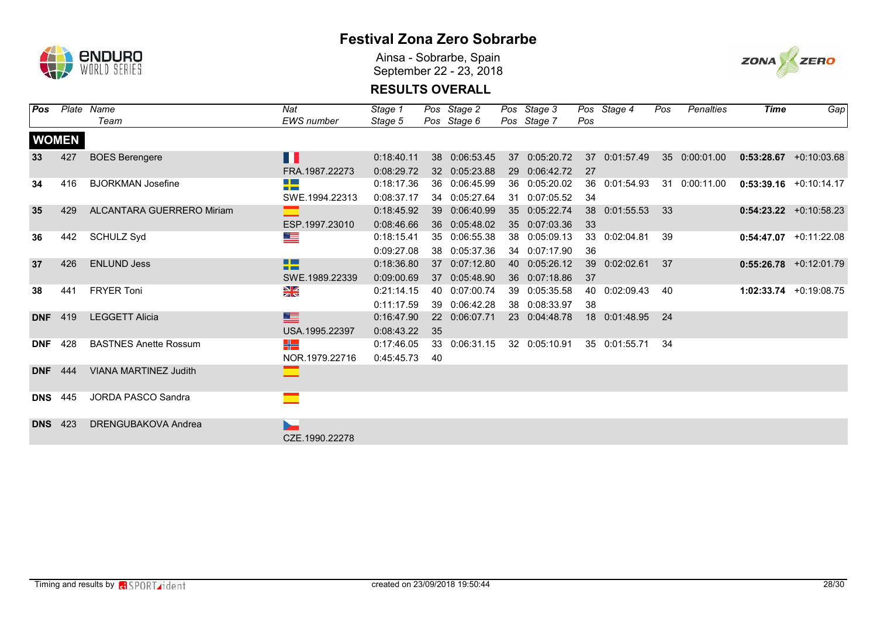# Festival Zona Zero Sobrarbe

Ainsa - Sobrarbe, Spain
September 22 - 23, 2018

## RESULTS OVERALL

| Pos | Plate | Name<br>Team | Nat<br>EWS number | Stage 1<br>Stage 5 | Pos<br>Pos | Stage 2<br>Stage 6 | Pos<br>Pos | Stage 3<br>Stage 7 | Pos<br>Pos | Stage 4 | Pos | Penalties | Time | Gap |
|---|---|---|---|---|---|---|---|---|---|---|---|---|---|---|
| **WOMEN** | | | | | | | | | | | | | | |
| **33** | 427 | BOES Berengere | FRA.1987.22273 | 0:18:40.11<br>0:08:29.72 | 38<br>32 | 0:06:53.45<br>0:05:23.88 | 37<br>29 | 0:05:20.72<br>0:06:42.72 | 37<br>27 | 0:01:57.49 | 35 | 0:00:01.00 | **0:53:28.67** | +0:10:03.68 |
| **34** | 416 | BJORKMAN Josefine | SWE.1994.22313 | 0:18:17.36<br>0:08:37.17 | 36<br>34 | 0:06:45.99<br>0:05:27.64 | 36<br>31 | 0:05:20.02<br>0:07:05.52 | 36<br>34 | 0:01:54.93 | 31 | 0:00:11.00 | **0:53:39.16** | +0:10:14.17 |
| **35** | 429 | ALCANTARA GUERRERO Miriam | ESP.1997.23010 | 0:18:45.92<br>0:08:46.66 | 39<br>36 | 0:06:40.99<br>0:05:48.02 | 35<br>35 | 0:05:22.74<br>0:07:03.36 | 38<br>33 | 0:01:55.53 | 33 | | **0:54:23.22** | +0:10:58.23 |
| **36** | 442 | SCHULZ Syd | | 0:18:15.41<br>0:09:27.08 | 35<br>38 | 0:06:55.38<br>0:05:37.36 | 38<br>34 | 0:05:09.13<br>0:07:17.90 | 33<br>36 | 0:02:04.81 | 39 | | **0:54:47.07** | +0:11:22.08 |
| **37** | 426 | ENLUND Jess | SWE.1989.22339 | 0:18:36.80<br>0:09:00.69 | 37<br>37 | 0:07:12.80<br>0:05:48.90 | 40<br>36 | 0:05:26.12<br>0:07:18.86 | 39<br>37 | 0:02:02.61 | 37 | | **0:55:26.78** | +0:12:01.79 |
| **38** | 441 | FRYER Toni | | 0:21:14.15<br>0:11:17.59 | 40<br>39 | 0:07:00.74<br>0:06:42.28 | 39<br>38 | 0:05:35.58<br>0:08:33.97 | 40<br>38 | 0:02:09.43 | 40 | | **1:02:33.74** | +0:19:08.75 |
| **DNF** | 419 | LEGGETT Alicia | USA.1995.22397 | 0:16:47.90<br>0:08:43.22 | 22<br>35 | 0:06:07.71 | 23 | 0:04:48.78 | 18 | 0:01:48.95 | 24 | | | |
| **DNF** | 428 | BASTNES Anette Rossum | NOR.1979.22716 | 0:17:46.05<br>0:45:45.73 | 33<br>40 | 0:06:31.15 | 32 | 0:05:10.91 | 35 | 0:01:55.71 | 34 | | | |
| **DNF** | 444 | VIANA MARTINEZ Judith | | | | | | | | | | | | |
| **DNS** | 445 | JORDA PASCO Sandra | | | | | | | | | | | | |
| **DNS** | 423 | DRENGUBAKOVA Andrea | CZE.1990.22278 | | | | | | | | | | | |

Timing and results by SPORTident — created on 23/09/2018 19:50:44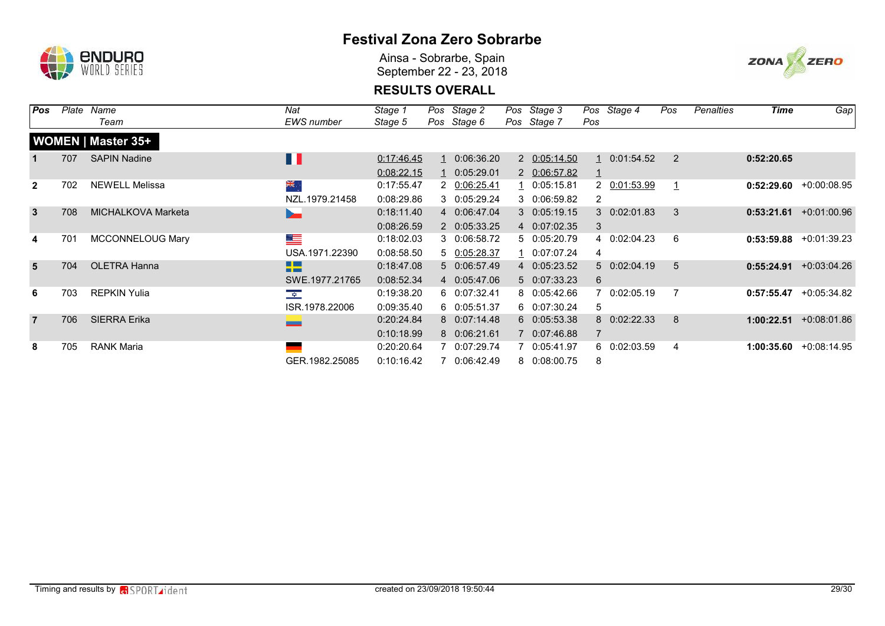# Festival Zona Zero Sobrarbe

Ainsa - Sobrarbe, Spain
September 22 - 23, 2018

## RESULTS OVERALL

| Pos | Plate | Name / Team | Nat / EWS number | Stage 1 / Stage 5 | Pos | Stage 2 / Stage 6 | Pos | Stage 3 / Stage 7 | Pos | Stage 4 | Pos | Penalties | Time | Gap |
|---|---|---|---|---|---|---|---|---|---|---|---|---|---|---|
| **WOMEN \| Master 35+** | | | | | | | | | | | | | | |
| **1** | 707 | SAPIN Nadine | | 0:17:46.45 | 1 | 0:06:36.20 | 2 | 0:05:14.50 | 1 | 0:01:54.52 | 2 | | **0:52:20.65** | |
| | | | | 0:08:22.15 | 1 | 0:05:29.01 | 2 | 0:06:57.82 | 1 | | | | | |
| **2** | 702 | NEWELL Melissa | | 0:17:55.47 | 2 | 0:06:25.41 | 1 | 0:05:15.81 | 2 | 0:01:53.99 | 1 | | **0:52:29.60** | +0:00:08.95 |
| | | | NZL.1979.21458 | 0:08:29.86 | 3 | 0:05:29.24 | 3 | 0:06:59.82 | 2 | | | | | |
| **3** | 708 | MICHALKOVA Marketa | | 0:18:11.40 | 4 | 0:06:47.04 | 3 | 0:05:19.15 | 3 | 0:02:01.83 | 3 | | **0:53:21.61** | +0:01:00.96 |
| | | | | 0:08:26.59 | 2 | 0:05:33.25 | 4 | 0:07:02.35 | 3 | | | | | |
| **4** | 701 | MCCONNELOUG Mary | | 0:18:02.03 | 3 | 0:06:58.72 | 5 | 0:05:20.79 | 4 | 0:02:04.23 | 6 | | **0:53:59.88** | +0:01:39.23 |
| | | | USA.1971.22390 | 0:08:58.50 | 5 | 0:05:28.37 | 1 | 0:07:07.24 | 4 | | | | | |
| **5** | 704 | OLETRA Hanna | | 0:18:47.08 | 5 | 0:06:57.49 | 4 | 0:05:23.52 | 5 | 0:02:04.19 | 5 | | **0:55:24.91** | +0:03:04.26 |
| | | | SWE.1977.21765 | 0:08:52.34 | 4 | 0:05:47.06 | 5 | 0:07:33.23 | 6 | | | | | |
| **6** | 703 | REPKIN Yulia | | 0:19:38.20 | 6 | 0:07:32.41 | 8 | 0:05:42.66 | 7 | 0:02:05.19 | 7 | | **0:57:55.47** | +0:05:34.82 |
| | | | ISR.1978.22006 | 0:09:35.40 | 6 | 0:05:51.37 | 6 | 0:07:30.24 | 5 | | | | | |
| **7** | 706 | SIERRA Erika | | 0:20:24.84 | 8 | 0:07:14.48 | 6 | 0:05:53.38 | 8 | 0:02:22.33 | 8 | | **1:00:22.51** | +0:08:01.86 |
| | | | | 0:10:18.99 | 8 | 0:06:21.61 | 7 | 0:07:46.88 | 7 | | | | | |
| **8** | 705 | RANK Maria | | 0:20:20.64 | 7 | 0:07:29.74 | 7 | 0:05:41.97 | 6 | 0:02:03.59 | 4 | | **1:00:35.60** | +0:08:14.95 |
| | | | GER.1982.25085 | 0:10:16.42 | 7 | 0:06:42.49 | 8 | 0:08:00.75 | 8 | | | | | |

Timing and results by SPORTident — created on 23/09/2018 19:50:44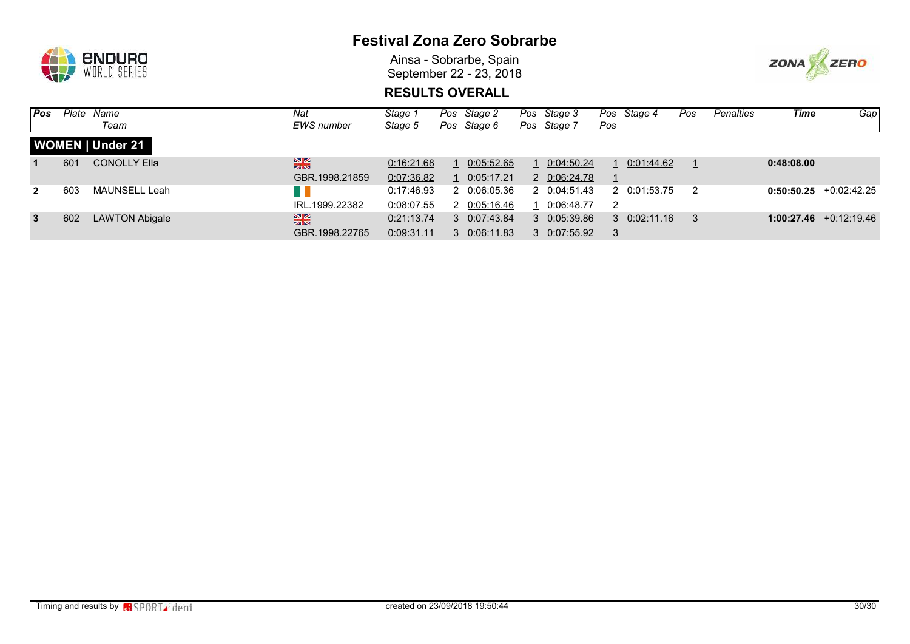# Festival Zona Zero Sobrarbe

Ainsa - Sobrarbe, Spain
September 22 - 23, 2018

## RESULTS OVERALL

| Pos | Plate | Name / Team | Nat / EWS number | Stage 1 / Stage 5 | Pos | Stage 2 / Stage 6 | Pos | Stage 3 / Stage 7 | Pos | Stage 4 | Pos | Penalties | Time | Gap |
|---|---|---|---|---|---|---|---|---|---|---|---|---|---|---|
| **WOMEN \| Under 21** | | | | | | | | | | | | | | |
| **1** | 601 | CONOLLY Ella | GBR | 0:16:21.68 | 1 | 0:05:52.65 | 1 | 0:04:50.24 | 1 | 0:01:44.62 | 1 | | **0:48:08.00** | |
| | | | GBR.1998.21859 | 0:07:36.82 | 1 | 0:05:17.21 | 2 | 0:06:24.78 | 1 | | | | | |
| **2** | 603 | MAUNSELL Leah | IRL | 0:17:46.93 | 2 | 0:06:05.36 | 2 | 0:04:51.43 | 2 | 0:01:53.75 | 2 | | **0:50:50.25** | +0:02:42.25 |
| | | | IRL.1999.22382 | 0:08:07.55 | 2 | 0:05:16.46 | 1 | 0:06:48.77 | 2 | | | | | |
| **3** | 602 | LAWTON Abigale | GBR | 0:21:13.74 | 3 | 0:07:43.84 | 3 | 0:05:39.86 | 3 | 0:02:11.16 | 3 | | **1:00:27.46** | +0:12:19.46 |
| | | | GBR.1998.22765 | 0:09:31.11 | 3 | 0:06:11.83 | 3 | 0:07:55.92 | 3 | | | | | |

Timing and results by SPORTident — created on 23/09/2018 19:50:44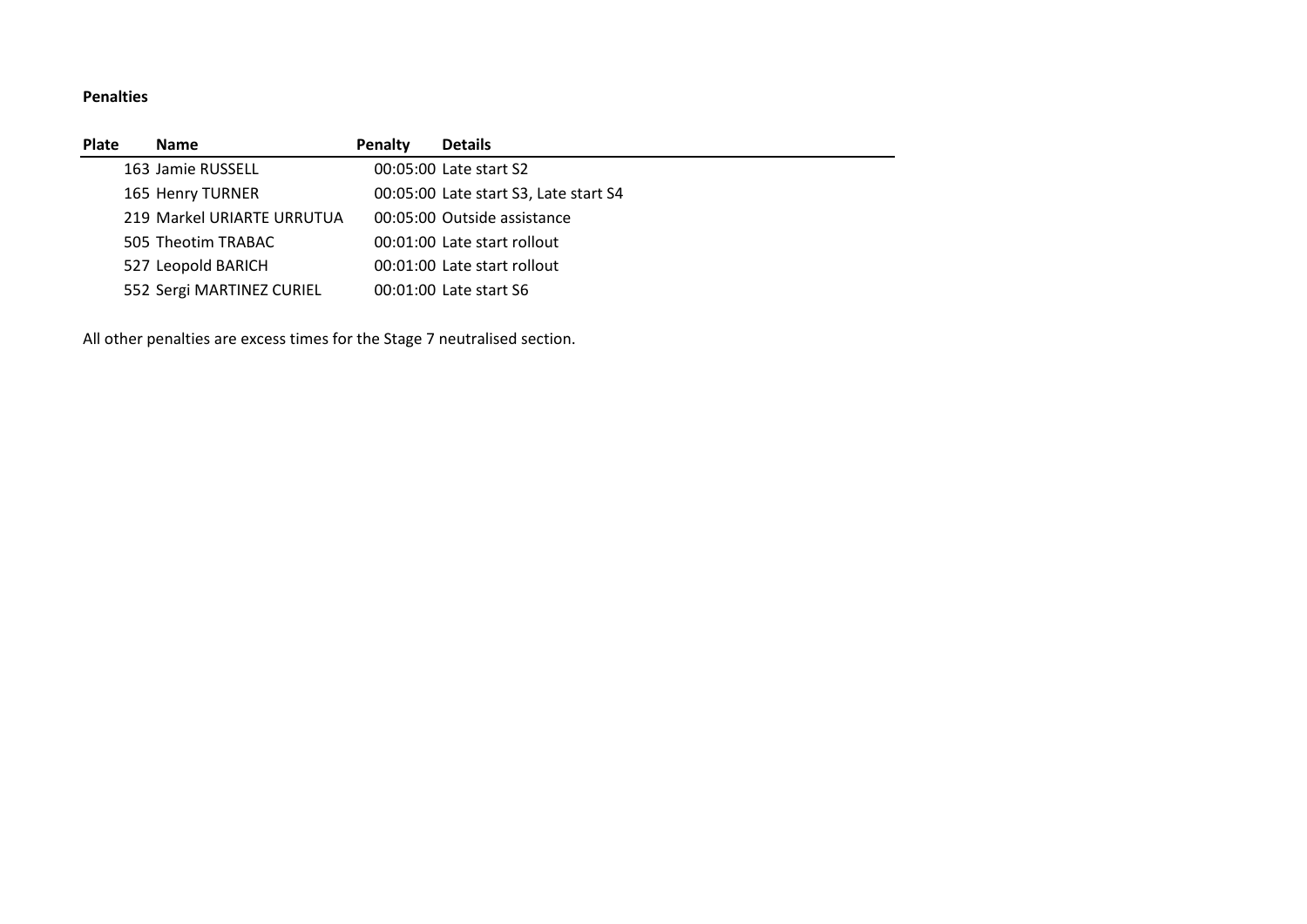**Penalties**

| Plate | Name | Penalty | Details |
|---|---|---|---|
| 163 | Jamie RUSSELL | 00:05:00 | Late start S2 |
| 165 | Henry TURNER | 00:05:00 | Late start S3, Late start S4 |
| 219 | Markel URIARTE URRUTUA | 00:05:00 | Outside assistance |
| 505 | Theotim TRABAC | 00:01:00 | Late start rollout |
| 527 | Leopold BARICH | 00:01:00 | Late start rollout |
| 552 | Sergi MARTINEZ CURIEL | 00:01:00 | Late start S6 |

All other penalties are excess times for the Stage 7 neutralised section.